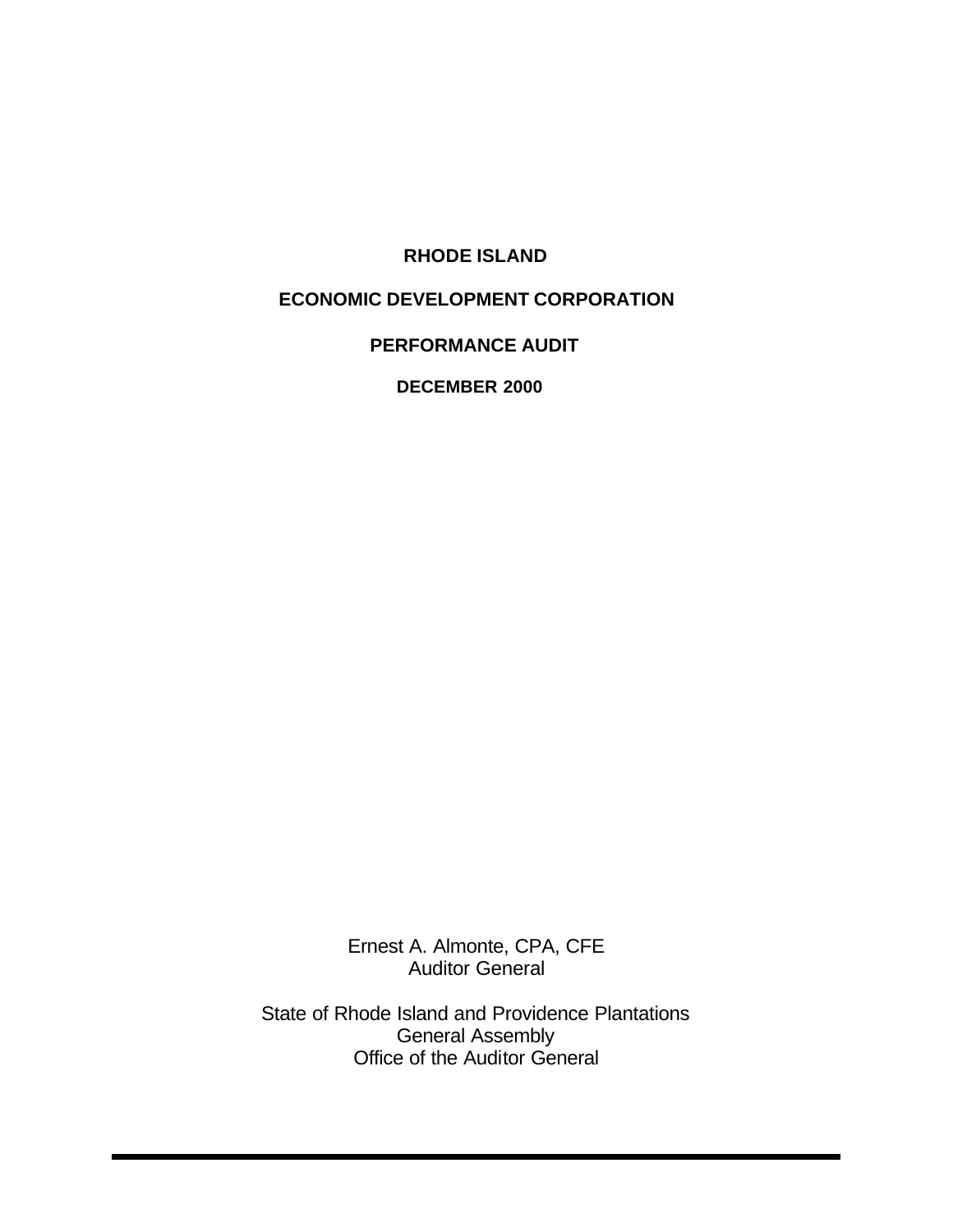# RHODE ISLAND

## ECONOMIC DEVELOPMENT CORPORATION

## PERFORMANCE AUDIT

**DECEMBER 2000**

Ernest A. Almonte, CPA, CFE
Auditor General

State of Rhode Island and Providence Plantations
General Assembly
Office of the Auditor General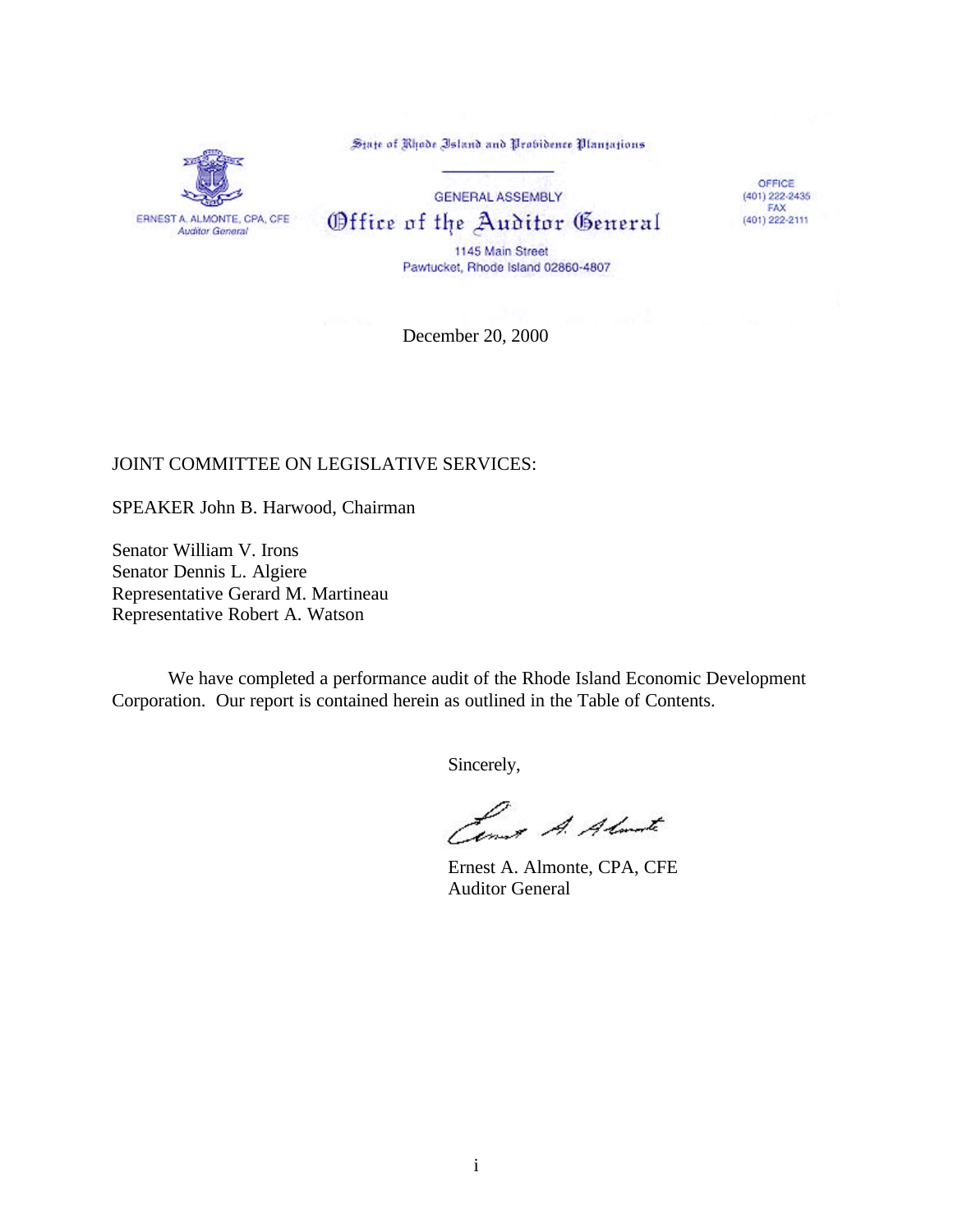State of Rhode Island and Providence Plantations

ERNEST A. ALMONTE, CPA, CFE
*Auditor General*

GENERAL ASSEMBLY

# Office of the Auditor General

1145 Main Street
Pawtucket, Rhode Island 02860-4807

OFFICE
(401) 222-2435
FAX
(401) 222-2111

December 20, 2000

JOINT COMMITTEE ON LEGISLATIVE SERVICES:

SPEAKER John B. Harwood, Chairman

Senator William V. Irons
Senator Dennis L. Algiere
Representative Gerard M. Martineau
Representative Robert A. Watson

We have completed a performance audit of the Rhode Island Economic Development Corporation. Our report is contained herein as outlined in the Table of Contents.

Sincerely,

Ernest A. Almonte, CPA, CFE
Auditor General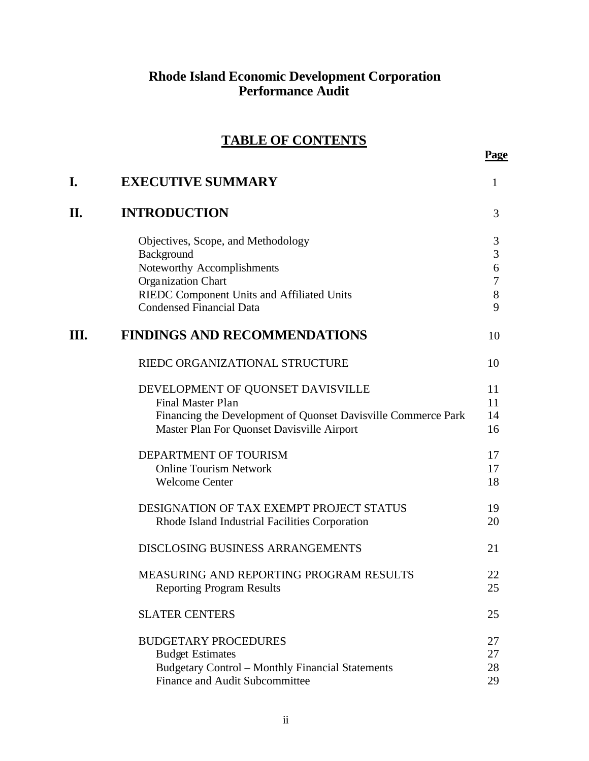# Rhode Island Economic Development Corporation
# Performance Audit

## TABLE OF CONTENTS

| | | Page |
|---|---|---|
| **I.** | **EXECUTIVE SUMMARY** | 1 |
| **II.** | **INTRODUCTION** | 3 |
| | Objectives, Scope, and Methodology | 3 |
| | Background | 3 |
| | Noteworthy Accomplishments | 6 |
| | Organization Chart | 7 |
| | RIEDC Component Units and Affiliated Units | 8 |
| | Condensed Financial Data | 9 |
| **III.** | **FINDINGS AND RECOMMENDATIONS** | 10 |
| | RIEDC ORGANIZATIONAL STRUCTURE | 10 |
| | DEVELOPMENT OF QUONSET DAVISVILLE | 11 |
| | Final Master Plan | 11 |
| | Financing the Development of Quonset Davisville Commerce Park | 14 |
| | Master Plan For Quonset Davisville Airport | 16 |
| | DEPARTMENT OF TOURISM | 17 |
| | Online Tourism Network | 17 |
| | Welcome Center | 18 |
| | DESIGNATION OF TAX EXEMPT PROJECT STATUS | 19 |
| | Rhode Island Industrial Facilities Corporation | 20 |
| | DISCLOSING BUSINESS ARRANGEMENTS | 21 |
| | MEASURING AND REPORTING PROGRAM RESULTS | 22 |
| | Reporting Program Results | 25 |
| | SLATER CENTERS | 25 |
| | BUDGETARY PROCEDURES | 27 |
| | Budget Estimates | 27 |
| | Budgetary Control – Monthly Financial Statements | 28 |
| | Finance and Audit Subcommittee | 29 |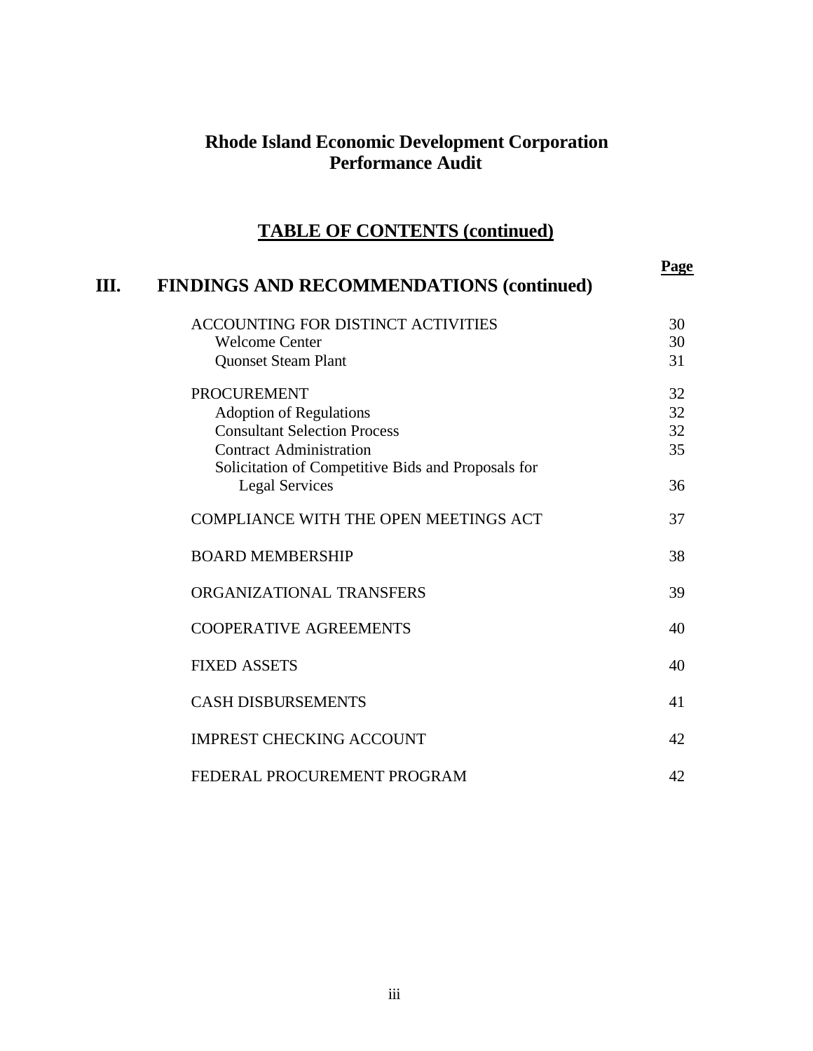# Rhode Island Economic Development Corporation
# Performance Audit

## TABLE OF CONTENTS (continued)

| | Page |
|---|---|
| **III. FINDINGS AND RECOMMENDATIONS (continued)** | |
| ACCOUNTING FOR DISTINCT ACTIVITIES | 30 |
| Welcome Center | 30 |
| Quonset Steam Plant | 31 |
| PROCUREMENT | 32 |
| Adoption of Regulations | 32 |
| Consultant Selection Process | 32 |
| Contract Administration | 35 |
| Solicitation of Competitive Bids and Proposals for Legal Services | 36 |
| COMPLIANCE WITH THE OPEN MEETINGS ACT | 37 |
| BOARD MEMBERSHIP | 38 |
| ORGANIZATIONAL TRANSFERS | 39 |
| COOPERATIVE AGREEMENTS | 40 |
| FIXED ASSETS | 40 |
| CASH DISBURSEMENTS | 41 |
| IMPREST CHECKING ACCOUNT | 42 |
| FEDERAL PROCUREMENT PROGRAM | 42 |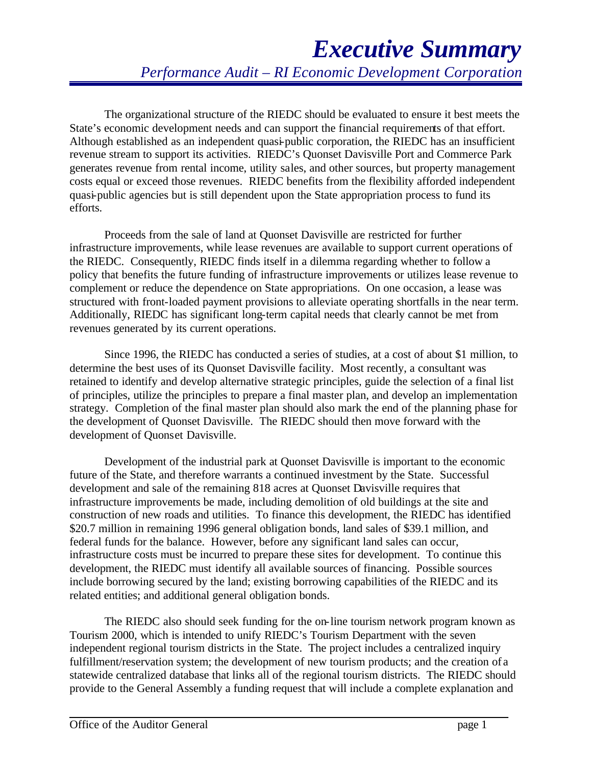The organizational structure of the RIEDC should be evaluated to ensure it best meets the State's economic development needs and can support the financial requirements of that effort. Although established as an independent quasi-public corporation, the RIEDC has an insufficient revenue stream to support its activities. RIEDC's Quonset Davisville Port and Commerce Park generates revenue from rental income, utility sales, and other sources, but property management costs equal or exceed those revenues. RIEDC benefits from the flexibility afforded independent quasi-public agencies but is still dependent upon the State appropriation process to fund its efforts.

Proceeds from the sale of land at Quonset Davisville are restricted for further infrastructure improvements, while lease revenues are available to support current operations of the RIEDC. Consequently, RIEDC finds itself in a dilemma regarding whether to follow a policy that benefits the future funding of infrastructure improvements or utilizes lease revenue to complement or reduce the dependence on State appropriations. On one occasion, a lease was structured with front-loaded payment provisions to alleviate operating shortfalls in the near term. Additionally, RIEDC has significant long-term capital needs that clearly cannot be met from revenues generated by its current operations.

Since 1996, the RIEDC has conducted a series of studies, at a cost of about $1 million, to determine the best uses of its Quonset Davisville facility. Most recently, a consultant was retained to identify and develop alternative strategic principles, guide the selection of a final list of principles, utilize the principles to prepare a final master plan, and develop an implementation strategy. Completion of the final master plan should also mark the end of the planning phase for the development of Quonset Davisville. The RIEDC should then move forward with the development of Quonset Davisville.

Development of the industrial park at Quonset Davisville is important to the economic future of the State, and therefore warrants a continued investment by the State. Successful development and sale of the remaining 818 acres at Quonset Davisville requires that infrastructure improvements be made, including demolition of old buildings at the site and construction of new roads and utilities. To finance this development, the RIEDC has identified $20.7 million in remaining 1996 general obligation bonds, land sales of $39.1 million, and federal funds for the balance. However, before any significant land sales can occur, infrastructure costs must be incurred to prepare these sites for development. To continue this development, the RIEDC must identify all available sources of financing. Possible sources include borrowing secured by the land; existing borrowing capabilities of the RIEDC and its related entities; and additional general obligation bonds.

The RIEDC also should seek funding for the on-line tourism network program known as Tourism 2000, which is intended to unify RIEDC's Tourism Department with the seven independent regional tourism districts in the State. The project includes a centralized inquiry fulfillment/reservation system; the development of new tourism products; and the creation of a statewide centralized database that links all of the regional tourism districts. The RIEDC should provide to the General Assembly a funding request that will include a complete explanation and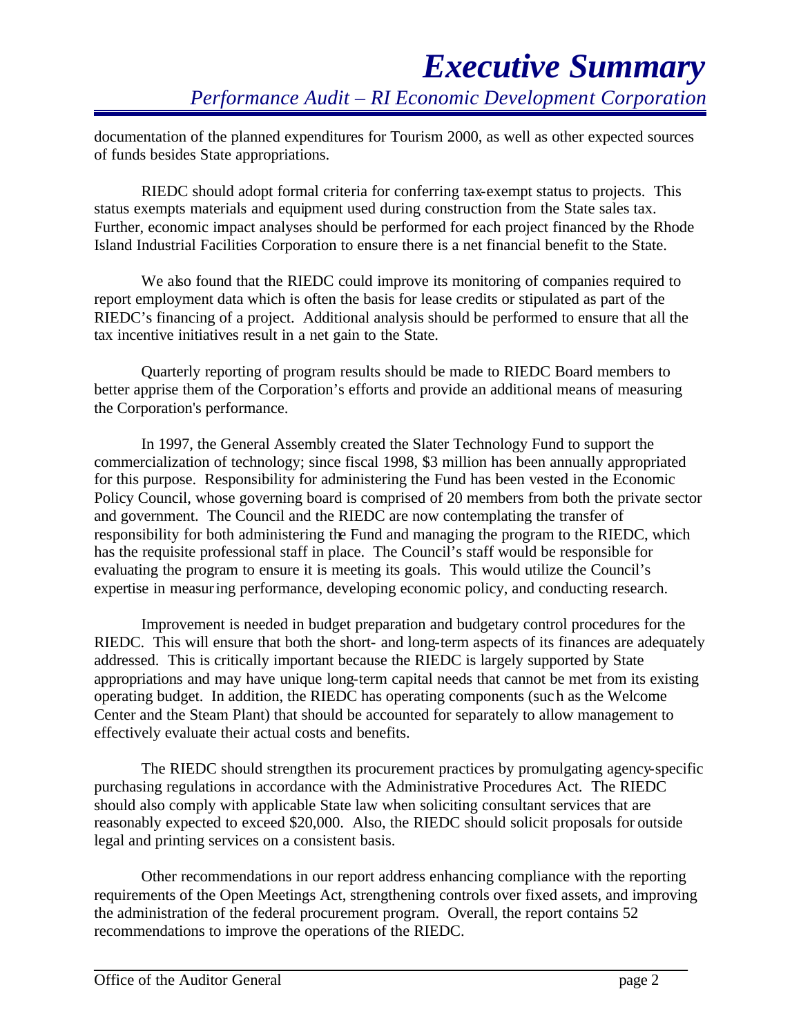documentation of the planned expenditures for Tourism 2000, as well as other expected sources of funds besides State appropriations.

RIEDC should adopt formal criteria for conferring tax-exempt status to projects. This status exempts materials and equipment used during construction from the State sales tax. Further, economic impact analyses should be performed for each project financed by the Rhode Island Industrial Facilities Corporation to ensure there is a net financial benefit to the State.

We also found that the RIEDC could improve its monitoring of companies required to report employment data which is often the basis for lease credits or stipulated as part of the RIEDC's financing of a project. Additional analysis should be performed to ensure that all the tax incentive initiatives result in a net gain to the State.

Quarterly reporting of program results should be made to RIEDC Board members to better apprise them of the Corporation's efforts and provide an additional means of measuring the Corporation's performance.

In 1997, the General Assembly created the Slater Technology Fund to support the commercialization of technology; since fiscal 1998, $3 million has been annually appropriated for this purpose. Responsibility for administering the Fund has been vested in the Economic Policy Council, whose governing board is comprised of 20 members from both the private sector and government. The Council and the RIEDC are now contemplating the transfer of responsibility for both administering the Fund and managing the program to the RIEDC, which has the requisite professional staff in place. The Council's staff would be responsible for evaluating the program to ensure it is meeting its goals. This would utilize the Council's expertise in measuring performance, developing economic policy, and conducting research.

Improvement is needed in budget preparation and budgetary control procedures for the RIEDC. This will ensure that both the short- and long-term aspects of its finances are adequately addressed. This is critically important because the RIEDC is largely supported by State appropriations and may have unique long-term capital needs that cannot be met from its existing operating budget. In addition, the RIEDC has operating components (such as the Welcome Center and the Steam Plant) that should be accounted for separately to allow management to effectively evaluate their actual costs and benefits.

The RIEDC should strengthen its procurement practices by promulgating agency-specific purchasing regulations in accordance with the Administrative Procedures Act. The RIEDC should also comply with applicable State law when soliciting consultant services that are reasonably expected to exceed $20,000. Also, the RIEDC should solicit proposals for outside legal and printing services on a consistent basis.

Other recommendations in our report address enhancing compliance with the reporting requirements of the Open Meetings Act, strengthening controls over fixed assets, and improving the administration of the federal procurement program. Overall, the report contains 52 recommendations to improve the operations of the RIEDC.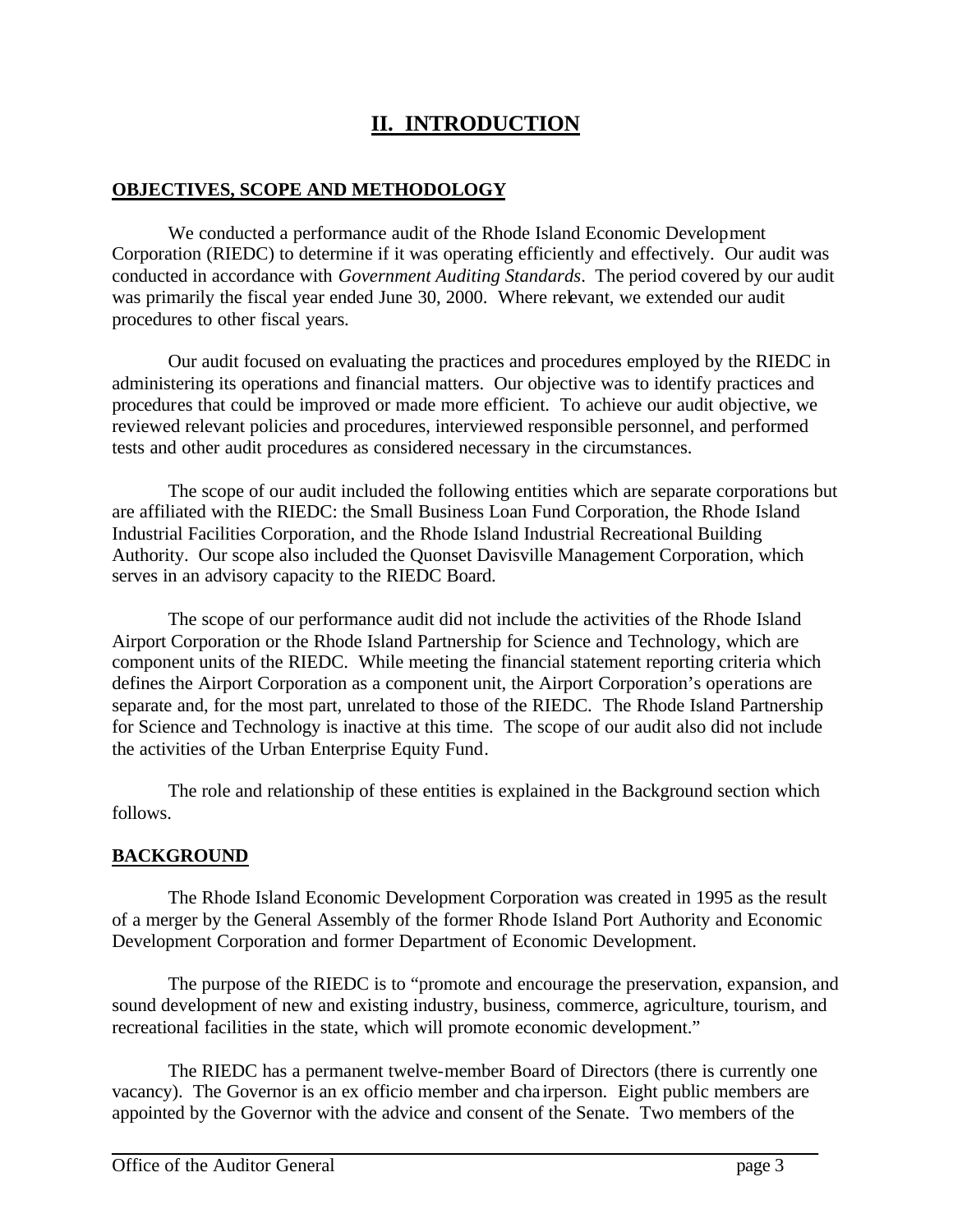## II. INTRODUCTION

### OBJECTIVES, SCOPE AND METHODOLOGY

We conducted a performance audit of the Rhode Island Economic Development Corporation (RIEDC) to determine if it was operating efficiently and effectively. Our audit was conducted in accordance with *Government Auditing Standards*. The period covered by our audit was primarily the fiscal year ended June 30, 2000. Where relevant, we extended our audit procedures to other fiscal years.

Our audit focused on evaluating the practices and procedures employed by the RIEDC in administering its operations and financial matters. Our objective was to identify practices and procedures that could be improved or made more efficient. To achieve our audit objective, we reviewed relevant policies and procedures, interviewed responsible personnel, and performed tests and other audit procedures as considered necessary in the circumstances.

The scope of our audit included the following entities which are separate corporations but are affiliated with the RIEDC: the Small Business Loan Fund Corporation, the Rhode Island Industrial Facilities Corporation, and the Rhode Island Industrial Recreational Building Authority. Our scope also included the Quonset Davisville Management Corporation, which serves in an advisory capacity to the RIEDC Board.

The scope of our performance audit did not include the activities of the Rhode Island Airport Corporation or the Rhode Island Partnership for Science and Technology, which are component units of the RIEDC. While meeting the financial statement reporting criteria which defines the Airport Corporation as a component unit, the Airport Corporation's operations are separate and, for the most part, unrelated to those of the RIEDC. The Rhode Island Partnership for Science and Technology is inactive at this time. The scope of our audit also did not include the activities of the Urban Enterprise Equity Fund.

The role and relationship of these entities is explained in the Background section which follows.

### BACKGROUND

The Rhode Island Economic Development Corporation was created in 1995 as the result of a merger by the General Assembly of the former Rhode Island Port Authority and Economic Development Corporation and former Department of Economic Development.

The purpose of the RIEDC is to "promote and encourage the preservation, expansion, and sound development of new and existing industry, business, commerce, agriculture, tourism, and recreational facilities in the state, which will promote economic development."

The RIEDC has a permanent twelve-member Board of Directors (there is currently one vacancy). The Governor is an ex officio member and chairperson. Eight public members are appointed by the Governor with the advice and consent of the Senate. Two members of the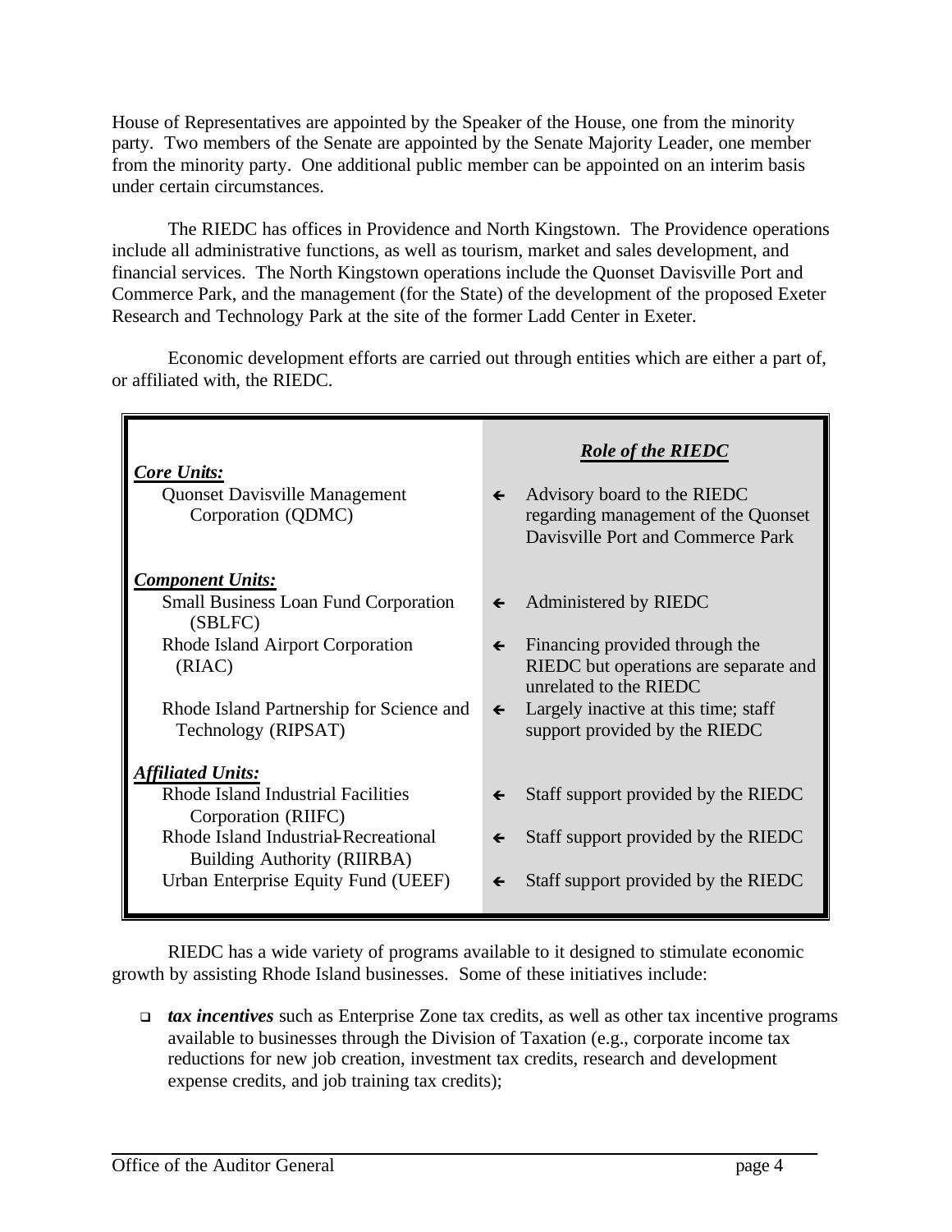House of Representatives are appointed by the Speaker of the House, one from the minority party. Two members of the Senate are appointed by the Senate Majority Leader, one member from the minority party. One additional public member can be appointed on an interim basis under certain circumstances.

The RIEDC has offices in Providence and North Kingstown. The Providence operations include all administrative functions, as well as tourism, market and sales development, and financial services. The North Kingstown operations include the Quonset Davisville Port and Commerce Park, and the management (for the State) of the development of the proposed Exeter Research and Technology Park at the site of the former Ladd Center in Exeter.

Economic development efforts are carried out through entities which are either a part of, or affiliated with, the RIEDC.

| | | ***Role of the RIEDC*** |
|---|---|---|
| ***Core Units:*** | | |
| Quonset Davisville Management Corporation (QDMC) | ← | Advisory board to the RIEDC regarding management of the Quonset Davisville Port and Commerce Park |
| ***Component Units:*** | | |
| Small Business Loan Fund Corporation (SBLFC) | ← | Administered by RIEDC |
| Rhode Island Airport Corporation (RIAC) | ← | Financing provided through the RIEDC but operations are separate and unrelated to the RIEDC |
| Rhode Island Partnership for Science and Technology (RIPSAT) | ← | Largely inactive at this time; staff support provided by the RIEDC |
| ***Affiliated Units:*** | | |
| Rhode Island Industrial Facilities Corporation (RIIFC) | ← | Staff support provided by the RIEDC |
| Rhode Island Industrial-Recreational Building Authority (RIIRBA) | ← | Staff support provided by the RIEDC |
| Urban Enterprise Equity Fund (UEEF) | ← | Staff support provided by the RIEDC |

RIEDC has a wide variety of programs available to it designed to stimulate economic growth by assisting Rhode Island businesses. Some of these initiatives include:

- ***tax incentives*** such as Enterprise Zone tax credits, as well as other tax incentive programs available to businesses through the Division of Taxation (e.g., corporate income tax reductions for new job creation, investment tax credits, research and development expense credits, and job training tax credits);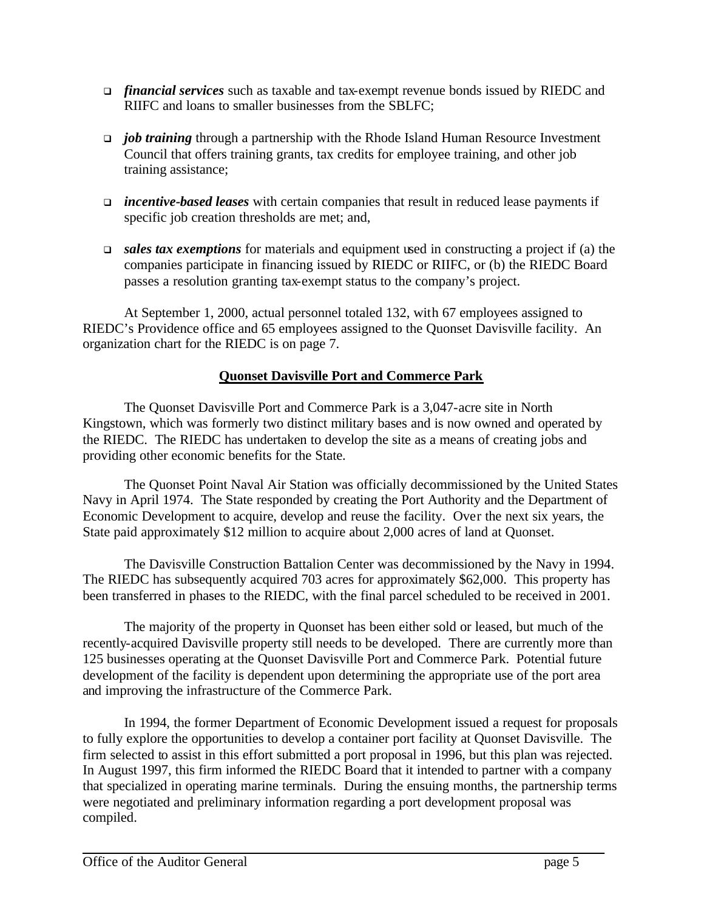- ***financial services*** such as taxable and tax-exempt revenue bonds issued by RIEDC and RIIFC and loans to smaller businesses from the SBLFC;

- ***job training*** through a partnership with the Rhode Island Human Resource Investment Council that offers training grants, tax credits for employee training, and other job training assistance;

- ***incentive-based leases*** with certain companies that result in reduced lease payments if specific job creation thresholds are met; and,

- ***sales tax exemptions*** for materials and equipment used in constructing a project if (a) the companies participate in financing issued by RIEDC or RIIFC, or (b) the RIEDC Board passes a resolution granting tax-exempt status to the company's project.

At September 1, 2000, actual personnel totaled 132, with 67 employees assigned to RIEDC's Providence office and 65 employees assigned to the Quonset Davisville facility. An organization chart for the RIEDC is on page 7.

## Quonset Davisville Port and Commerce Park

The Quonset Davisville Port and Commerce Park is a 3,047-acre site in North Kingstown, which was formerly two distinct military bases and is now owned and operated by the RIEDC. The RIEDC has undertaken to develop the site as a means of creating jobs and providing other economic benefits for the State.

The Quonset Point Naval Air Station was officially decommissioned by the United States Navy in April 1974. The State responded by creating the Port Authority and the Department of Economic Development to acquire, develop and reuse the facility. Over the next six years, the State paid approximately $12 million to acquire about 2,000 acres of land at Quonset.

The Davisville Construction Battalion Center was decommissioned by the Navy in 1994. The RIEDC has subsequently acquired 703 acres for approximately $62,000. This property has been transferred in phases to the RIEDC, with the final parcel scheduled to be received in 2001.

The majority of the property in Quonset has been either sold or leased, but much of the recently-acquired Davisville property still needs to be developed. There are currently more than 125 businesses operating at the Quonset Davisville Port and Commerce Park. Potential future development of the facility is dependent upon determining the appropriate use of the port area and improving the infrastructure of the Commerce Park.

In 1994, the former Department of Economic Development issued a request for proposals to fully explore the opportunities to develop a container port facility at Quonset Davisville. The firm selected to assist in this effort submitted a port proposal in 1996, but this plan was rejected. In August 1997, this firm informed the RIEDC Board that it intended to partner with a company that specialized in operating marine terminals. During the ensuing months, the partnership terms were negotiated and preliminary information regarding a port development proposal was compiled.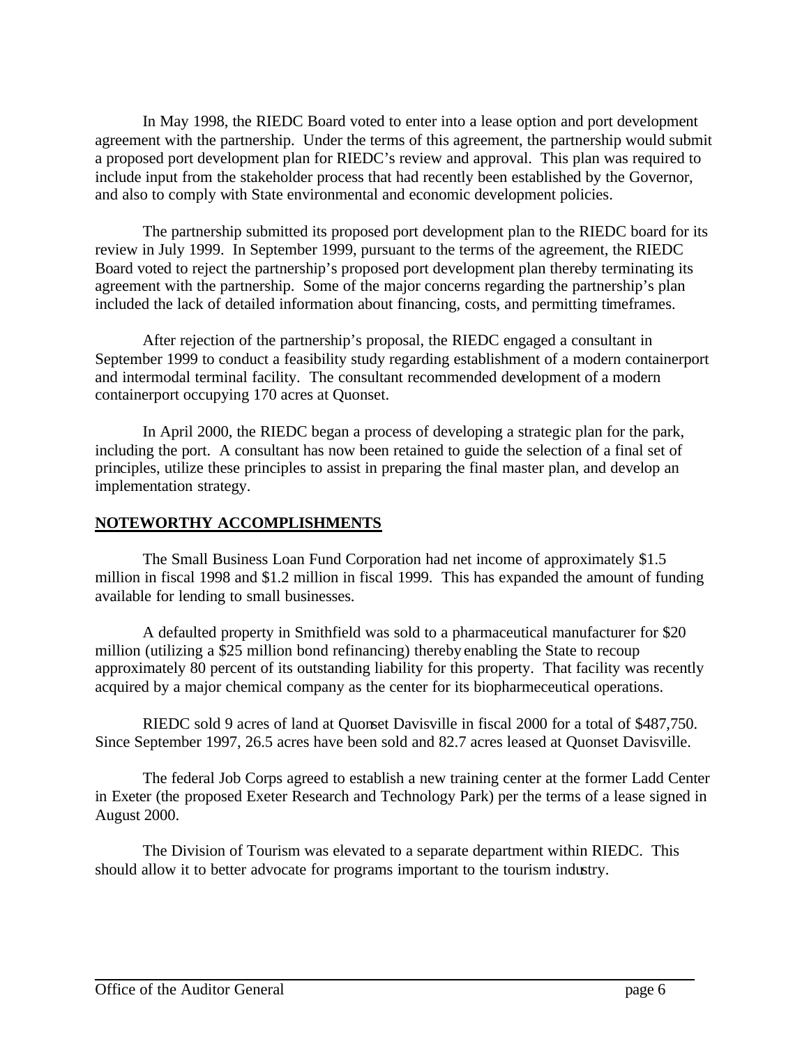In May 1998, the RIEDC Board voted to enter into a lease option and port development agreement with the partnership. Under the terms of this agreement, the partnership would submit a proposed port development plan for RIEDC's review and approval. This plan was required to include input from the stakeholder process that had recently been established by the Governor, and also to comply with State environmental and economic development policies.

The partnership submitted its proposed port development plan to the RIEDC board for its review in July 1999. In September 1999, pursuant to the terms of the agreement, the RIEDC Board voted to reject the partnership's proposed port development plan thereby terminating its agreement with the partnership. Some of the major concerns regarding the partnership's plan included the lack of detailed information about financing, costs, and permitting timeframes.

After rejection of the partnership's proposal, the RIEDC engaged a consultant in September 1999 to conduct a feasibility study regarding establishment of a modern containerport and intermodal terminal facility. The consultant recommended development of a modern containerport occupying 170 acres at Quonset.

In April 2000, the RIEDC began a process of developing a strategic plan for the park, including the port. A consultant has now been retained to guide the selection of a final set of principles, utilize these principles to assist in preparing the final master plan, and develop an implementation strategy.

## NOTEWORTHY ACCOMPLISHMENTS

The Small Business Loan Fund Corporation had net income of approximately \$1.5 million in fiscal 1998 and \$1.2 million in fiscal 1999. This has expanded the amount of funding available for lending to small businesses.

A defaulted property in Smithfield was sold to a pharmaceutical manufacturer for \$20 million (utilizing a \$25 million bond refinancing) thereby enabling the State to recoup approximately 80 percent of its outstanding liability for this property. That facility was recently acquired by a major chemical company as the center for its biopharmeceutical operations.

RIEDC sold 9 acres of land at Quonset Davisville in fiscal 2000 for a total of \$487,750. Since September 1997, 26.5 acres have been sold and 82.7 acres leased at Quonset Davisville.

The federal Job Corps agreed to establish a new training center at the former Ladd Center in Exeter (the proposed Exeter Research and Technology Park) per the terms of a lease signed in August 2000.

The Division of Tourism was elevated to a separate department within RIEDC. This should allow it to better advocate for programs important to the tourism industry.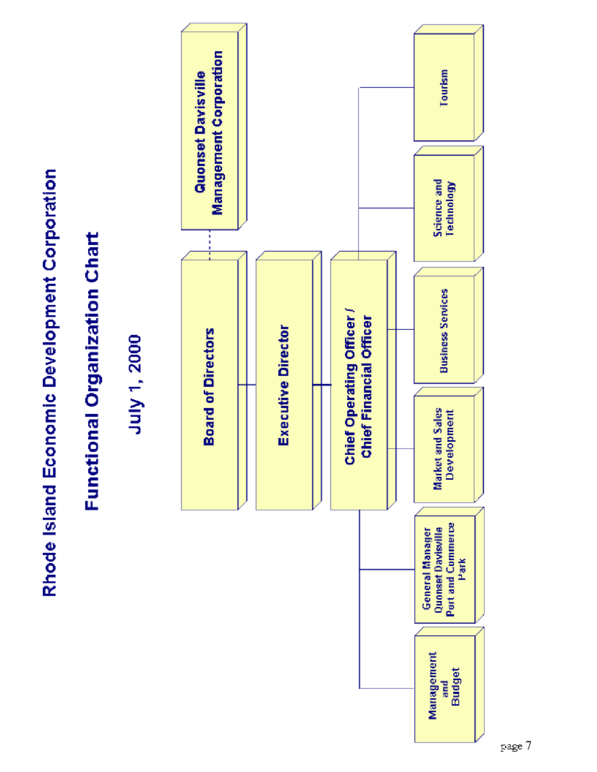# Rhode Island Economic Development Corporation

## Functional Organization Chart

### July 1, 2000

- **Board of Directors**
  - **Quonset Davisville Management Corporation** (dotted-line relationship)
  - **Executive Director**
    - **Chief Operating Officer / Chief Financial Officer**
      - Management and Budget
      - General Manager Quonset Davisville Port and Commerce Park
      - Market and Sales Development
      - Business Services
      - Science and Technology
      - Tourism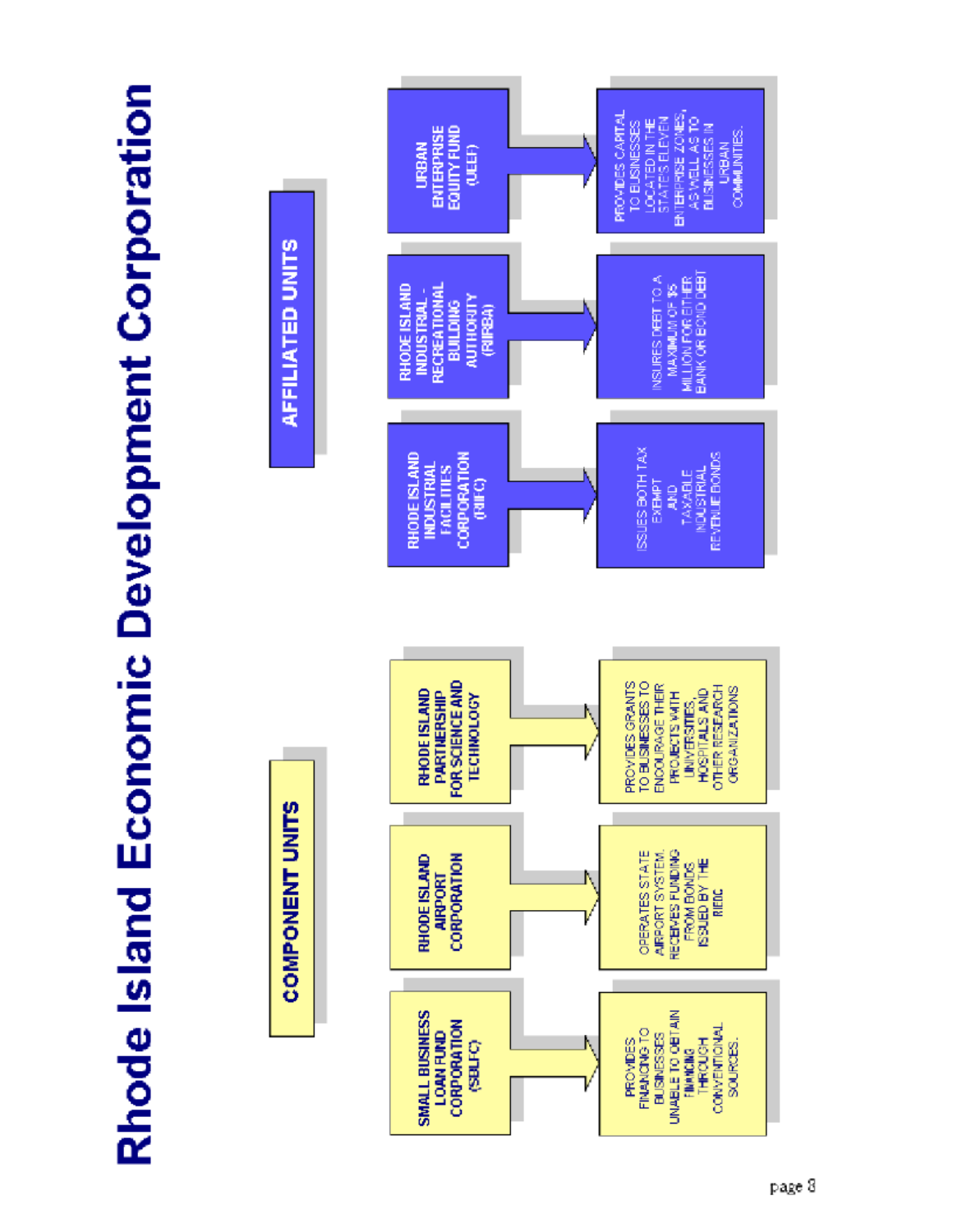# Rhode Island Economic Development Corporation

## COMPONENT UNITS

**SMALL BUSINESS LOAN FUND CORPORATION (SBLFC)**

PROVIDES FINANCING TO BUSINESSES UNABLE TO OBTAIN FINANCING THROUGH CONVENTIONAL SOURCES.

**RHODE ISLAND AIRPORT CORPORATION**

OPERATES STATE AIRPORT SYSTEM. RECEIVES FUNDING FROM BONDS ISSUED BY THE RIEDC

**RHODE ISLAND PARTNERSHIP FOR SCIENCE AND TECHNOLOGY**

PROVIDES GRANTS TO BUSINESSES TO ENCOURAGE THEIR PROJECTS WITH UNIVERSITIES, HOSPITALS AND OTHER RESEARCH ORGANIZATIONS

## AFFILIATED UNITS

**RHODE ISLAND INDUSTRIAL FACILITIES CORPORATION (RIIFC)**

ISSUES BOTH TAX EXEMPT AND TAXABLE INDUSTRIAL REVENUE BONDS

**RHODE ISLAND INDUSTRIAL-RECREATIONAL BUILDING AUTHORITY (RIIRBA)**

INSURES DEBT TO A MAXIMUM OF $5 MILLION FOR EITHER BANK OR BOND DEBT

**URBAN ENTERPRISE EQUITY FUND (UEEF)**

PROVIDES CAPITAL TO BUSINESSES LOCATED IN THE STATES ELEVEN ENTERPRISE ZONES, AS WELL AS TO BUSINESSES IN URBAN COMMUNITIES.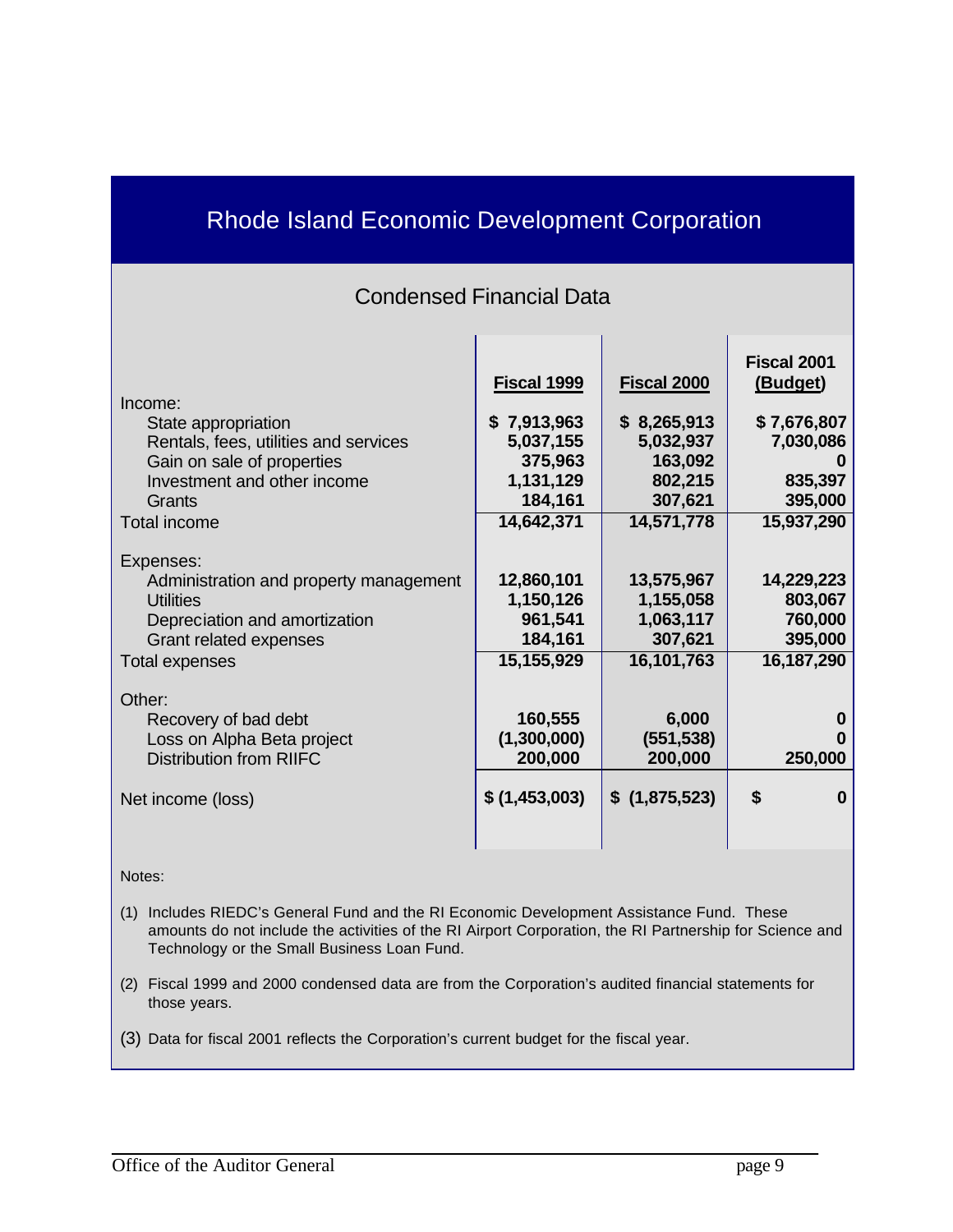# Rhode Island Economic Development Corporation

## Condensed Financial Data

| | Fiscal 1999 | Fiscal 2000 | Fiscal 2001 (Budget) |
|---|---|---|---|
| Income: | | | |
| State appropriation | $ 7,913,963 | $ 8,265,913 | $ 7,676,807 |
| Rentals, fees, utilities and services | 5,037,155 | 5,032,937 | 7,030,086 |
| Gain on sale of properties | 375,963 | 163,092 | 0 |
| Investment and other income | 1,131,129 | 802,215 | 835,397 |
| Grants | 184,161 | 307,621 | 395,000 |
| Total income | 14,642,371 | 14,571,778 | 15,937,290 |
| Expenses: | | | |
| Administration and property management | 12,860,101 | 13,575,967 | 14,229,223 |
| Utilities | 1,150,126 | 1,155,058 | 803,067 |
| Depreciation and amortization | 961,541 | 1,063,117 | 760,000 |
| Grant related expenses | 184,161 | 307,621 | 395,000 |
| Total expenses | 15,155,929 | 16,101,763 | 16,187,290 |
| Other: | | | |
| Recovery of bad debt | 160,555 | 6,000 | 0 |
| Loss on Alpha Beta project | (1,300,000) | (551,538) | 0 |
| Distribution from RIIFC | 200,000 | 200,000 | 250,000 |
| Net income (loss) | $ (1,453,003) | $ (1,875,523) | $ 0 |

Notes:

(1) Includes RIEDC's General Fund and the RI Economic Development Assistance Fund. These amounts do not include the activities of the RI Airport Corporation, the RI Partnership for Science and Technology or the Small Business Loan Fund.

(2) Fiscal 1999 and 2000 condensed data are from the Corporation's audited financial statements for those years.

(3) Data for fiscal 2001 reflects the Corporation's current budget for the fiscal year.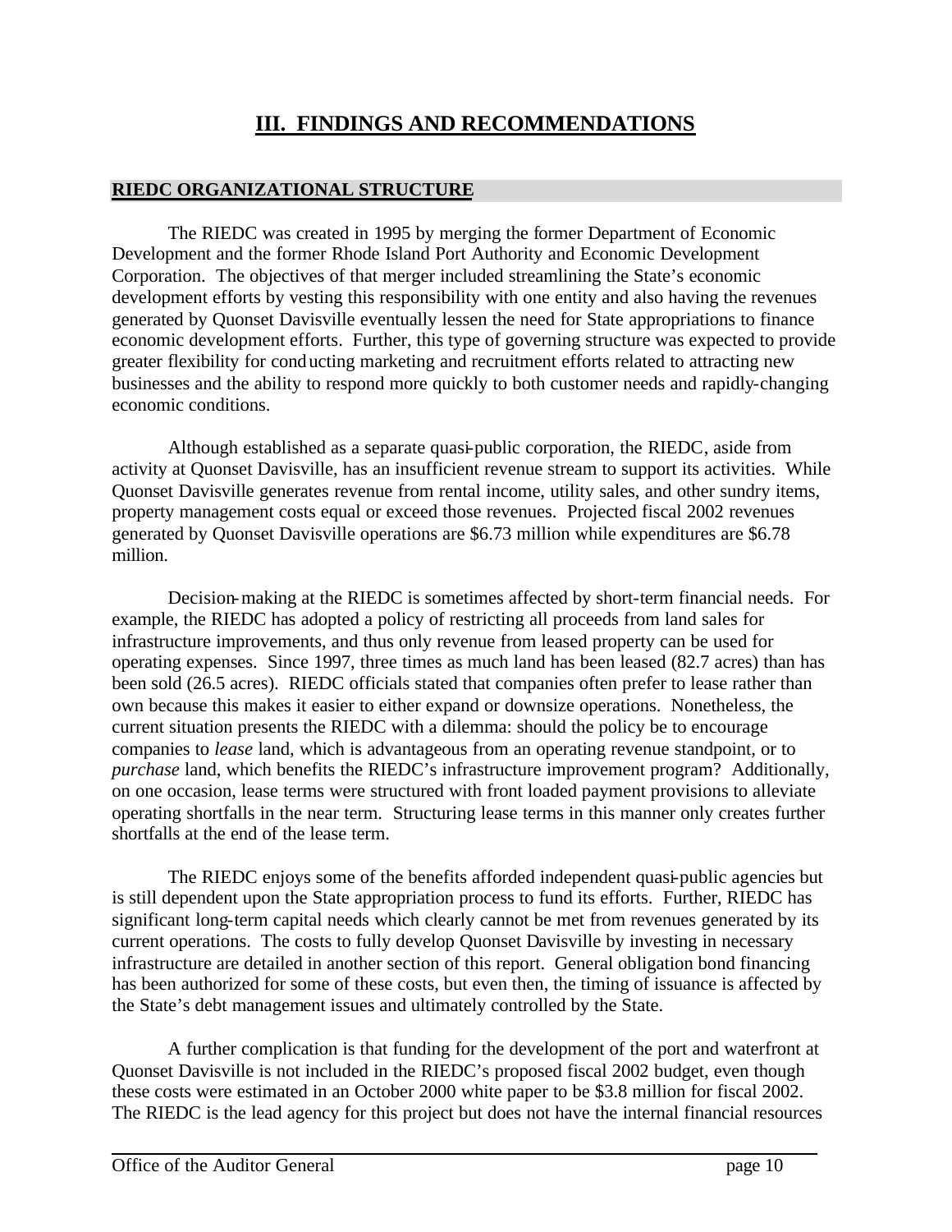# III. FINDINGS AND RECOMMENDATIONS

## RIEDC ORGANIZATIONAL STRUCTURE

The RIEDC was created in 1995 by merging the former Department of Economic Development and the former Rhode Island Port Authority and Economic Development Corporation. The objectives of that merger included streamlining the State's economic development efforts by vesting this responsibility with one entity and also having the revenues generated by Quonset Davisville eventually lessen the need for State appropriations to finance economic development efforts. Further, this type of governing structure was expected to provide greater flexibility for conducting marketing and recruitment efforts related to attracting new businesses and the ability to respond more quickly to both customer needs and rapidly-changing economic conditions.

Although established as a separate quasi-public corporation, the RIEDC, aside from activity at Quonset Davisville, has an insufficient revenue stream to support its activities. While Quonset Davisville generates revenue from rental income, utility sales, and other sundry items, property management costs equal or exceed those revenues. Projected fiscal 2002 revenues generated by Quonset Davisville operations are $6.73 million while expenditures are $6.78 million.

Decision-making at the RIEDC is sometimes affected by short-term financial needs. For example, the RIEDC has adopted a policy of restricting all proceeds from land sales for infrastructure improvements, and thus only revenue from leased property can be used for operating expenses. Since 1997, three times as much land has been leased (82.7 acres) than has been sold (26.5 acres). RIEDC officials stated that companies often prefer to lease rather than own because this makes it easier to either expand or downsize operations. Nonetheless, the current situation presents the RIEDC with a dilemma: should the policy be to encourage companies to *lease* land, which is advantageous from an operating revenue standpoint, or to *purchase* land, which benefits the RIEDC's infrastructure improvement program? Additionally, on one occasion, lease terms were structured with front loaded payment provisions to alleviate operating shortfalls in the near term. Structuring lease terms in this manner only creates further shortfalls at the end of the lease term.

The RIEDC enjoys some of the benefits afforded independent quasi-public agencies but is still dependent upon the State appropriation process to fund its efforts. Further, RIEDC has significant long-term capital needs which clearly cannot be met from revenues generated by its current operations. The costs to fully develop Quonset Davisville by investing in necessary infrastructure are detailed in another section of this report. General obligation bond financing has been authorized for some of these costs, but even then, the timing of issuance is affected by the State's debt management issues and ultimately controlled by the State.

A further complication is that funding for the development of the port and waterfront at Quonset Davisville is not included in the RIEDC's proposed fiscal 2002 budget, even though these costs were estimated in an October 2000 white paper to be $3.8 million for fiscal 2002. The RIEDC is the lead agency for this project but does not have the internal financial resources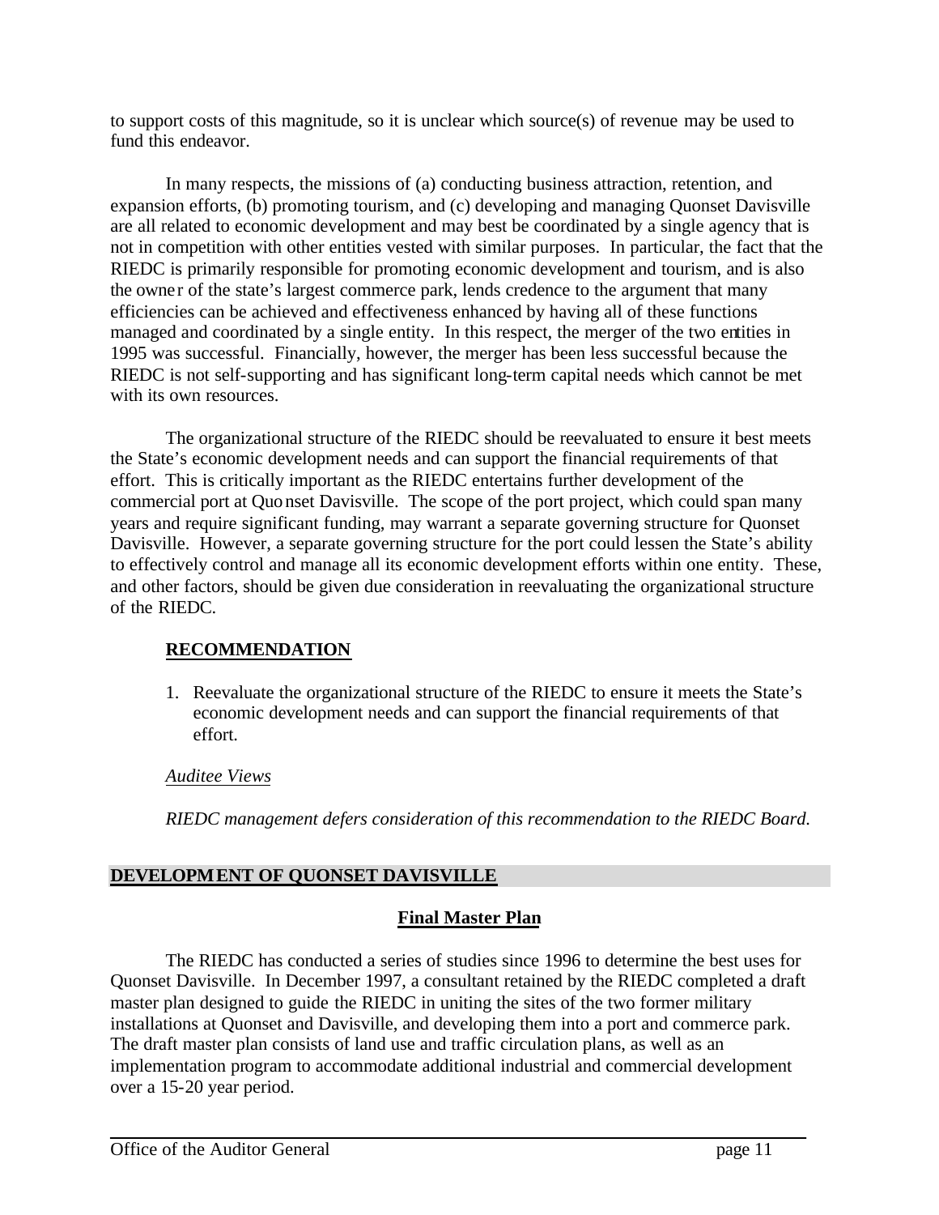to support costs of this magnitude, so it is unclear which source(s) of revenue may be used to fund this endeavor.

In many respects, the missions of (a) conducting business attraction, retention, and expansion efforts, (b) promoting tourism, and (c) developing and managing Quonset Davisville are all related to economic development and may best be coordinated by a single agency that is not in competition with other entities vested with similar purposes. In particular, the fact that the RIEDC is primarily responsible for promoting economic development and tourism, and is also the owner of the state's largest commerce park, lends credence to the argument that many efficiencies can be achieved and effectiveness enhanced by having all of these functions managed and coordinated by a single entity. In this respect, the merger of the two entities in 1995 was successful. Financially, however, the merger has been less successful because the RIEDC is not self-supporting and has significant long-term capital needs which cannot be met with its own resources.

The organizational structure of the RIEDC should be reevaluated to ensure it best meets the State's economic development needs and can support the financial requirements of that effort. This is critically important as the RIEDC entertains further development of the commercial port at Quonset Davisville. The scope of the port project, which could span many years and require significant funding, may warrant a separate governing structure for Quonset Davisville. However, a separate governing structure for the port could lessen the State's ability to effectively control and manage all its economic development efforts within one entity. These, and other factors, should be given due consideration in reevaluating the organizational structure of the RIEDC.

**RECOMMENDATION**

1. Reevaluate the organizational structure of the RIEDC to ensure it meets the State's economic development needs and can support the financial requirements of that effort.

*Auditee Views*

*RIEDC management defers consideration of this recommendation to the RIEDC Board.*

## DEVELOPMENT OF QUONSET DAVISVILLE

### Final Master Plan

The RIEDC has conducted a series of studies since 1996 to determine the best uses for Quonset Davisville. In December 1997, a consultant retained by the RIEDC completed a draft master plan designed to guide the RIEDC in uniting the sites of the two former military installations at Quonset and Davisville, and developing them into a port and commerce park. The draft master plan consists of land use and traffic circulation plans, as well as an implementation program to accommodate additional industrial and commercial development over a 15-20 year period.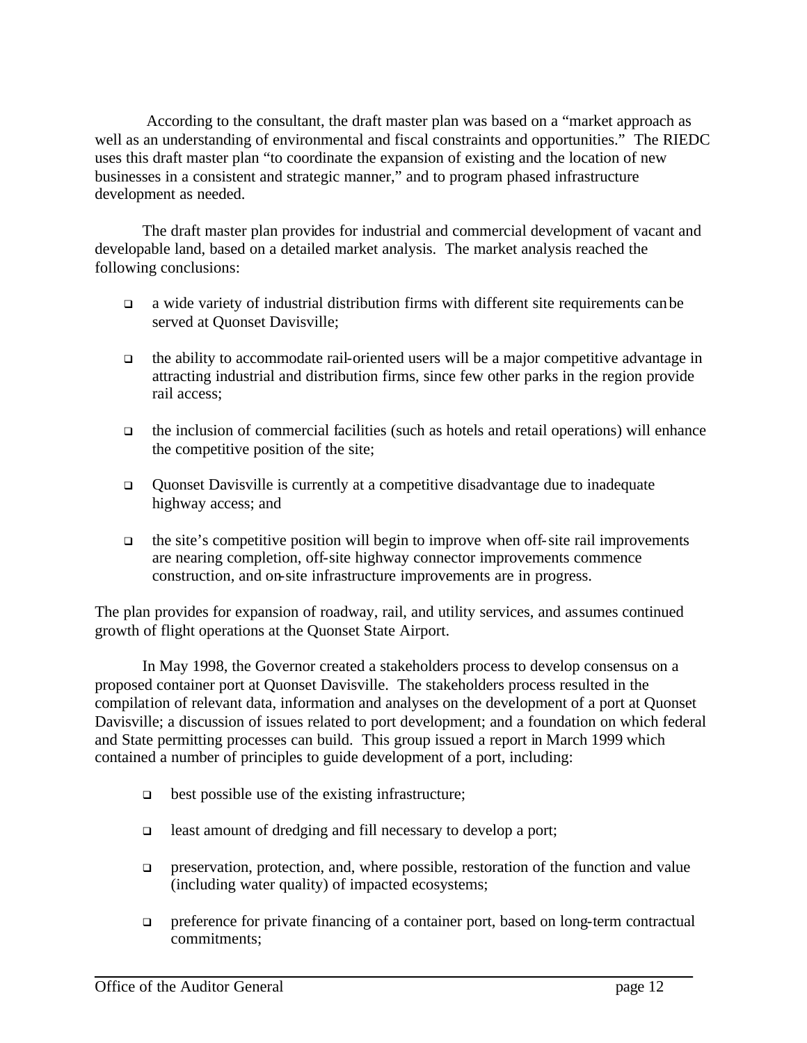According to the consultant, the draft master plan was based on a "market approach as well as an understanding of environmental and fiscal constraints and opportunities." The RIEDC uses this draft master plan "to coordinate the expansion of existing and the location of new businesses in a consistent and strategic manner," and to program phased infrastructure development as needed.

The draft master plan provides for industrial and commercial development of vacant and developable land, based on a detailed market analysis. The market analysis reached the following conclusions:

- a wide variety of industrial distribution firms with different site requirements can be served at Quonset Davisville;
- the ability to accommodate rail-oriented users will be a major competitive advantage in attracting industrial and distribution firms, since few other parks in the region provide rail access;
- the inclusion of commercial facilities (such as hotels and retail operations) will enhance the competitive position of the site;
- Quonset Davisville is currently at a competitive disadvantage due to inadequate highway access; and
- the site's competitive position will begin to improve when off-site rail improvements are nearing completion, off-site highway connector improvements commence construction, and on-site infrastructure improvements are in progress.

The plan provides for expansion of roadway, rail, and utility services, and assumes continued growth of flight operations at the Quonset State Airport.

In May 1998, the Governor created a stakeholders process to develop consensus on a proposed container port at Quonset Davisville. The stakeholders process resulted in the compilation of relevant data, information and analyses on the development of a port at Quonset Davisville; a discussion of issues related to port development; and a foundation on which federal and State permitting processes can build. This group issued a report in March 1999 which contained a number of principles to guide development of a port, including:

- best possible use of the existing infrastructure;
- least amount of dredging and fill necessary to develop a port;
- preservation, protection, and, where possible, restoration of the function and value (including water quality) of impacted ecosystems;
- preference for private financing of a container port, based on long-term contractual commitments;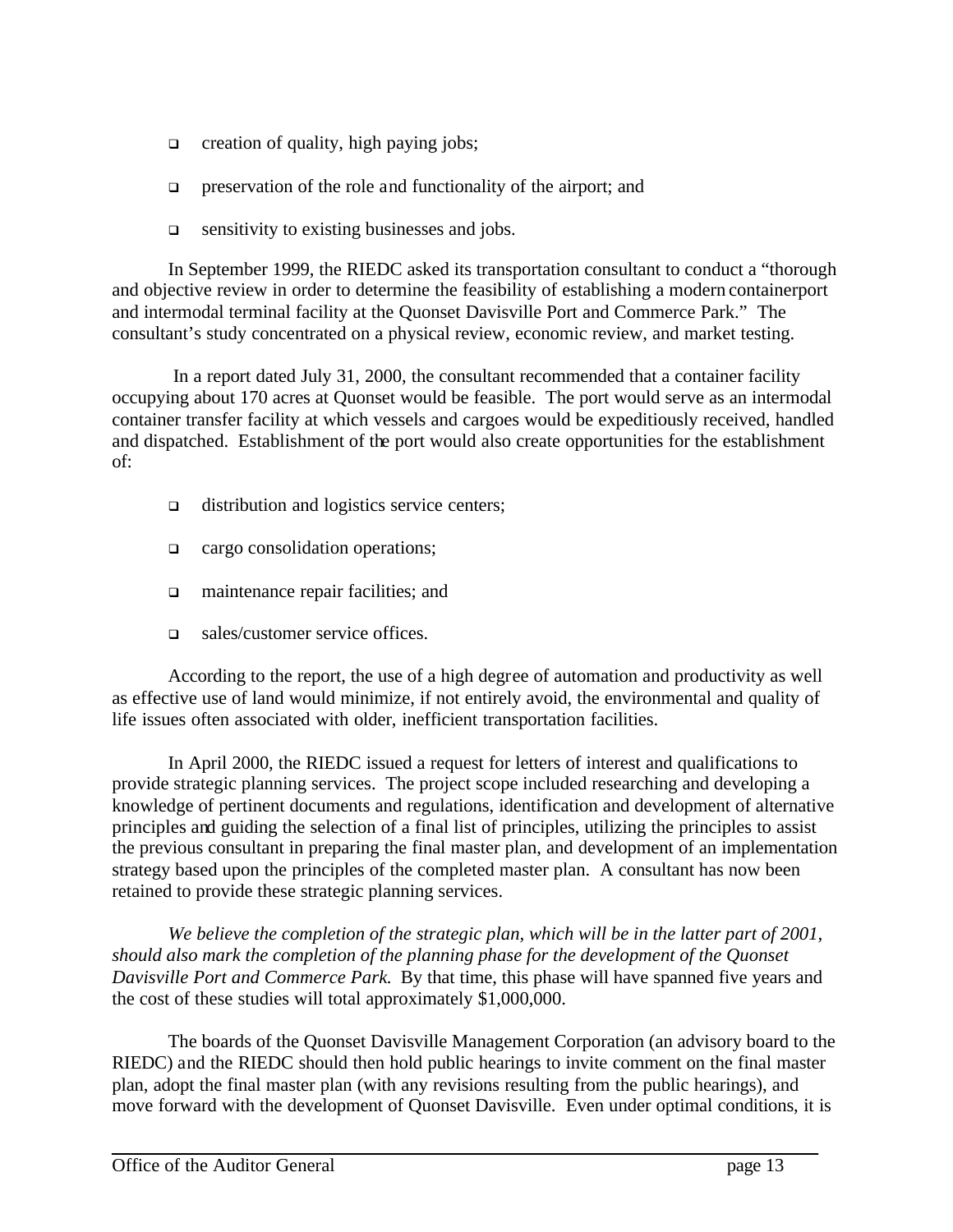- creation of quality, high paying jobs;
- preservation of the role and functionality of the airport; and
- sensitivity to existing businesses and jobs.

In September 1999, the RIEDC asked its transportation consultant to conduct a "thorough and objective review in order to determine the feasibility of establishing a modern containerport and intermodal terminal facility at the Quonset Davisville Port and Commerce Park." The consultant's study concentrated on a physical review, economic review, and market testing.

In a report dated July 31, 2000, the consultant recommended that a container facility occupying about 170 acres at Quonset would be feasible. The port would serve as an intermodal container transfer facility at which vessels and cargoes would be expeditiously received, handled and dispatched. Establishment of the port would also create opportunities for the establishment of:

- distribution and logistics service centers;
- cargo consolidation operations;
- maintenance repair facilities; and
- sales/customer service offices.

According to the report, the use of a high degree of automation and productivity as well as effective use of land would minimize, if not entirely avoid, the environmental and quality of life issues often associated with older, inefficient transportation facilities.

In April 2000, the RIEDC issued a request for letters of interest and qualifications to provide strategic planning services. The project scope included researching and developing a knowledge of pertinent documents and regulations, identification and development of alternative principles and guiding the selection of a final list of principles, utilizing the principles to assist the previous consultant in preparing the final master plan, and development of an implementation strategy based upon the principles of the completed master plan. A consultant has now been retained to provide these strategic planning services.

*We believe the completion of the strategic plan, which will be in the latter part of 2001, should also mark the completion of the planning phase for the development of the Quonset Davisville Port and Commerce Park.* By that time, this phase will have spanned five years and the cost of these studies will total approximately $1,000,000.

The boards of the Quonset Davisville Management Corporation (an advisory board to the RIEDC) and the RIEDC should then hold public hearings to invite comment on the final master plan, adopt the final master plan (with any revisions resulting from the public hearings), and move forward with the development of Quonset Davisville. Even under optimal conditions, it is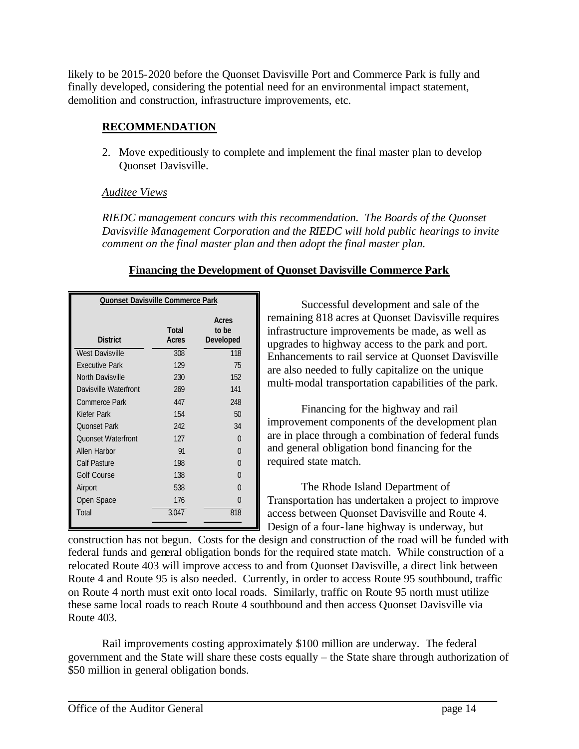likely to be 2015-2020 before the Quonset Davisville Port and Commerce Park is fully and finally developed, considering the potential need for an environmental impact statement, demolition and construction, infrastructure improvements, etc.

**RECOMMENDATION**

2. Move expeditiously to complete and implement the final master plan to develop Quonset Davisville.

*Auditee Views*

*RIEDC management concurs with this recommendation. The Boards of the Quonset Davisville Management Corporation and the RIEDC will hold public hearings to invite comment on the final master plan and then adopt the final master plan.*

**Financing the Development of Quonset Davisville Commerce Park**

**Quonset Davisville Commerce Park**

| District | Total Acres | Acres to be Developed |
|---|---|---|
| West Davisville | 308 | 118 |
| Executive Park | 129 | 75 |
| North Davisville | 230 | 152 |
| Davisville Waterfront | 269 | 141 |
| Commerce Park | 447 | 248 |
| Kiefer Park | 154 | 50 |
| Quonset Park | 242 | 34 |
| Quonset Waterfront | 127 | 0 |
| Allen Harbor | 91 | 0 |
| Calf Pasture | 198 | 0 |
| Golf Course | 138 | 0 |
| Airport | 538 | 0 |
| Open Space | 176 | 0 |
| Total | 3,047 | 818 |

Successful development and sale of the remaining 818 acres at Quonset Davisville requires infrastructure improvements be made, as well as upgrades to highway access to the park and port. Enhancements to rail service at Quonset Davisville are also needed to fully capitalize on the unique multi-modal transportation capabilities of the park.

Financing for the highway and rail improvement components of the development plan are in place through a combination of federal funds and general obligation bond financing for the required state match.

The Rhode Island Department of Transportation has undertaken a project to improve access between Quonset Davisville and Route 4. Design of a four-lane highway is underway, but construction has not begun. Costs for the design and construction of the road will be funded with federal funds and general obligation bonds for the required state match. While construction of a relocated Route 403 will improve access to and from Quonset Davisville, a direct link between Route 4 and Route 95 is also needed. Currently, in order to access Route 95 southbound, traffic on Route 4 north must exit onto local roads. Similarly, traffic on Route 95 north must utilize these same local roads to reach Route 4 southbound and then access Quonset Davisville via Route 403.

Rail improvements costing approximately \$100 million are underway. The federal government and the State will share these costs equally – the State share through authorization of \$50 million in general obligation bonds.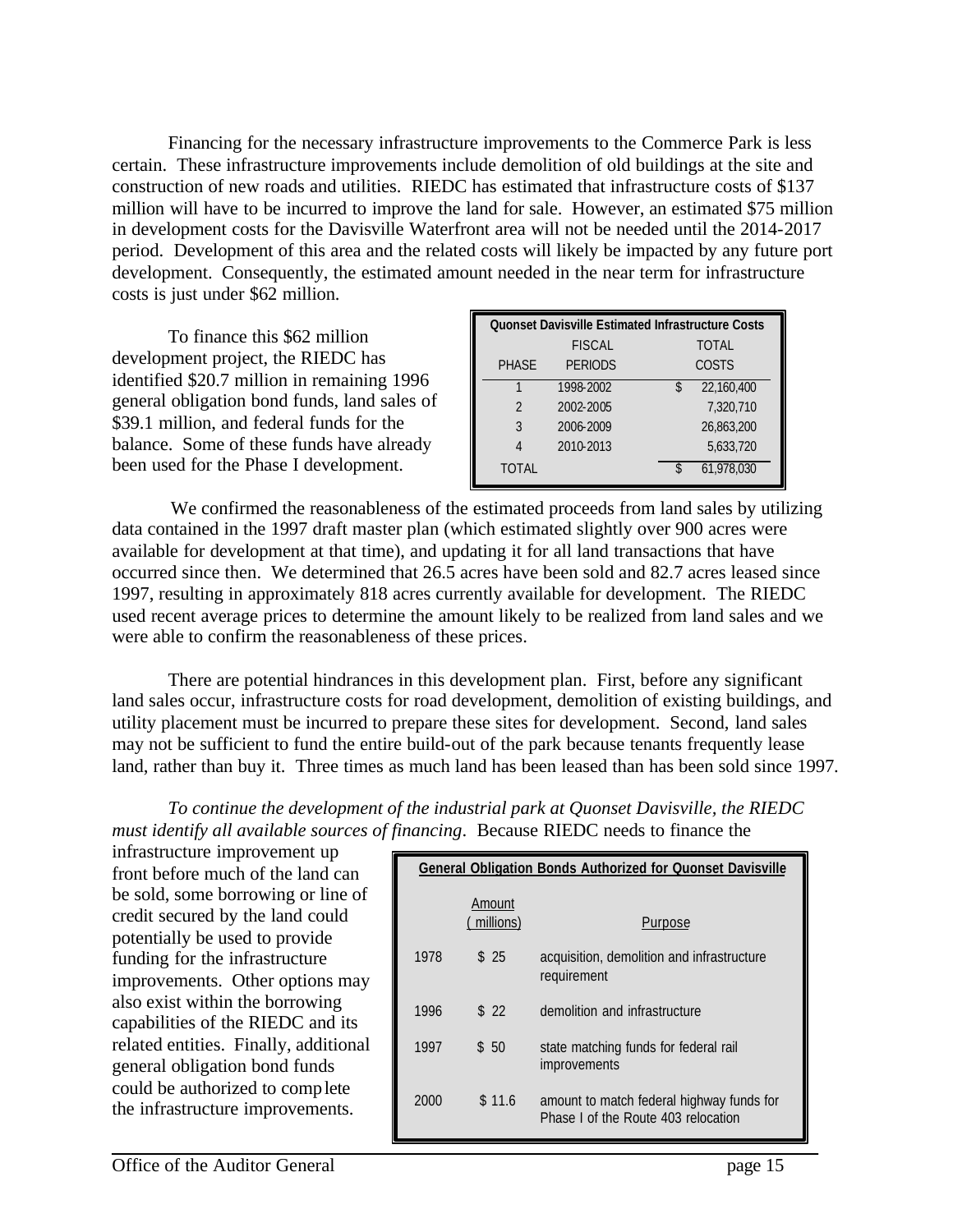Financing for the necessary infrastructure improvements to the Commerce Park is less certain. These infrastructure improvements include demolition of old buildings at the site and construction of new roads and utilities. RIEDC has estimated that infrastructure costs of $137 million will have to be incurred to improve the land for sale. However, an estimated $75 million in development costs for the Davisville Waterfront area will not be needed until the 2014-2017 period. Development of this area and the related costs will likely be impacted by any future port development. Consequently, the estimated amount needed in the near term for infrastructure costs is just under $62 million.

To finance this $62 million development project, the RIEDC has identified $20.7 million in remaining 1996 general obligation bond funds, land sales of $39.1 million, and federal funds for the balance. Some of these funds have already been used for the Phase I development.

**Quonset Davisville Estimated Infrastructure Costs**

| PHASE | FISCAL PERIODS | TOTAL COSTS |
|---|---|---|
| 1 | 1998-2002 | $ 22,160,400 |
| 2 | 2002-2005 | 7,320,710 |
| 3 | 2006-2009 | 26,863,200 |
| 4 | 2010-2013 | 5,633,720 |
| TOTAL | | $ 61,978,030 |

We confirmed the reasonableness of the estimated proceeds from land sales by utilizing data contained in the 1997 draft master plan (which estimated slightly over 900 acres were available for development at that time), and updating it for all land transactions that have occurred since then. We determined that 26.5 acres have been sold and 82.7 acres leased since 1997, resulting in approximately 818 acres currently available for development. The RIEDC used recent average prices to determine the amount likely to be realized from land sales and we were able to confirm the reasonableness of these prices.

There are potential hindrances in this development plan. First, before any significant land sales occur, infrastructure costs for road development, demolition of existing buildings, and utility placement must be incurred to prepare these sites for development. Second, land sales may not be sufficient to fund the entire build-out of the park because tenants frequently lease land, rather than buy it. Three times as much land has been leased than has been sold since 1997.

*To continue the development of the industrial park at Quonset Davisville, the RIEDC must identify all available sources of financing*. Because RIEDC needs to finance the infrastructure improvement up front before much of the land can be sold, some borrowing or line of credit secured by the land could potentially be used to provide funding for the infrastructure improvements. Other options may also exist within the borrowing capabilities of the RIEDC and its related entities. Finally, additional general obligation bond funds could be authorized to complete the infrastructure improvements.

**General Obligation Bonds Authorized for Quonset Davisville**

| | Amount (millions) | Purpose |
|---|---|---|
| 1978 | $ 25 | acquisition, demolition and infrastructure requirement |
| 1996 | $ 22 | demolition and infrastructure |
| 1997 | $ 50 | state matching funds for federal rail improvements |
| 2000 | $ 11.6 | amount to match federal highway funds for Phase I of the Route 403 relocation |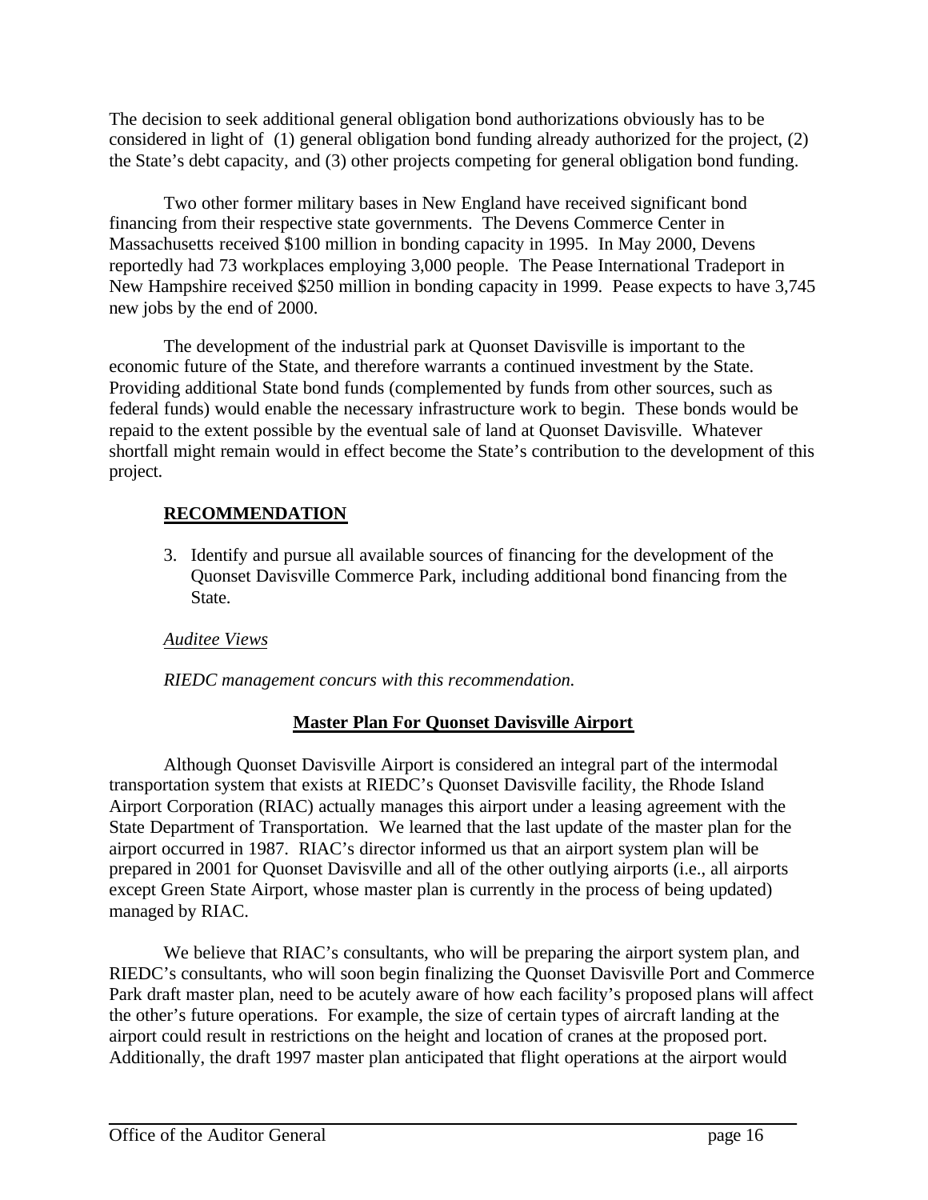The decision to seek additional general obligation bond authorizations obviously has to be considered in light of (1) general obligation bond funding already authorized for the project, (2) the State's debt capacity, and (3) other projects competing for general obligation bond funding.

Two other former military bases in New England have received significant bond financing from their respective state governments. The Devens Commerce Center in Massachusetts received $100 million in bonding capacity in 1995. In May 2000, Devens reportedly had 73 workplaces employing 3,000 people. The Pease International Tradeport in New Hampshire received $250 million in bonding capacity in 1999. Pease expects to have 3,745 new jobs by the end of 2000.

The development of the industrial park at Quonset Davisville is important to the economic future of the State, and therefore warrants a continued investment by the State. Providing additional State bond funds (complemented by funds from other sources, such as federal funds) would enable the necessary infrastructure work to begin. These bonds would be repaid to the extent possible by the eventual sale of land at Quonset Davisville. Whatever shortfall might remain would in effect become the State's contribution to the development of this project.

**RECOMMENDATION**

3. Identify and pursue all available sources of financing for the development of the Quonset Davisville Commerce Park, including additional bond financing from the State.

*Auditee Views*

*RIEDC management concurs with this recommendation.*

**Master Plan For Quonset Davisville Airport**

Although Quonset Davisville Airport is considered an integral part of the intermodal transportation system that exists at RIEDC's Quonset Davisville facility, the Rhode Island Airport Corporation (RIAC) actually manages this airport under a leasing agreement with the State Department of Transportation. We learned that the last update of the master plan for the airport occurred in 1987. RIAC's director informed us that an airport system plan will be prepared in 2001 for Quonset Davisville and all of the other outlying airports (i.e., all airports except Green State Airport, whose master plan is currently in the process of being updated) managed by RIAC.

We believe that RIAC's consultants, who will be preparing the airport system plan, and RIEDC's consultants, who will soon begin finalizing the Quonset Davisville Port and Commerce Park draft master plan, need to be acutely aware of how each facility's proposed plans will affect the other's future operations. For example, the size of certain types of aircraft landing at the airport could result in restrictions on the height and location of cranes at the proposed port. Additionally, the draft 1997 master plan anticipated that flight operations at the airport would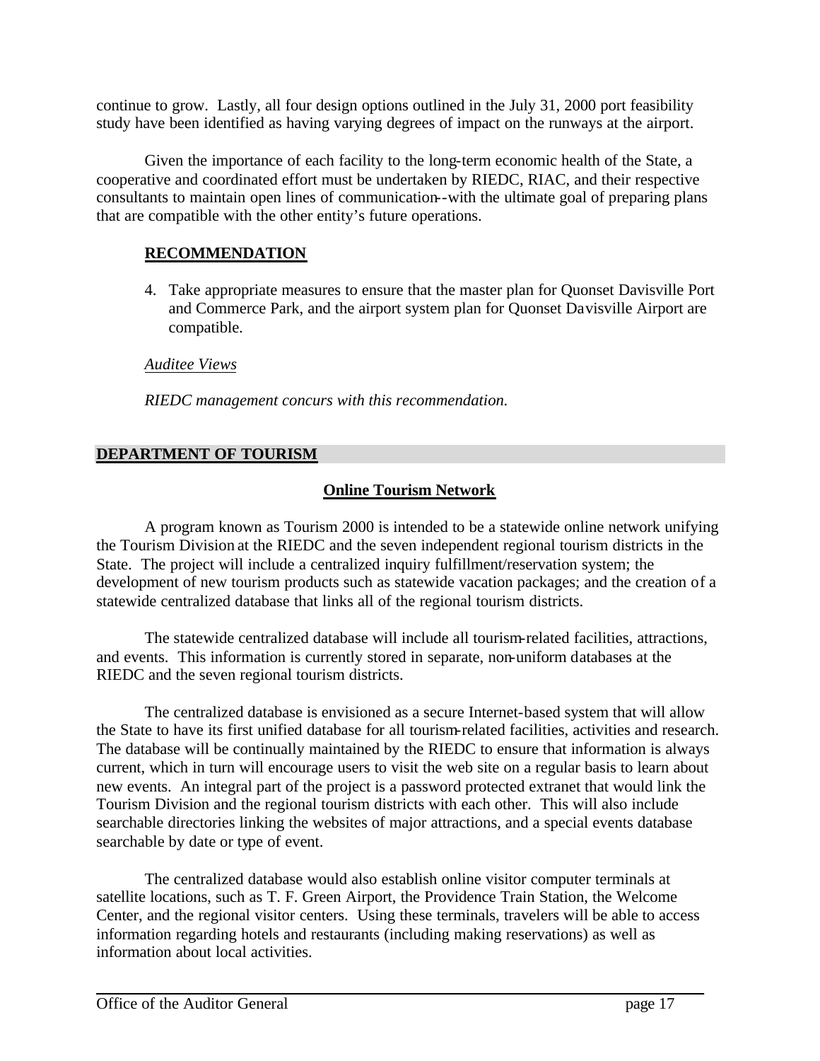continue to grow. Lastly, all four design options outlined in the July 31, 2000 port feasibility study have been identified as having varying degrees of impact on the runways at the airport.

Given the importance of each facility to the long-term economic health of the State, a cooperative and coordinated effort must be undertaken by RIEDC, RIAC, and their respective consultants to maintain open lines of communication--with the ultimate goal of preparing plans that are compatible with the other entity's future operations.

**RECOMMENDATION**

4. Take appropriate measures to ensure that the master plan for Quonset Davisville Port and Commerce Park, and the airport system plan for Quonset Davisville Airport are compatible.

*Auditee Views*

*RIEDC management concurs with this recommendation.*

## DEPARTMENT OF TOURISM

### Online Tourism Network

A program known as Tourism 2000 is intended to be a statewide online network unifying the Tourism Division at the RIEDC and the seven independent regional tourism districts in the State. The project will include a centralized inquiry fulfillment/reservation system; the development of new tourism products such as statewide vacation packages; and the creation of a statewide centralized database that links all of the regional tourism districts.

The statewide centralized database will include all tourism-related facilities, attractions, and events. This information is currently stored in separate, non-uniform databases at the RIEDC and the seven regional tourism districts.

The centralized database is envisioned as a secure Internet-based system that will allow the State to have its first unified database for all tourism-related facilities, activities and research. The database will be continually maintained by the RIEDC to ensure that information is always current, which in turn will encourage users to visit the web site on a regular basis to learn about new events. An integral part of the project is a password protected extranet that would link the Tourism Division and the regional tourism districts with each other. This will also include searchable directories linking the websites of major attractions, and a special events database searchable by date or type of event.

The centralized database would also establish online visitor computer terminals at satellite locations, such as T. F. Green Airport, the Providence Train Station, the Welcome Center, and the regional visitor centers. Using these terminals, travelers will be able to access information regarding hotels and restaurants (including making reservations) as well as information about local activities.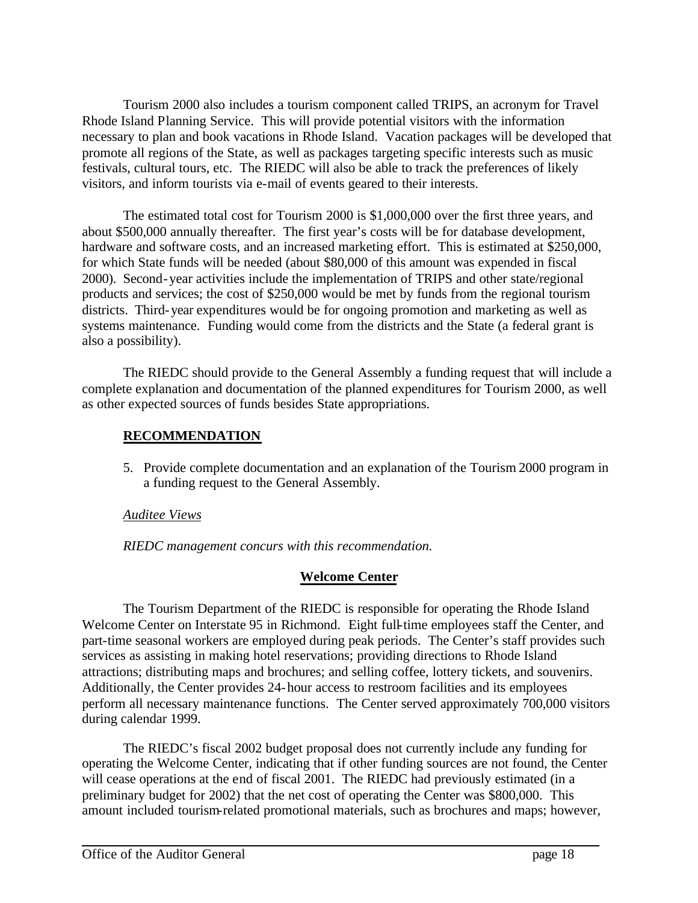Tourism 2000 also includes a tourism component called TRIPS, an acronym for Travel Rhode Island Planning Service. This will provide potential visitors with the information necessary to plan and book vacations in Rhode Island. Vacation packages will be developed that promote all regions of the State, as well as packages targeting specific interests such as music festivals, cultural tours, etc. The RIEDC will also be able to track the preferences of likely visitors, and inform tourists via e-mail of events geared to their interests.

The estimated total cost for Tourism 2000 is $1,000,000 over the first three years, and about $500,000 annually thereafter. The first year's costs will be for database development, hardware and software costs, and an increased marketing effort. This is estimated at $250,000, for which State funds will be needed (about $80,000 of this amount was expended in fiscal 2000). Second-year activities include the implementation of TRIPS and other state/regional products and services; the cost of $250,000 would be met by funds from the regional tourism districts. Third-year expenditures would be for ongoing promotion and marketing as well as systems maintenance. Funding would come from the districts and the State (a federal grant is also a possibility).

The RIEDC should provide to the General Assembly a funding request that will include a complete explanation and documentation of the planned expenditures for Tourism 2000, as well as other expected sources of funds besides State appropriations.

**RECOMMENDATION**

5. Provide complete documentation and an explanation of the Tourism 2000 program in a funding request to the General Assembly.

*Auditee Views*

*RIEDC management concurs with this recommendation.*

## Welcome Center

The Tourism Department of the RIEDC is responsible for operating the Rhode Island Welcome Center on Interstate 95 in Richmond. Eight full-time employees staff the Center, and part-time seasonal workers are employed during peak periods. The Center's staff provides such services as assisting in making hotel reservations; providing directions to Rhode Island attractions; distributing maps and brochures; and selling coffee, lottery tickets, and souvenirs. Additionally, the Center provides 24-hour access to restroom facilities and its employees perform all necessary maintenance functions. The Center served approximately 700,000 visitors during calendar 1999.

The RIEDC's fiscal 2002 budget proposal does not currently include any funding for operating the Welcome Center, indicating that if other funding sources are not found, the Center will cease operations at the end of fiscal 2001. The RIEDC had previously estimated (in a preliminary budget for 2002) that the net cost of operating the Center was $800,000. This amount included tourism-related promotional materials, such as brochures and maps; however,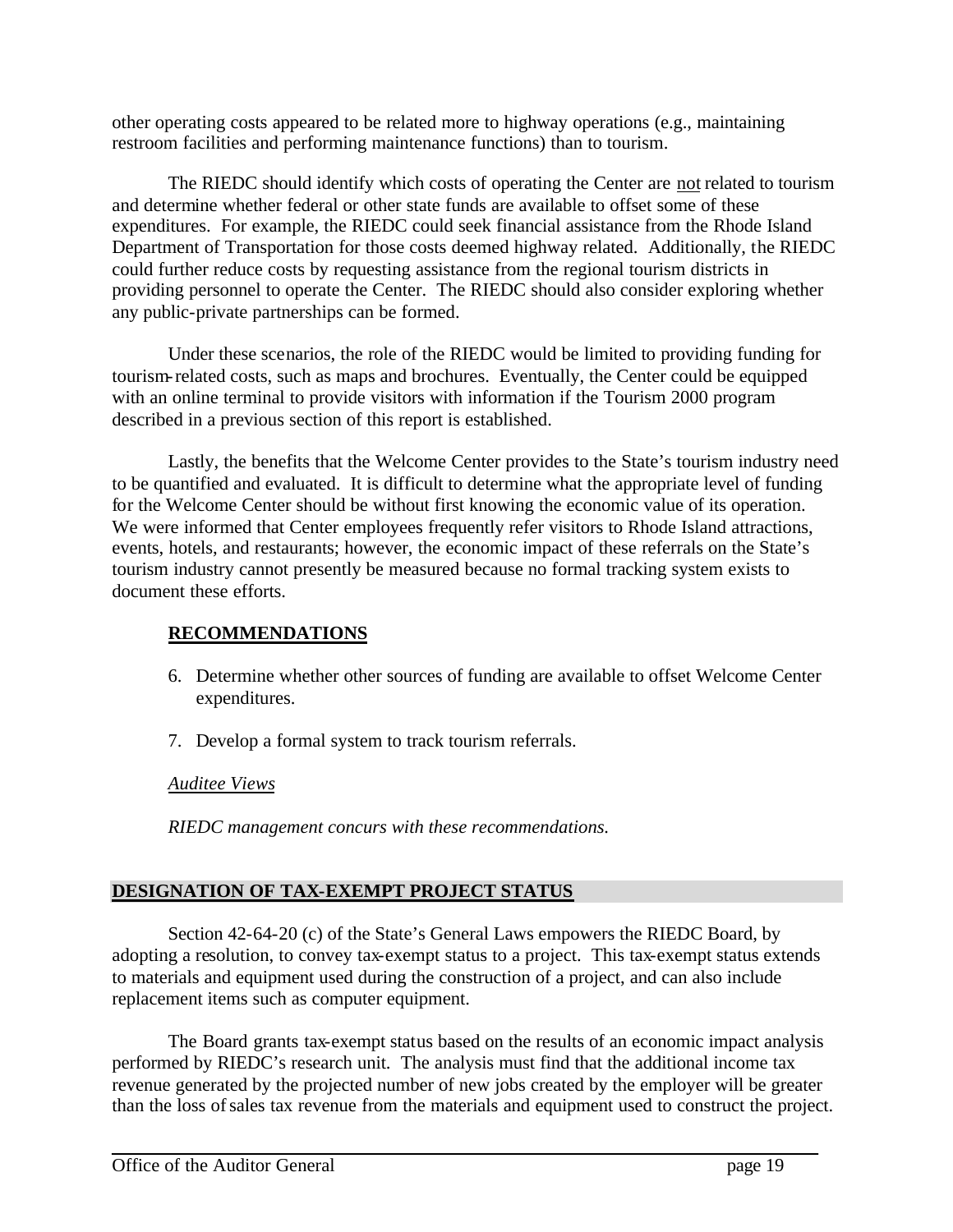other operating costs appeared to be related more to highway operations (e.g., maintaining restroom facilities and performing maintenance functions) than to tourism.

The RIEDC should identify which costs of operating the Center are <u>not</u> related to tourism and determine whether federal or other state funds are available to offset some of these expenditures. For example, the RIEDC could seek financial assistance from the Rhode Island Department of Transportation for those costs deemed highway related. Additionally, the RIEDC could further reduce costs by requesting assistance from the regional tourism districts in providing personnel to operate the Center. The RIEDC should also consider exploring whether any public-private partnerships can be formed.

Under these scenarios, the role of the RIEDC would be limited to providing funding for tourism-related costs, such as maps and brochures. Eventually, the Center could be equipped with an online terminal to provide visitors with information if the Tourism 2000 program described in a previous section of this report is established.

Lastly, the benefits that the Welcome Center provides to the State's tourism industry need to be quantified and evaluated. It is difficult to determine what the appropriate level of funding for the Welcome Center should be without first knowing the economic value of its operation. We were informed that Center employees frequently refer visitors to Rhode Island attractions, events, hotels, and restaurants; however, the economic impact of these referrals on the State's tourism industry cannot presently be measured because no formal tracking system exists to document these efforts.

**<u>RECOMMENDATIONS</u>**

6. Determine whether other sources of funding are available to offset Welcome Center expenditures.

7. Develop a formal system to track tourism referrals.

*<u>Auditee Views</u>*

*RIEDC management concurs with these recommendations.*

## <u>DESIGNATION OF TAX-EXEMPT PROJECT STATUS</u>

Section 42-64-20 (c) of the State's General Laws empowers the RIEDC Board, by adopting a resolution, to convey tax-exempt status to a project. This tax-exempt status extends to materials and equipment used during the construction of a project, and can also include replacement items such as computer equipment.

The Board grants tax-exempt status based on the results of an economic impact analysis performed by RIEDC's research unit. The analysis must find that the additional income tax revenue generated by the projected number of new jobs created by the employer will be greater than the loss of sales tax revenue from the materials and equipment used to construct the project.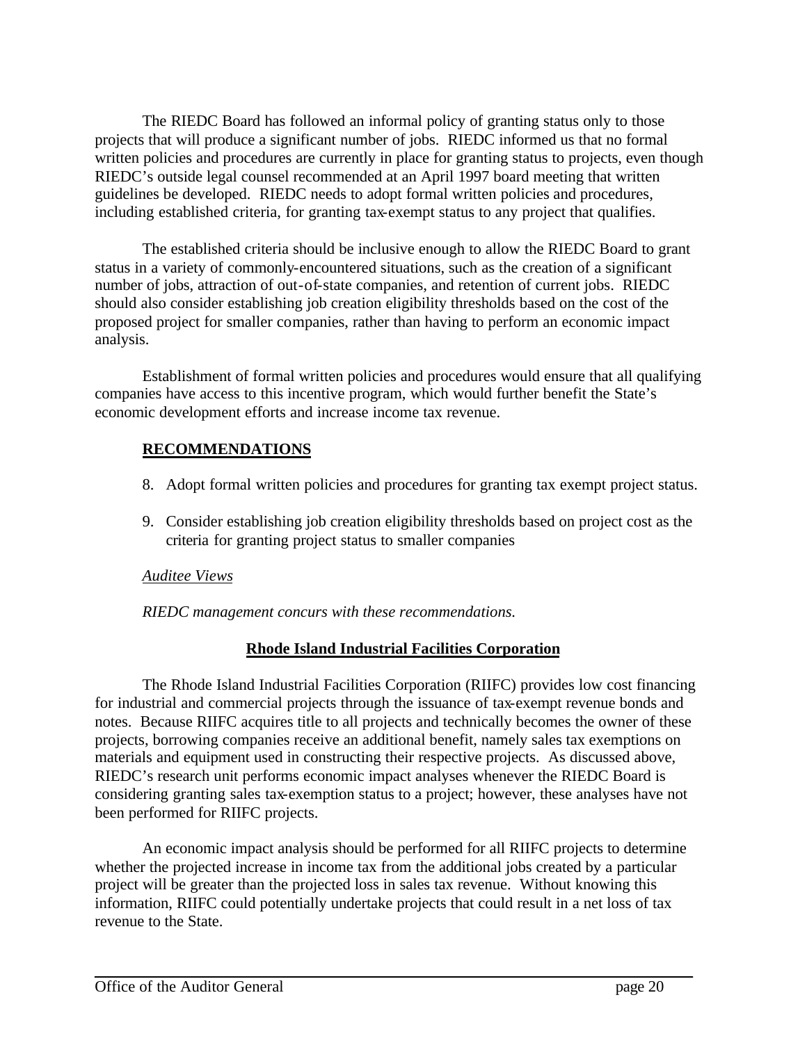The RIEDC Board has followed an informal policy of granting status only to those projects that will produce a significant number of jobs. RIEDC informed us that no formal written policies and procedures are currently in place for granting status to projects, even though RIEDC's outside legal counsel recommended at an April 1997 board meeting that written guidelines be developed. RIEDC needs to adopt formal written policies and procedures, including established criteria, for granting tax-exempt status to any project that qualifies.

The established criteria should be inclusive enough to allow the RIEDC Board to grant status in a variety of commonly-encountered situations, such as the creation of a significant number of jobs, attraction of out-of-state companies, and retention of current jobs. RIEDC should also consider establishing job creation eligibility thresholds based on the cost of the proposed project for smaller companies, rather than having to perform an economic impact analysis.

Establishment of formal written policies and procedures would ensure that all qualifying companies have access to this incentive program, which would further benefit the State's economic development efforts and increase income tax revenue.

**RECOMMENDATIONS**

8. Adopt formal written policies and procedures for granting tax exempt project status.

9. Consider establishing job creation eligibility thresholds based on project cost as the criteria for granting project status to smaller companies

*Auditee Views*

*RIEDC management concurs with these recommendations.*

## Rhode Island Industrial Facilities Corporation

The Rhode Island Industrial Facilities Corporation (RIIFC) provides low cost financing for industrial and commercial projects through the issuance of tax-exempt revenue bonds and notes. Because RIIFC acquires title to all projects and technically becomes the owner of these projects, borrowing companies receive an additional benefit, namely sales tax exemptions on materials and equipment used in constructing their respective projects. As discussed above, RIEDC's research unit performs economic impact analyses whenever the RIEDC Board is considering granting sales tax-exemption status to a project; however, these analyses have not been performed for RIIFC projects.

An economic impact analysis should be performed for all RIIFC projects to determine whether the projected increase in income tax from the additional jobs created by a particular project will be greater than the projected loss in sales tax revenue. Without knowing this information, RIIFC could potentially undertake projects that could result in a net loss of tax revenue to the State.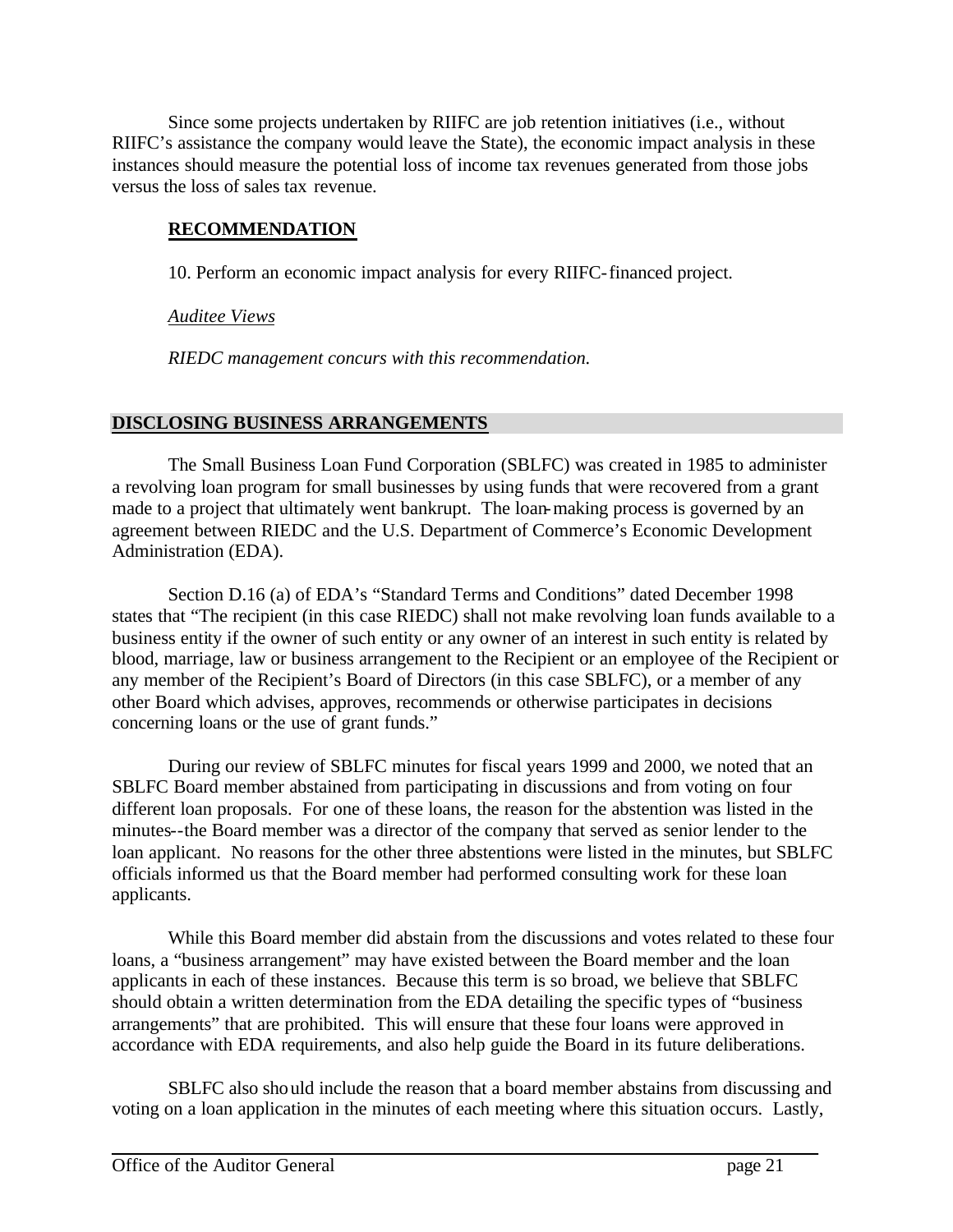Since some projects undertaken by RIIFC are job retention initiatives (i.e., without RIIFC's assistance the company would leave the State), the economic impact analysis in these instances should measure the potential loss of income tax revenues generated from those jobs versus the loss of sales tax revenue.

**RECOMMENDATION**

10. Perform an economic impact analysis for every RIIFC-financed project.

*Auditee Views*

*RIEDC management concurs with this recommendation.*

## DISCLOSING BUSINESS ARRANGEMENTS

The Small Business Loan Fund Corporation (SBLFC) was created in 1985 to administer a revolving loan program for small businesses by using funds that were recovered from a grant made to a project that ultimately went bankrupt. The loan-making process is governed by an agreement between RIEDC and the U.S. Department of Commerce's Economic Development Administration (EDA).

Section D.16 (a) of EDA's "Standard Terms and Conditions" dated December 1998 states that "The recipient (in this case RIEDC) shall not make revolving loan funds available to a business entity if the owner of such entity or any owner of an interest in such entity is related by blood, marriage, law or business arrangement to the Recipient or an employee of the Recipient or any member of the Recipient's Board of Directors (in this case SBLFC), or a member of any other Board which advises, approves, recommends or otherwise participates in decisions concerning loans or the use of grant funds."

During our review of SBLFC minutes for fiscal years 1999 and 2000, we noted that an SBLFC Board member abstained from participating in discussions and from voting on four different loan proposals. For one of these loans, the reason for the abstention was listed in the minutes--the Board member was a director of the company that served as senior lender to the loan applicant. No reasons for the other three abstentions were listed in the minutes, but SBLFC officials informed us that the Board member had performed consulting work for these loan applicants.

While this Board member did abstain from the discussions and votes related to these four loans, a "business arrangement" may have existed between the Board member and the loan applicants in each of these instances. Because this term is so broad, we believe that SBLFC should obtain a written determination from the EDA detailing the specific types of "business arrangements" that are prohibited. This will ensure that these four loans were approved in accordance with EDA requirements, and also help guide the Board in its future deliberations.

SBLFC also should include the reason that a board member abstains from discussing and voting on a loan application in the minutes of each meeting where this situation occurs. Lastly,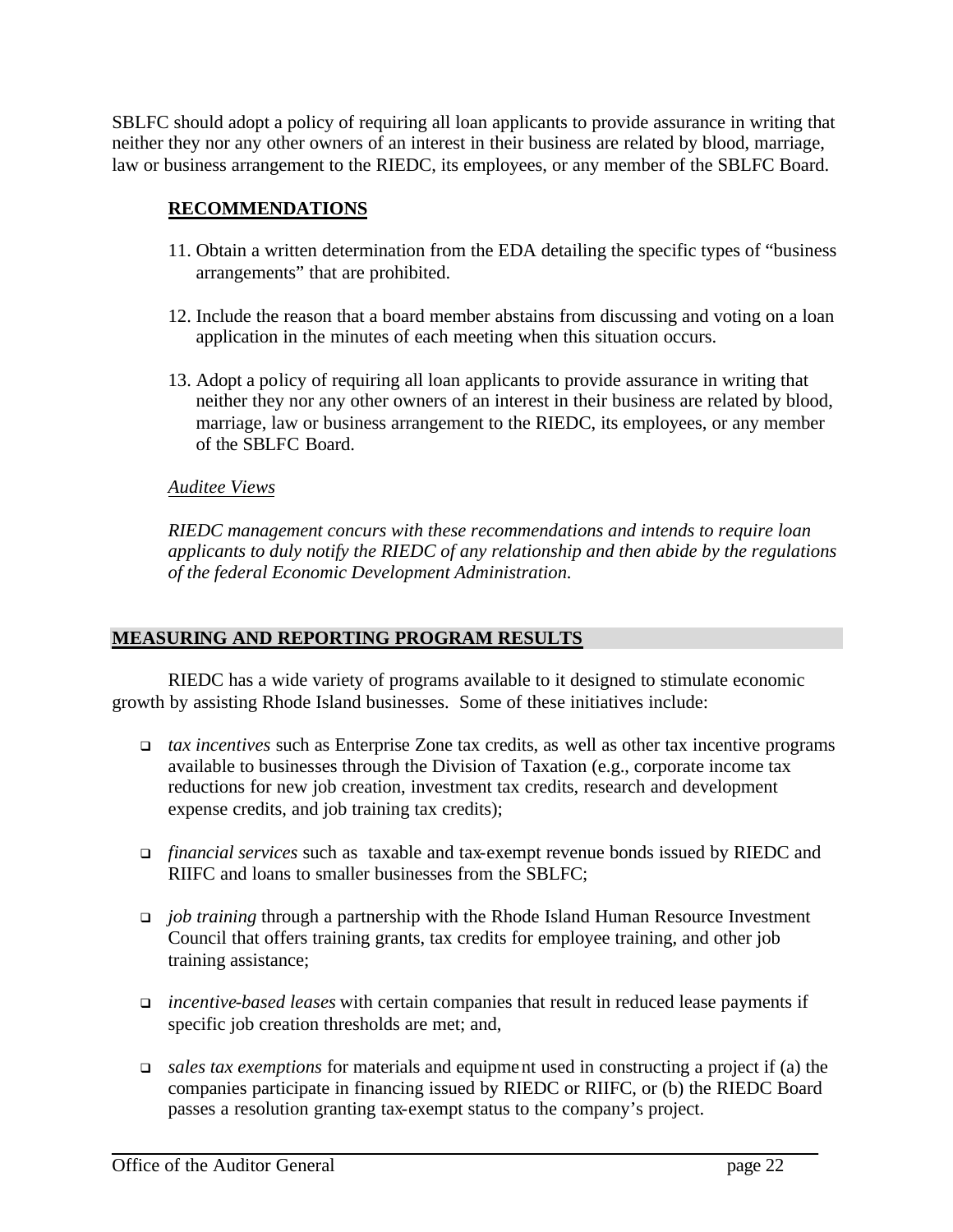SBLFC should adopt a policy of requiring all loan applicants to provide assurance in writing that neither they nor any other owners of an interest in their business are related by blood, marriage, law or business arrangement to the RIEDC, its employees, or any member of the SBLFC Board.

### RECOMMENDATIONS

11. Obtain a written determination from the EDA detailing the specific types of "business arrangements" that are prohibited.

12. Include the reason that a board member abstains from discussing and voting on a loan application in the minutes of each meeting when this situation occurs.

13. Adopt a policy of requiring all loan applicants to provide assurance in writing that neither they nor any other owners of an interest in their business are related by blood, marriage, law or business arrangement to the RIEDC, its employees, or any member of the SBLFC Board.

*Auditee Views*

*RIEDC management concurs with these recommendations and intends to require loan applicants to duly notify the RIEDC of any relationship and then abide by the regulations of the federal Economic Development Administration.*

## MEASURING AND REPORTING PROGRAM RESULTS

RIEDC has a wide variety of programs available to it designed to stimulate economic growth by assisting Rhode Island businesses. Some of these initiatives include:

- *tax incentives* such as Enterprise Zone tax credits, as well as other tax incentive programs available to businesses through the Division of Taxation (e.g., corporate income tax reductions for new job creation, investment tax credits, research and development expense credits, and job training tax credits);

- *financial services* such as taxable and tax-exempt revenue bonds issued by RIEDC and RIIFC and loans to smaller businesses from the SBLFC;

- *job training* through a partnership with the Rhode Island Human Resource Investment Council that offers training grants, tax credits for employee training, and other job training assistance;

- *incentive-based leases* with certain companies that result in reduced lease payments if specific job creation thresholds are met; and,

- *sales tax exemptions* for materials and equipment used in constructing a project if (a) the companies participate in financing issued by RIEDC or RIIFC, or (b) the RIEDC Board passes a resolution granting tax-exempt status to the company's project.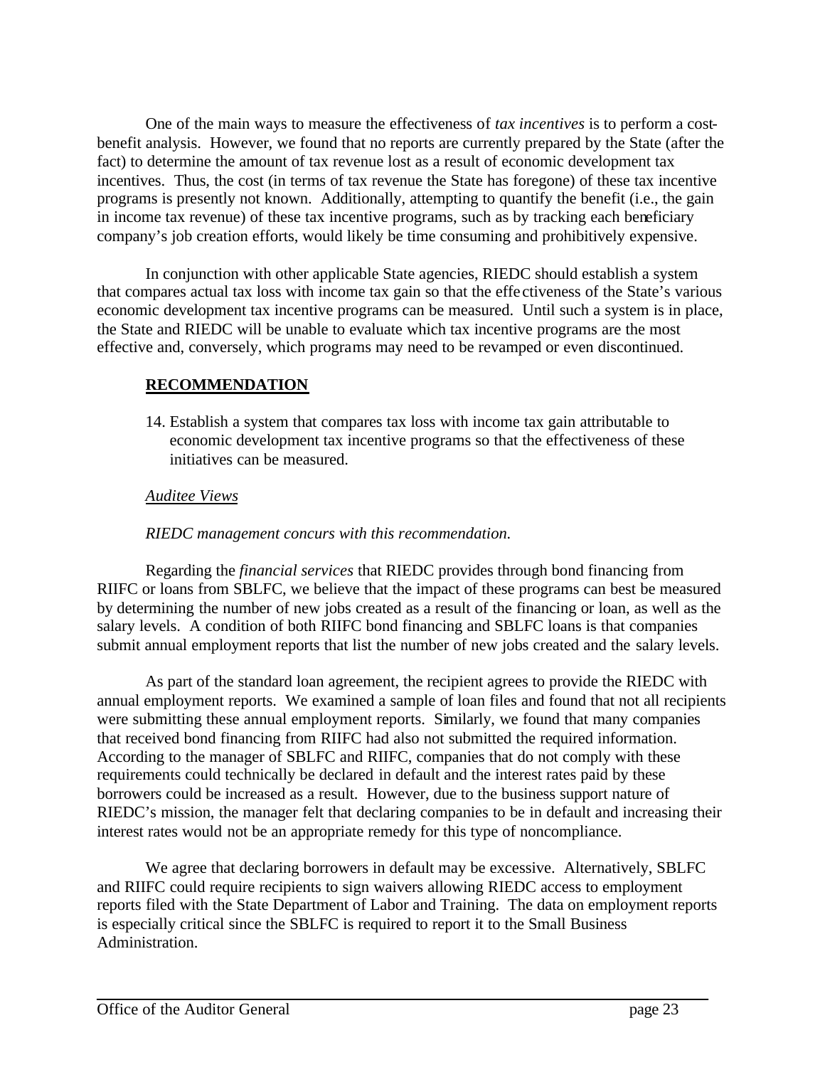One of the main ways to measure the effectiveness of *tax incentives* is to perform a cost-benefit analysis. However, we found that no reports are currently prepared by the State (after the fact) to determine the amount of tax revenue lost as a result of economic development tax incentives. Thus, the cost (in terms of tax revenue the State has foregone) of these tax incentive programs is presently not known. Additionally, attempting to quantify the benefit (i.e., the gain in income tax revenue) of these tax incentive programs, such as by tracking each beneficiary company's job creation efforts, would likely be time consuming and prohibitively expensive.

In conjunction with other applicable State agencies, RIEDC should establish a system that compares actual tax loss with income tax gain so that the effectiveness of the State's various economic development tax incentive programs can be measured. Until such a system is in place, the State and RIEDC will be unable to evaluate which tax incentive programs are the most effective and, conversely, which programs may need to be revamped or even discontinued.

**RECOMMENDATION**

14. Establish a system that compares tax loss with income tax gain attributable to economic development tax incentive programs so that the effectiveness of these initiatives can be measured.

*Auditee Views*

*RIEDC management concurs with this recommendation.*

Regarding the *financial services* that RIEDC provides through bond financing from RIIFC or loans from SBLFC, we believe that the impact of these programs can best be measured by determining the number of new jobs created as a result of the financing or loan, as well as the salary levels. A condition of both RIIFC bond financing and SBLFC loans is that companies submit annual employment reports that list the number of new jobs created and the salary levels.

As part of the standard loan agreement, the recipient agrees to provide the RIEDC with annual employment reports. We examined a sample of loan files and found that not all recipients were submitting these annual employment reports. Similarly, we found that many companies that received bond financing from RIIFC had also not submitted the required information. According to the manager of SBLFC and RIIFC, companies that do not comply with these requirements could technically be declared in default and the interest rates paid by these borrowers could be increased as a result. However, due to the business support nature of RIEDC's mission, the manager felt that declaring companies to be in default and increasing their interest rates would not be an appropriate remedy for this type of noncompliance.

We agree that declaring borrowers in default may be excessive. Alternatively, SBLFC and RIIFC could require recipients to sign waivers allowing RIEDC access to employment reports filed with the State Department of Labor and Training. The data on employment reports is especially critical since the SBLFC is required to report it to the Small Business Administration.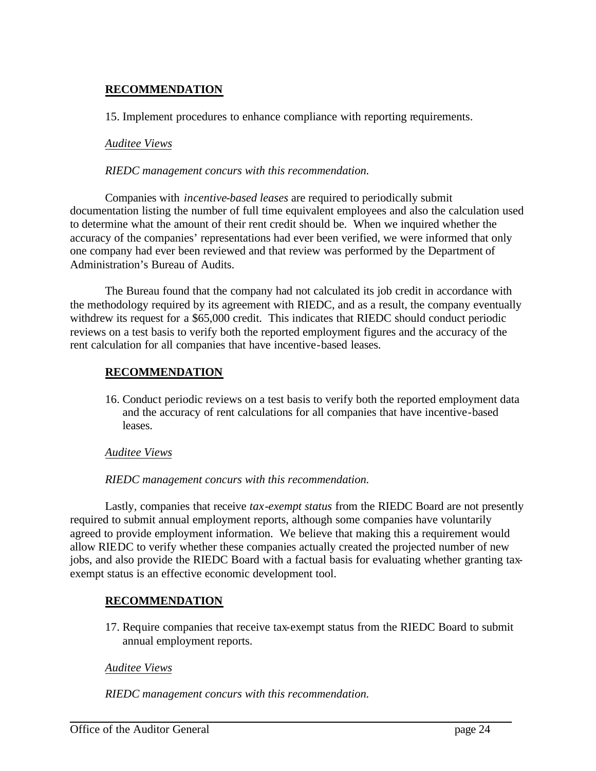**RECOMMENDATION**

15. Implement procedures to enhance compliance with reporting requirements.

*Auditee Views*

*RIEDC management concurs with this recommendation.*

Companies with *incentive-based leases* are required to periodically submit documentation listing the number of full time equivalent employees and also the calculation used to determine what the amount of their rent credit should be. When we inquired whether the accuracy of the companies' representations had ever been verified, we were informed that only one company had ever been reviewed and that review was performed by the Department of Administration's Bureau of Audits.

The Bureau found that the company had not calculated its job credit in accordance with the methodology required by its agreement with RIEDC, and as a result, the company eventually withdrew its request for a $65,000 credit. This indicates that RIEDC should conduct periodic reviews on a test basis to verify both the reported employment figures and the accuracy of the rent calculation for all companies that have incentive-based leases.

**RECOMMENDATION**

16. Conduct periodic reviews on a test basis to verify both the reported employment data and the accuracy of rent calculations for all companies that have incentive-based leases.

*Auditee Views*

*RIEDC management concurs with this recommendation.*

Lastly, companies that receive *tax-exempt status* from the RIEDC Board are not presently required to submit annual employment reports, although some companies have voluntarily agreed to provide employment information. We believe that making this a requirement would allow RIEDC to verify whether these companies actually created the projected number of new jobs, and also provide the RIEDC Board with a factual basis for evaluating whether granting tax-exempt status is an effective economic development tool.

**RECOMMENDATION**

17. Require companies that receive tax-exempt status from the RIEDC Board to submit annual employment reports.

*Auditee Views*

*RIEDC management concurs with this recommendation.*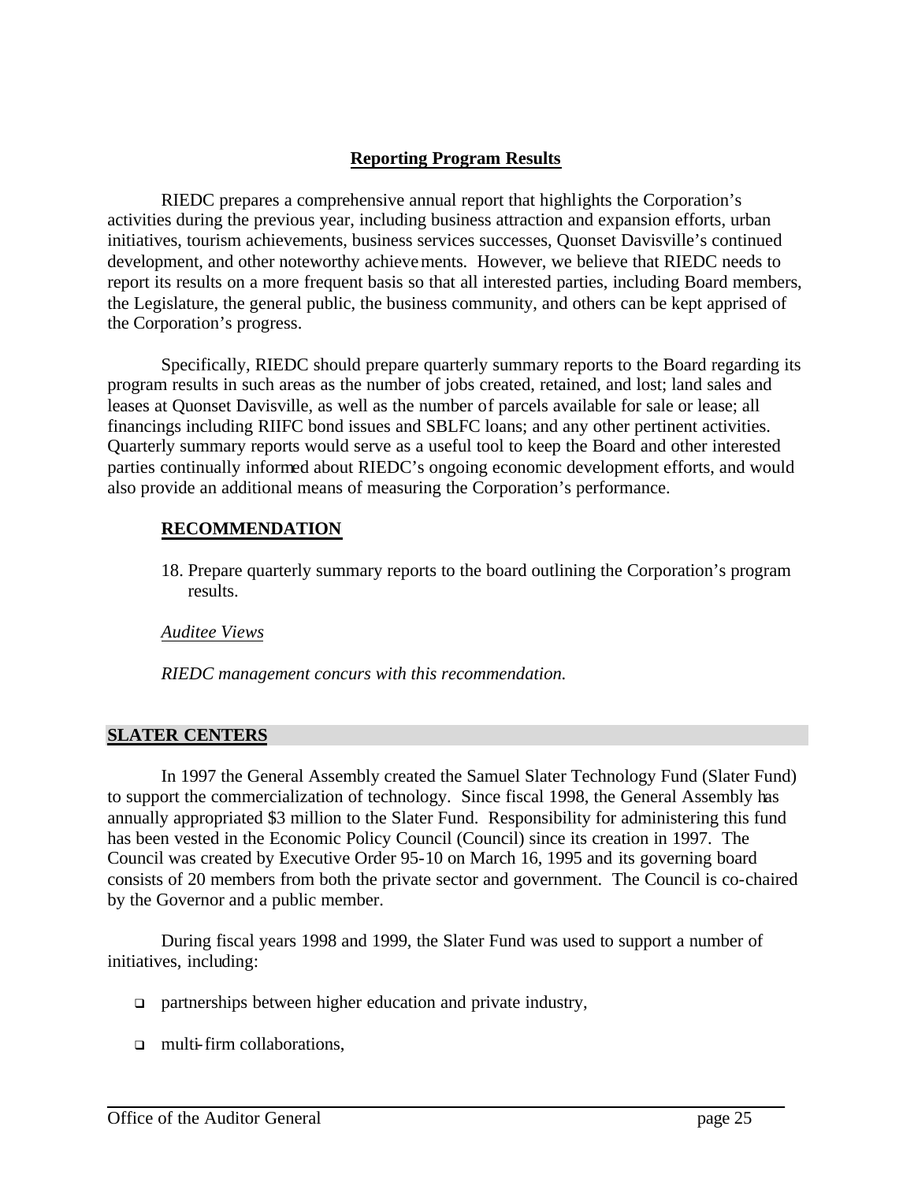### Reporting Program Results

RIEDC prepares a comprehensive annual report that highlights the Corporation's activities during the previous year, including business attraction and expansion efforts, urban initiatives, tourism achievements, business services successes, Quonset Davisville's continued development, and other noteworthy achievements. However, we believe that RIEDC needs to report its results on a more frequent basis so that all interested parties, including Board members, the Legislature, the general public, the business community, and others can be kept apprised of the Corporation's progress.

Specifically, RIEDC should prepare quarterly summary reports to the Board regarding its program results in such areas as the number of jobs created, retained, and lost; land sales and leases at Quonset Davisville, as well as the number of parcels available for sale or lease; all financings including RIIFC bond issues and SBLFC loans; and any other pertinent activities. Quarterly summary reports would serve as a useful tool to keep the Board and other interested parties continually informed about RIEDC's ongoing economic development efforts, and would also provide an additional means of measuring the Corporation's performance.

**RECOMMENDATION**

18. Prepare quarterly summary reports to the board outlining the Corporation's program results.

*Auditee Views*

*RIEDC management concurs with this recommendation.*

## SLATER CENTERS

In 1997 the General Assembly created the Samuel Slater Technology Fund (Slater Fund) to support the commercialization of technology. Since fiscal 1998, the General Assembly has annually appropriated $3 million to the Slater Fund. Responsibility for administering this fund has been vested in the Economic Policy Council (Council) since its creation in 1997. The Council was created by Executive Order 95-10 on March 16, 1995 and its governing board consists of 20 members from both the private sector and government. The Council is co-chaired by the Governor and a public member.

During fiscal years 1998 and 1999, the Slater Fund was used to support a number of initiatives, including:

- partnerships between higher education and private industry,
- multi-firm collaborations,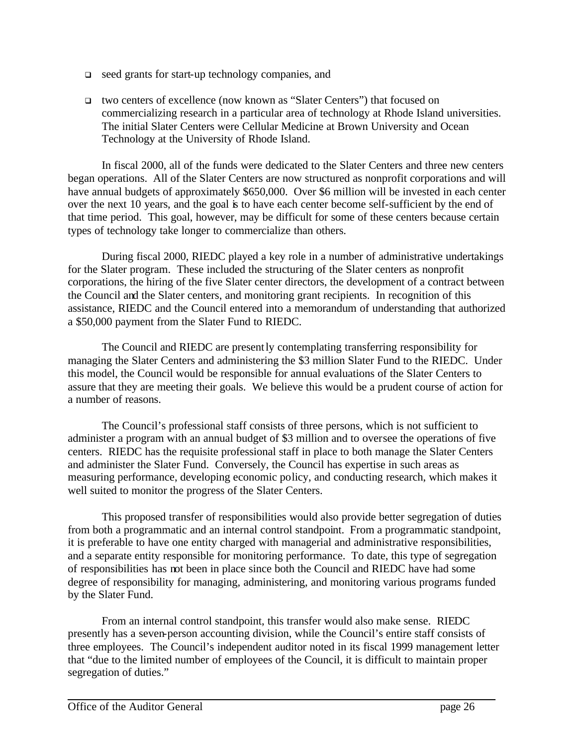- seed grants for start-up technology companies, and
- two centers of excellence (now known as "Slater Centers") that focused on commercializing research in a particular area of technology at Rhode Island universities. The initial Slater Centers were Cellular Medicine at Brown University and Ocean Technology at the University of Rhode Island.

In fiscal 2000, all of the funds were dedicated to the Slater Centers and three new centers began operations. All of the Slater Centers are now structured as nonprofit corporations and will have annual budgets of approximately $650,000. Over $6 million will be invested in each center over the next 10 years, and the goal is to have each center become self-sufficient by the end of that time period. This goal, however, may be difficult for some of these centers because certain types of technology take longer to commercialize than others.

During fiscal 2000, RIEDC played a key role in a number of administrative undertakings for the Slater program. These included the structuring of the Slater centers as nonprofit corporations, the hiring of the five Slater center directors, the development of a contract between the Council and the Slater centers, and monitoring grant recipients. In recognition of this assistance, RIEDC and the Council entered into a memorandum of understanding that authorized a $50,000 payment from the Slater Fund to RIEDC.

The Council and RIEDC are presently contemplating transferring responsibility for managing the Slater Centers and administering the $3 million Slater Fund to the RIEDC. Under this model, the Council would be responsible for annual evaluations of the Slater Centers to assure that they are meeting their goals. We believe this would be a prudent course of action for a number of reasons.

The Council's professional staff consists of three persons, which is not sufficient to administer a program with an annual budget of $3 million and to oversee the operations of five centers. RIEDC has the requisite professional staff in place to both manage the Slater Centers and administer the Slater Fund. Conversely, the Council has expertise in such areas as measuring performance, developing economic policy, and conducting research, which makes it well suited to monitor the progress of the Slater Centers.

This proposed transfer of responsibilities would also provide better segregation of duties from both a programmatic and an internal control standpoint. From a programmatic standpoint, it is preferable to have one entity charged with managerial and administrative responsibilities, and a separate entity responsible for monitoring performance. To date, this type of segregation of responsibilities has not been in place since both the Council and RIEDC have had some degree of responsibility for managing, administering, and monitoring various programs funded by the Slater Fund.

From an internal control standpoint, this transfer would also make sense. RIEDC presently has a seven-person accounting division, while the Council's entire staff consists of three employees. The Council's independent auditor noted in its fiscal 1999 management letter that "due to the limited number of employees of the Council, it is difficult to maintain proper segregation of duties."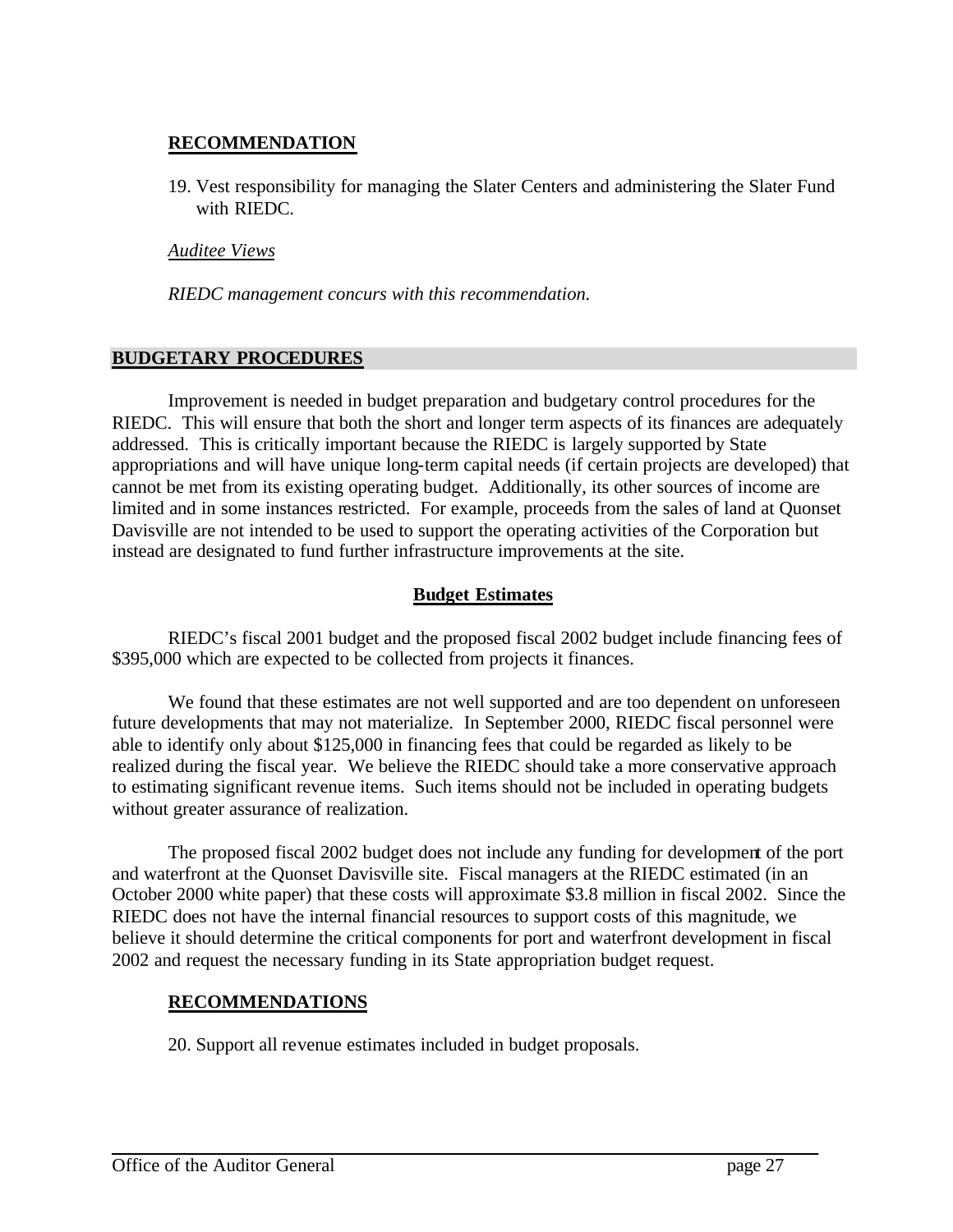**RECOMMENDATION**

19. Vest responsibility for managing the Slater Centers and administering the Slater Fund with RIEDC.

*Auditee Views*

*RIEDC management concurs with this recommendation.*

## BUDGETARY PROCEDURES

Improvement is needed in budget preparation and budgetary control procedures for the RIEDC. This will ensure that both the short and longer term aspects of its finances are adequately addressed. This is critically important because the RIEDC is largely supported by State appropriations and will have unique long-term capital needs (if certain projects are developed) that cannot be met from its existing operating budget. Additionally, its other sources of income are limited and in some instances restricted. For example, proceeds from the sales of land at Quonset Davisville are not intended to be used to support the operating activities of the Corporation but instead are designated to fund further infrastructure improvements at the site.

### Budget Estimates

RIEDC's fiscal 2001 budget and the proposed fiscal 2002 budget include financing fees of $395,000 which are expected to be collected from projects it finances.

We found that these estimates are not well supported and are too dependent on unforeseen future developments that may not materialize. In September 2000, RIEDC fiscal personnel were able to identify only about $125,000 in financing fees that could be regarded as likely to be realized during the fiscal year. We believe the RIEDC should take a more conservative approach to estimating significant revenue items. Such items should not be included in operating budgets without greater assurance of realization.

The proposed fiscal 2002 budget does not include any funding for development of the port and waterfront at the Quonset Davisville site. Fiscal managers at the RIEDC estimated (in an October 2000 white paper) that these costs will approximate $3.8 million in fiscal 2002. Since the RIEDC does not have the internal financial resources to support costs of this magnitude, we believe it should determine the critical components for port and waterfront development in fiscal 2002 and request the necessary funding in its State appropriation budget request.

**RECOMMENDATIONS**

20. Support all revenue estimates included in budget proposals.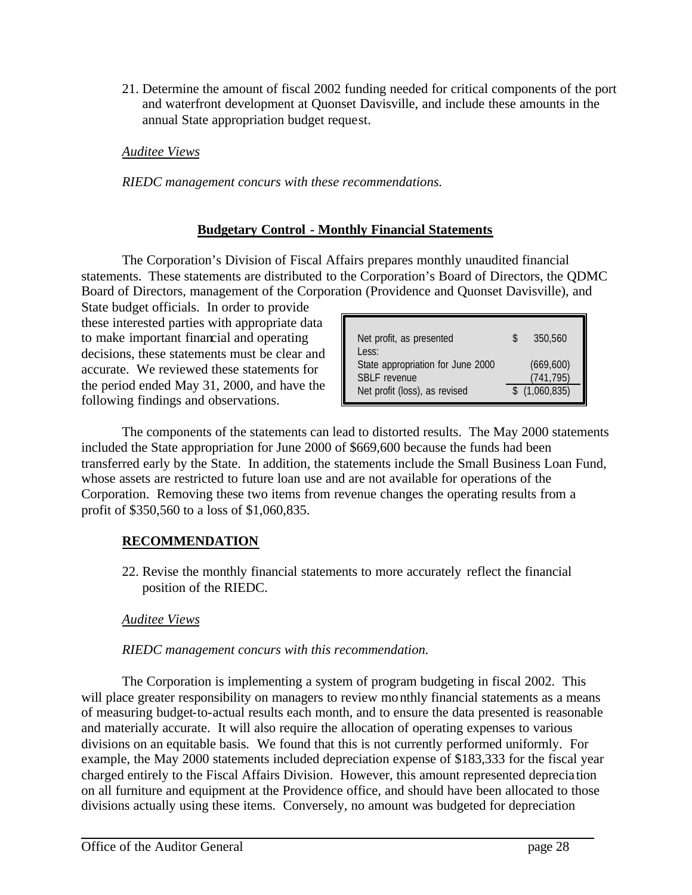21. Determine the amount of fiscal 2002 funding needed for critical components of the port and waterfront development at Quonset Davisville, and include these amounts in the annual State appropriation budget request.

*Auditee Views*

*RIEDC management concurs with these recommendations.*

**Budgetary Control - Monthly Financial Statements**

The Corporation's Division of Fiscal Affairs prepares monthly unaudited financial statements. These statements are distributed to the Corporation's Board of Directors, the QDMC Board of Directors, management of the Corporation (Providence and Quonset Davisville), and State budget officials. In order to provide these interested parties with appropriate data to make important financial and operating decisions, these statements must be clear and accurate. We reviewed these statements for the period ended May 31, 2000, and have the following findings and observations.

| | |
|---|---|
| Net profit, as presented | $ 350,560 |
| Less: | |
| State appropriation for June 2000 | (669,600) |
| SBLF revenue | (741,795) |
| Net profit (loss), as revised | $ (1,060,835) |

The components of the statements can lead to distorted results. The May 2000 statements included the State appropriation for June 2000 of $669,600 because the funds had been transferred early by the State. In addition, the statements include the Small Business Loan Fund, whose assets are restricted to future loan use and are not available for operations of the Corporation. Removing these two items from revenue changes the operating results from a profit of $350,560 to a loss of $1,060,835.

**RECOMMENDATION**

22. Revise the monthly financial statements to more accurately reflect the financial position of the RIEDC.

*Auditee Views*

*RIEDC management concurs with this recommendation.*

The Corporation is implementing a system of program budgeting in fiscal 2002. This will place greater responsibility on managers to review monthly financial statements as a means of measuring budget-to-actual results each month, and to ensure the data presented is reasonable and materially accurate. It will also require the allocation of operating expenses to various divisions on an equitable basis. We found that this is not currently performed uniformly. For example, the May 2000 statements included depreciation expense of $183,333 for the fiscal year charged entirely to the Fiscal Affairs Division. However, this amount represented depreciation on all furniture and equipment at the Providence office, and should have been allocated to those divisions actually using these items. Conversely, no amount was budgeted for depreciation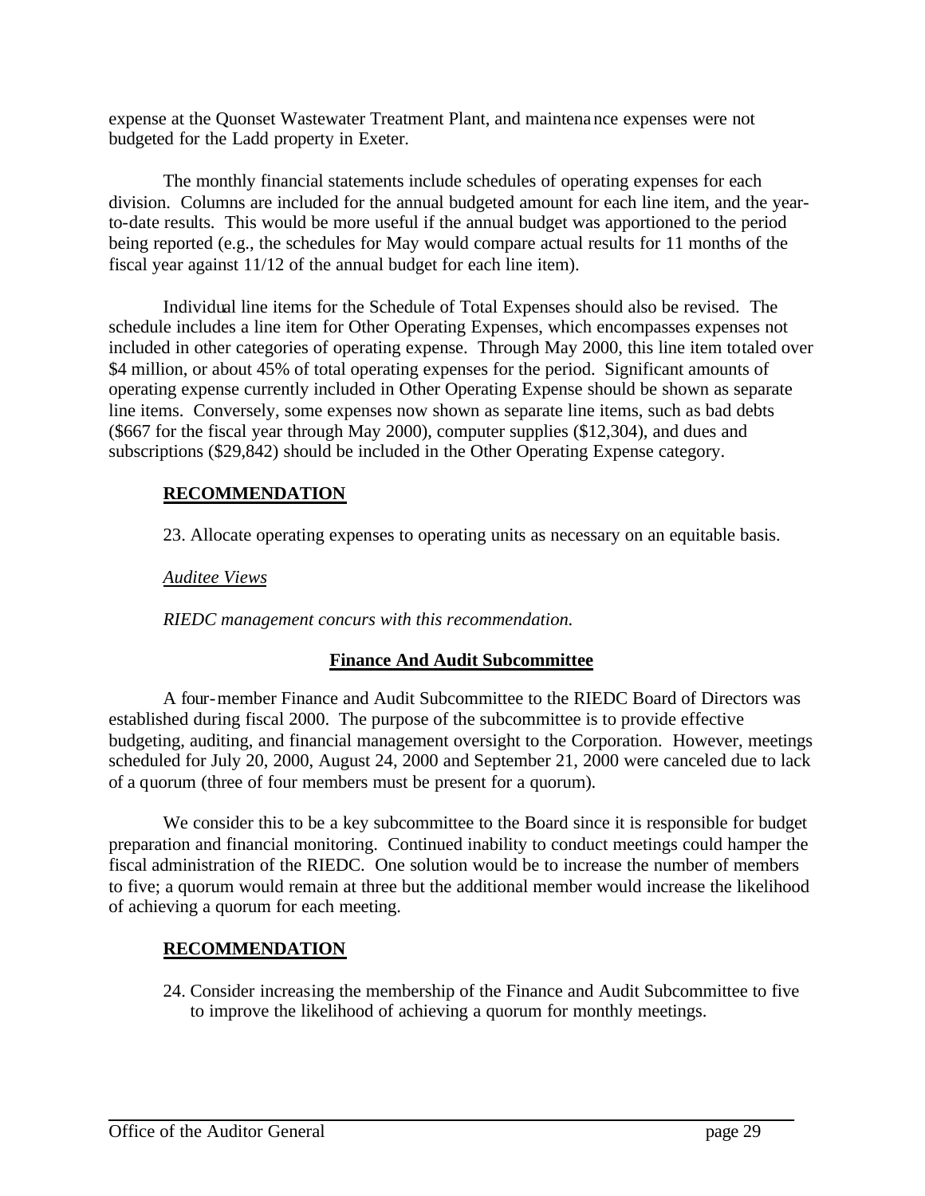expense at the Quonset Wastewater Treatment Plant, and maintenance expenses were not budgeted for the Ladd property in Exeter.

The monthly financial statements include schedules of operating expenses for each division. Columns are included for the annual budgeted amount for each line item, and the year-to-date results. This would be more useful if the annual budget was apportioned to the period being reported (e.g., the schedules for May would compare actual results for 11 months of the fiscal year against 11/12 of the annual budget for each line item).

Individual line items for the Schedule of Total Expenses should also be revised. The schedule includes a line item for Other Operating Expenses, which encompasses expenses not included in other categories of operating expense. Through May 2000, this line item totaled over \$4 million, or about 45% of total operating expenses for the period. Significant amounts of operating expense currently included in Other Operating Expense should be shown as separate line items. Conversely, some expenses now shown as separate line items, such as bad debts (\$667 for the fiscal year through May 2000), computer supplies (\$12,304), and dues and subscriptions (\$29,842) should be included in the Other Operating Expense category.

**RECOMMENDATION**

23. Allocate operating expenses to operating units as necessary on an equitable basis.

*Auditee Views*

*RIEDC management concurs with this recommendation.*

## Finance And Audit Subcommittee

A four-member Finance and Audit Subcommittee to the RIEDC Board of Directors was established during fiscal 2000. The purpose of the subcommittee is to provide effective budgeting, auditing, and financial management oversight to the Corporation. However, meetings scheduled for July 20, 2000, August 24, 2000 and September 21, 2000 were canceled due to lack of a quorum (three of four members must be present for a quorum).

We consider this to be a key subcommittee to the Board since it is responsible for budget preparation and financial monitoring. Continued inability to conduct meetings could hamper the fiscal administration of the RIEDC. One solution would be to increase the number of members to five; a quorum would remain at three but the additional member would increase the likelihood of achieving a quorum for each meeting.

**RECOMMENDATION**

24. Consider increasing the membership of the Finance and Audit Subcommittee to five to improve the likelihood of achieving a quorum for monthly meetings.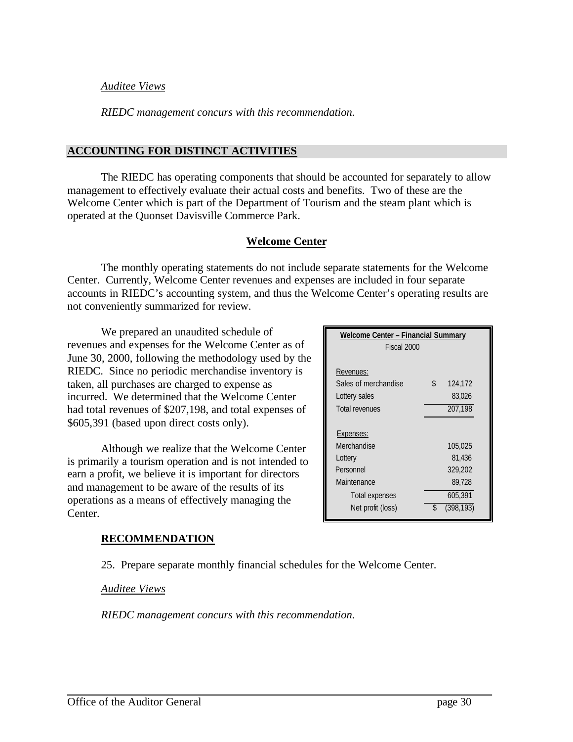*Auditee Views*

*RIEDC management concurs with this recommendation.*

## ACCOUNTING FOR DISTINCT ACTIVITIES

The RIEDC has operating components that should be accounted for separately to allow management to effectively evaluate their actual costs and benefits. Two of these are the Welcome Center which is part of the Department of Tourism and the steam plant which is operated at the Quonset Davisville Commerce Park.

### Welcome Center

The monthly operating statements do not include separate statements for the Welcome Center. Currently, Welcome Center revenues and expenses are included in four separate accounts in RIEDC's accounting system, and thus the Welcome Center's operating results are not conveniently summarized for review.

We prepared an unaudited schedule of revenues and expenses for the Welcome Center as of June 30, 2000, following the methodology used by the RIEDC. Since no periodic merchandise inventory is taken, all purchases are charged to expense as incurred. We determined that the Welcome Center had total revenues of $207,198, and total expenses of $605,391 (based upon direct costs only).

| Welcome Center – Financial Summary Fiscal 2000 | |
|---|---|
| Revenues: | |
| Sales of merchandise | $ 124,172 |
| Lottery sales | 83,026 |
| Total revenues | 207,198 |
| Expenses: | |
| Merchandise | 105,025 |
| Lottery | 81,436 |
| Personnel | 329,202 |
| Maintenance | 89,728 |
| Total expenses | 605,391 |
| Net profit (loss) | $ (398,193) |

Although we realize that the Welcome Center is primarily a tourism operation and is not intended to earn a profit, we believe it is important for directors and management to be aware of the results of its operations as a means of effectively managing the Center.

### RECOMMENDATION

25. Prepare separate monthly financial schedules for the Welcome Center.

*Auditee Views*

*RIEDC management concurs with this recommendation.*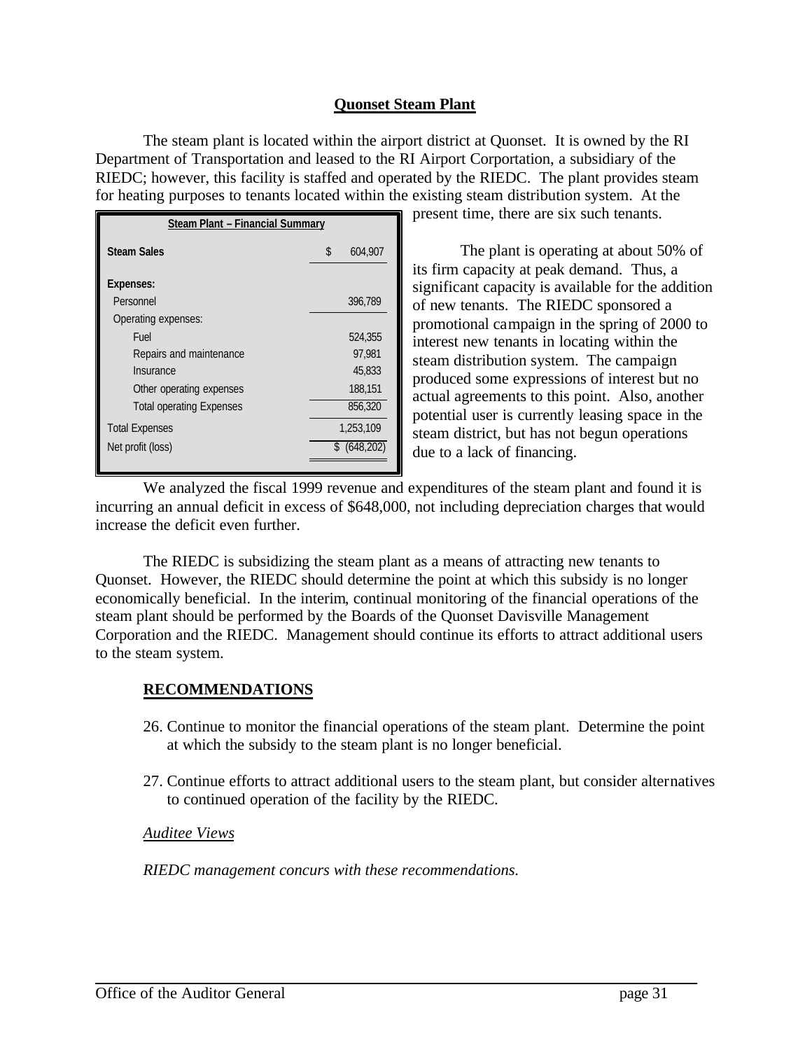## Quonset Steam Plant

The steam plant is located within the airport district at Quonset. It is owned by the RI Department of Transportation and leased to the RI Airport Corportation, a subsidiary of the RIEDC; however, this facility is staffed and operated by the RIEDC. The plant provides steam for heating purposes to tenants located within the existing steam distribution system. At the present time, there are six such tenants.

| Steam Plant – Financial Summary | |
|---|---|
| **Steam Sales** | $ 604,907 |
| **Expenses:** | |
| Personnel | 396,789 |
| Operating expenses: | |
| Fuel | 524,355 |
| Repairs and maintenance | 97,981 |
| Insurance | 45,833 |
| Other operating expenses | 188,151 |
| Total operating Expenses | 856,320 |
| Total Expenses | 1,253,109 |
| Net profit (loss) | $ (648,202) |

The plant is operating at about 50% of its firm capacity at peak demand. Thus, a significant capacity is available for the addition of new tenants. The RIEDC sponsored a promotional campaign in the spring of 2000 to interest new tenants in locating within the steam distribution system. The campaign produced some expressions of interest but no actual agreements to this point. Also, another potential user is currently leasing space in the steam district, but has not begun operations due to a lack of financing.

We analyzed the fiscal 1999 revenue and expenditures of the steam plant and found it is incurring an annual deficit in excess of $648,000, not including depreciation charges that would increase the deficit even further.

The RIEDC is subsidizing the steam plant as a means of attracting new tenants to Quonset. However, the RIEDC should determine the point at which this subsidy is no longer economically beneficial. In the interim, continual monitoring of the financial operations of the steam plant should be performed by the Boards of the Quonset Davisville Management Corporation and the RIEDC. Management should continue its efforts to attract additional users to the steam system.

### RECOMMENDATIONS

26. Continue to monitor the financial operations of the steam plant. Determine the point at which the subsidy to the steam plant is no longer beneficial.

27. Continue efforts to attract additional users to the steam plant, but consider alternatives to continued operation of the facility by the RIEDC.

*Auditee Views*

*RIEDC management concurs with these recommendations.*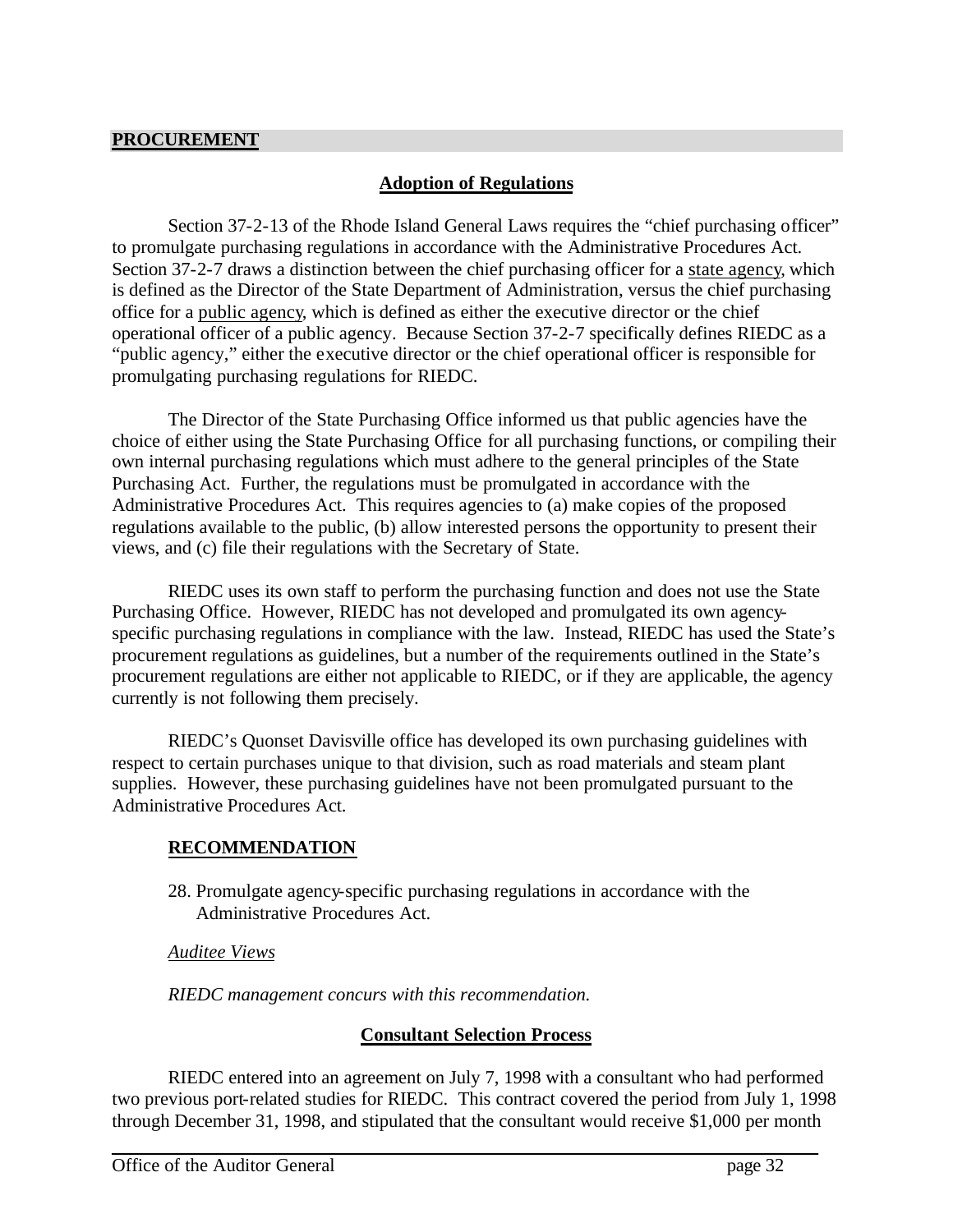## PROCUREMENT

### Adoption of Regulations

Section 37-2-13 of the Rhode Island General Laws requires the "chief purchasing officer" to promulgate purchasing regulations in accordance with the Administrative Procedures Act. Section 37-2-7 draws a distinction between the chief purchasing officer for a state agency, which is defined as the Director of the State Department of Administration, versus the chief purchasing office for a public agency, which is defined as either the executive director or the chief operational officer of a public agency. Because Section 37-2-7 specifically defines RIEDC as a "public agency," either the executive director or the chief operational officer is responsible for promulgating purchasing regulations for RIEDC.

The Director of the State Purchasing Office informed us that public agencies have the choice of either using the State Purchasing Office for all purchasing functions, or compiling their own internal purchasing regulations which must adhere to the general principles of the State Purchasing Act. Further, the regulations must be promulgated in accordance with the Administrative Procedures Act. This requires agencies to (a) make copies of the proposed regulations available to the public, (b) allow interested persons the opportunity to present their views, and (c) file their regulations with the Secretary of State.

RIEDC uses its own staff to perform the purchasing function and does not use the State Purchasing Office. However, RIEDC has not developed and promulgated its own agency-specific purchasing regulations in compliance with the law. Instead, RIEDC has used the State's procurement regulations as guidelines, but a number of the requirements outlined in the State's procurement regulations are either not applicable to RIEDC, or if they are applicable, the agency currently is not following them precisely.

RIEDC's Quonset Davisville office has developed its own purchasing guidelines with respect to certain purchases unique to that division, such as road materials and steam plant supplies. However, these purchasing guidelines have not been promulgated pursuant to the Administrative Procedures Act.

#### RECOMMENDATION

28. Promulgate agency-specific purchasing regulations in accordance with the Administrative Procedures Act.

*Auditee Views*

*RIEDC management concurs with this recommendation.*

### Consultant Selection Process

RIEDC entered into an agreement on July 7, 1998 with a consultant who had performed two previous port-related studies for RIEDC. This contract covered the period from July 1, 1998 through December 31, 1998, and stipulated that the consultant would receive $1,000 per month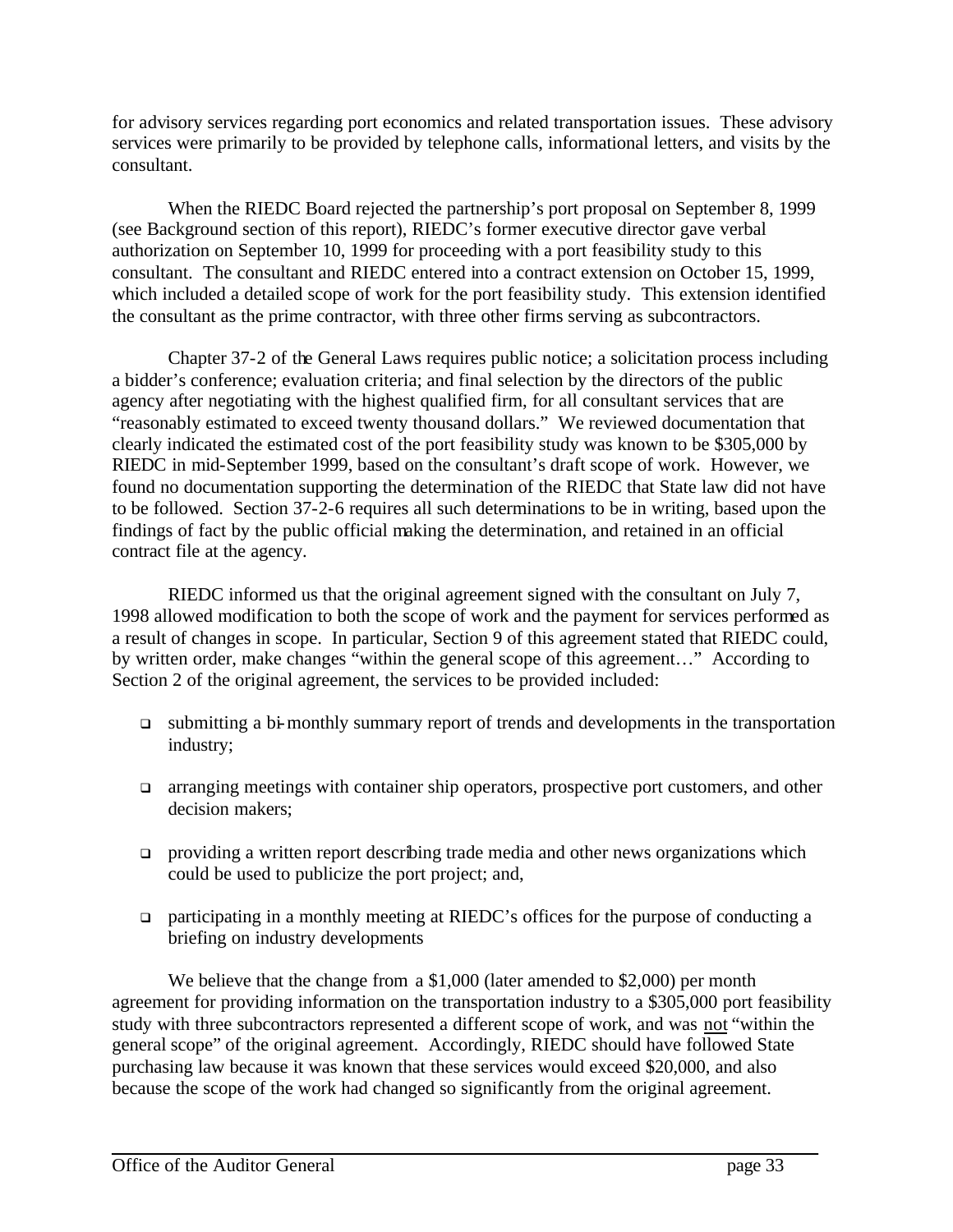for advisory services regarding port economics and related transportation issues. These advisory services were primarily to be provided by telephone calls, informational letters, and visits by the consultant.

When the RIEDC Board rejected the partnership's port proposal on September 8, 1999 (see Background section of this report), RIEDC's former executive director gave verbal authorization on September 10, 1999 for proceeding with a port feasibility study to this consultant. The consultant and RIEDC entered into a contract extension on October 15, 1999, which included a detailed scope of work for the port feasibility study. This extension identified the consultant as the prime contractor, with three other firms serving as subcontractors.

Chapter 37-2 of the General Laws requires public notice; a solicitation process including a bidder's conference; evaluation criteria; and final selection by the directors of the public agency after negotiating with the highest qualified firm, for all consultant services that are "reasonably estimated to exceed twenty thousand dollars." We reviewed documentation that clearly indicated the estimated cost of the port feasibility study was known to be $305,000 by RIEDC in mid-September 1999, based on the consultant's draft scope of work. However, we found no documentation supporting the determination of the RIEDC that State law did not have to be followed. Section 37-2-6 requires all such determinations to be in writing, based upon the findings of fact by the public official making the determination, and retained in an official contract file at the agency.

RIEDC informed us that the original agreement signed with the consultant on July 7, 1998 allowed modification to both the scope of work and the payment for services performed as a result of changes in scope. In particular, Section 9 of this agreement stated that RIEDC could, by written order, make changes "within the general scope of this agreement…" According to Section 2 of the original agreement, the services to be provided included:

- submitting a bi-monthly summary report of trends and developments in the transportation industry;
- arranging meetings with container ship operators, prospective port customers, and other decision makers;
- providing a written report describing trade media and other news organizations which could be used to publicize the port project; and,
- participating in a monthly meeting at RIEDC's offices for the purpose of conducting a briefing on industry developments

We believe that the change from a $1,000 (later amended to $2,000) per month agreement for providing information on the transportation industry to a $305,000 port feasibility study with three subcontractors represented a different scope of work, and was <u>not</u> "within the general scope" of the original agreement. Accordingly, RIEDC should have followed State purchasing law because it was known that these services would exceed $20,000, and also because the scope of the work had changed so significantly from the original agreement.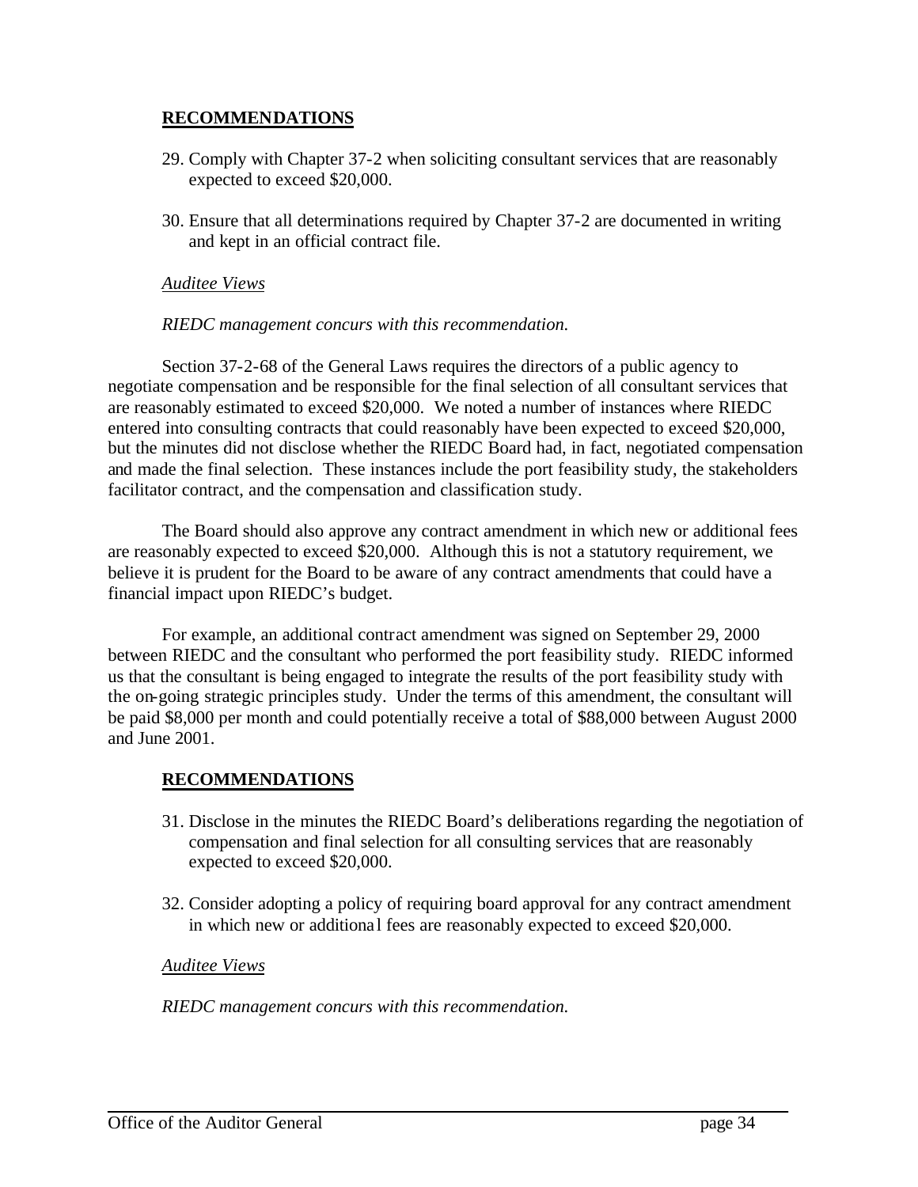**RECOMMENDATIONS**

29. Comply with Chapter 37-2 when soliciting consultant services that are reasonably expected to exceed $20,000.

30. Ensure that all determinations required by Chapter 37-2 are documented in writing and kept in an official contract file.

*Auditee Views*

*RIEDC management concurs with this recommendation.*

Section 37-2-68 of the General Laws requires the directors of a public agency to negotiate compensation and be responsible for the final selection of all consultant services that are reasonably estimated to exceed $20,000. We noted a number of instances where RIEDC entered into consulting contracts that could reasonably have been expected to exceed $20,000, but the minutes did not disclose whether the RIEDC Board had, in fact, negotiated compensation and made the final selection. These instances include the port feasibility study, the stakeholders facilitator contract, and the compensation and classification study.

The Board should also approve any contract amendment in which new or additional fees are reasonably expected to exceed $20,000. Although this is not a statutory requirement, we believe it is prudent for the Board to be aware of any contract amendments that could have a financial impact upon RIEDC's budget.

For example, an additional contract amendment was signed on September 29, 2000 between RIEDC and the consultant who performed the port feasibility study. RIEDC informed us that the consultant is being engaged to integrate the results of the port feasibility study with the on-going strategic principles study. Under the terms of this amendment, the consultant will be paid $8,000 per month and could potentially receive a total of $88,000 between August 2000 and June 2001.

**RECOMMENDATIONS**

31. Disclose in the minutes the RIEDC Board's deliberations regarding the negotiation of compensation and final selection for all consulting services that are reasonably expected to exceed $20,000.

32. Consider adopting a policy of requiring board approval for any contract amendment in which new or additional fees are reasonably expected to exceed $20,000.

*Auditee Views*

*RIEDC management concurs with this recommendation.*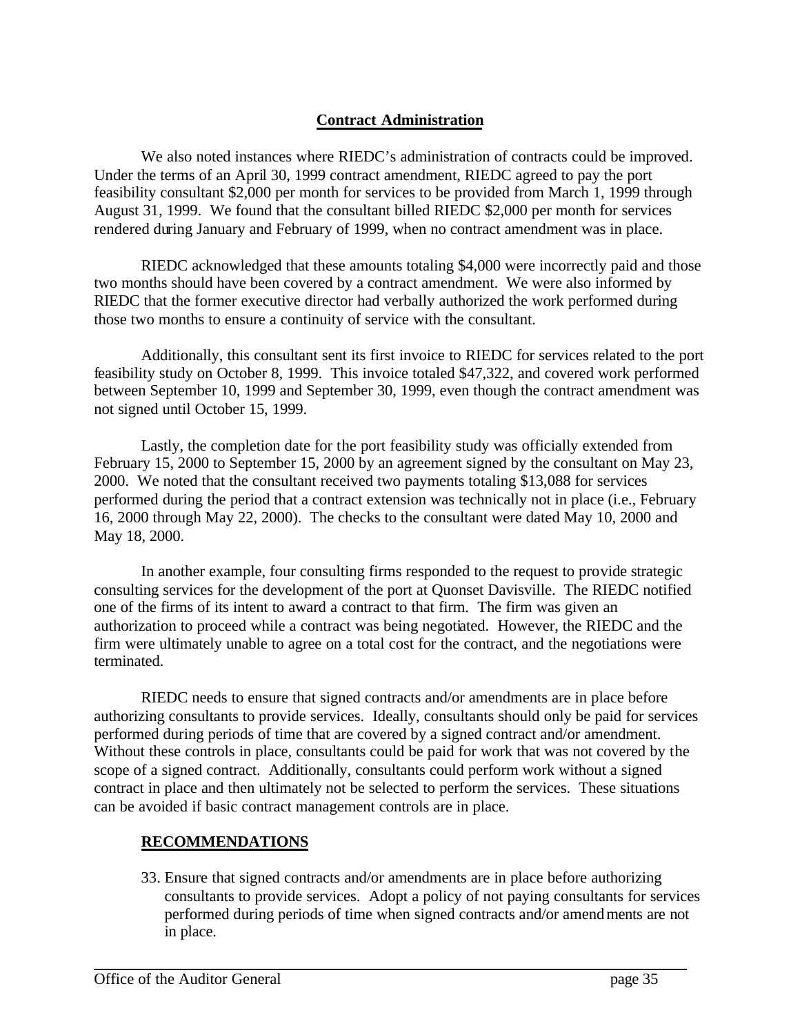## Contract Administration

We also noted instances where RIEDC's administration of contracts could be improved. Under the terms of an April 30, 1999 contract amendment, RIEDC agreed to pay the port feasibility consultant $2,000 per month for services to be provided from March 1, 1999 through August 31, 1999. We found that the consultant billed RIEDC $2,000 per month for services rendered during January and February of 1999, when no contract amendment was in place.

RIEDC acknowledged that these amounts totaling $4,000 were incorrectly paid and those two months should have been covered by a contract amendment. We were also informed by RIEDC that the former executive director had verbally authorized the work performed during those two months to ensure a continuity of service with the consultant.

Additionally, this consultant sent its first invoice to RIEDC for services related to the port feasibility study on October 8, 1999. This invoice totaled $47,322, and covered work performed between September 10, 1999 and September 30, 1999, even though the contract amendment was not signed until October 15, 1999.

Lastly, the completion date for the port feasibility study was officially extended from February 15, 2000 to September 15, 2000 by an agreement signed by the consultant on May 23, 2000. We noted that the consultant received two payments totaling $13,088 for services performed during the period that a contract extension was technically not in place (i.e., February 16, 2000 through May 22, 2000). The checks to the consultant were dated May 10, 2000 and May 18, 2000.

In another example, four consulting firms responded to the request to provide strategic consulting services for the development of the port at Quonset Davisville. The RIEDC notified one of the firms of its intent to award a contract to that firm. The firm was given an authorization to proceed while a contract was being negotiated. However, the RIEDC and the firm were ultimately unable to agree on a total cost for the contract, and the negotiations were terminated.

RIEDC needs to ensure that signed contracts and/or amendments are in place before authorizing consultants to provide services. Ideally, consultants should only be paid for services performed during periods of time that are covered by a signed contract and/or amendment. Without these controls in place, consultants could be paid for work that was not covered by the scope of a signed contract. Additionally, consultants could perform work without a signed contract in place and then ultimately not be selected to perform the services. These situations can be avoided if basic contract management controls are in place.

### RECOMMENDATIONS

33. Ensure that signed contracts and/or amendments are in place before authorizing consultants to provide services. Adopt a policy of not paying consultants for services performed during periods of time when signed contracts and/or amendments are not in place.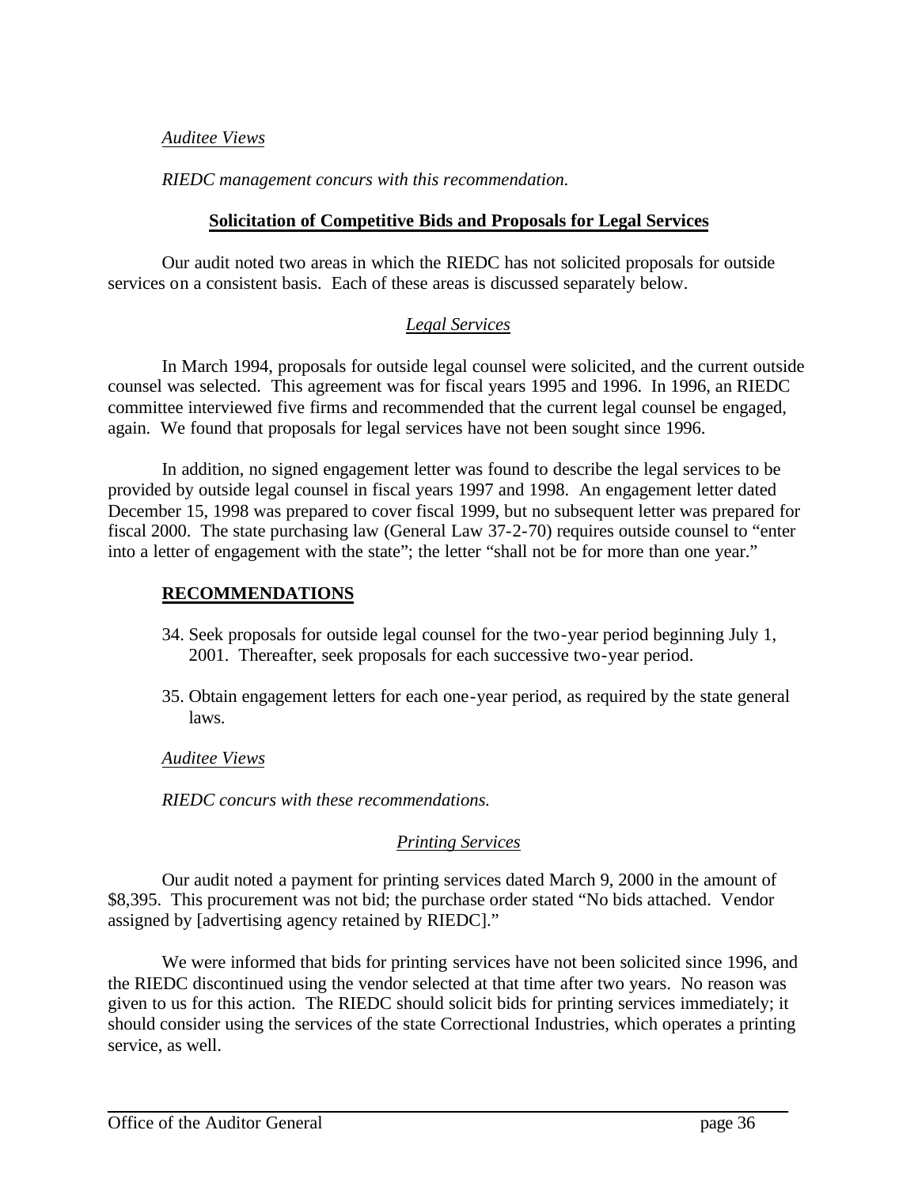*Auditee Views*

*RIEDC management concurs with this recommendation.*

## Solicitation of Competitive Bids and Proposals for Legal Services

Our audit noted two areas in which the RIEDC has not solicited proposals for outside services on a consistent basis. Each of these areas is discussed separately below.

### *Legal Services*

In March 1994, proposals for outside legal counsel were solicited, and the current outside counsel was selected. This agreement was for fiscal years 1995 and 1996. In 1996, an RIEDC committee interviewed five firms and recommended that the current legal counsel be engaged, again. We found that proposals for legal services have not been sought since 1996.

In addition, no signed engagement letter was found to describe the legal services to be provided by outside legal counsel in fiscal years 1997 and 1998. An engagement letter dated December 15, 1998 was prepared to cover fiscal 1999, but no subsequent letter was prepared for fiscal 2000. The state purchasing law (General Law 37-2-70) requires outside counsel to "enter into a letter of engagement with the state"; the letter "shall not be for more than one year."

**RECOMMENDATIONS**

34. Seek proposals for outside legal counsel for the two-year period beginning July 1, 2001. Thereafter, seek proposals for each successive two-year period.

35. Obtain engagement letters for each one-year period, as required by the state general laws.

*Auditee Views*

*RIEDC concurs with these recommendations.*

### *Printing Services*

Our audit noted a payment for printing services dated March 9, 2000 in the amount of $8,395. This procurement was not bid; the purchase order stated "No bids attached. Vendor assigned by [advertising agency retained by RIEDC]."

We were informed that bids for printing services have not been solicited since 1996, and the RIEDC discontinued using the vendor selected at that time after two years. No reason was given to us for this action. The RIEDC should solicit bids for printing services immediately; it should consider using the services of the state Correctional Industries, which operates a printing service, as well.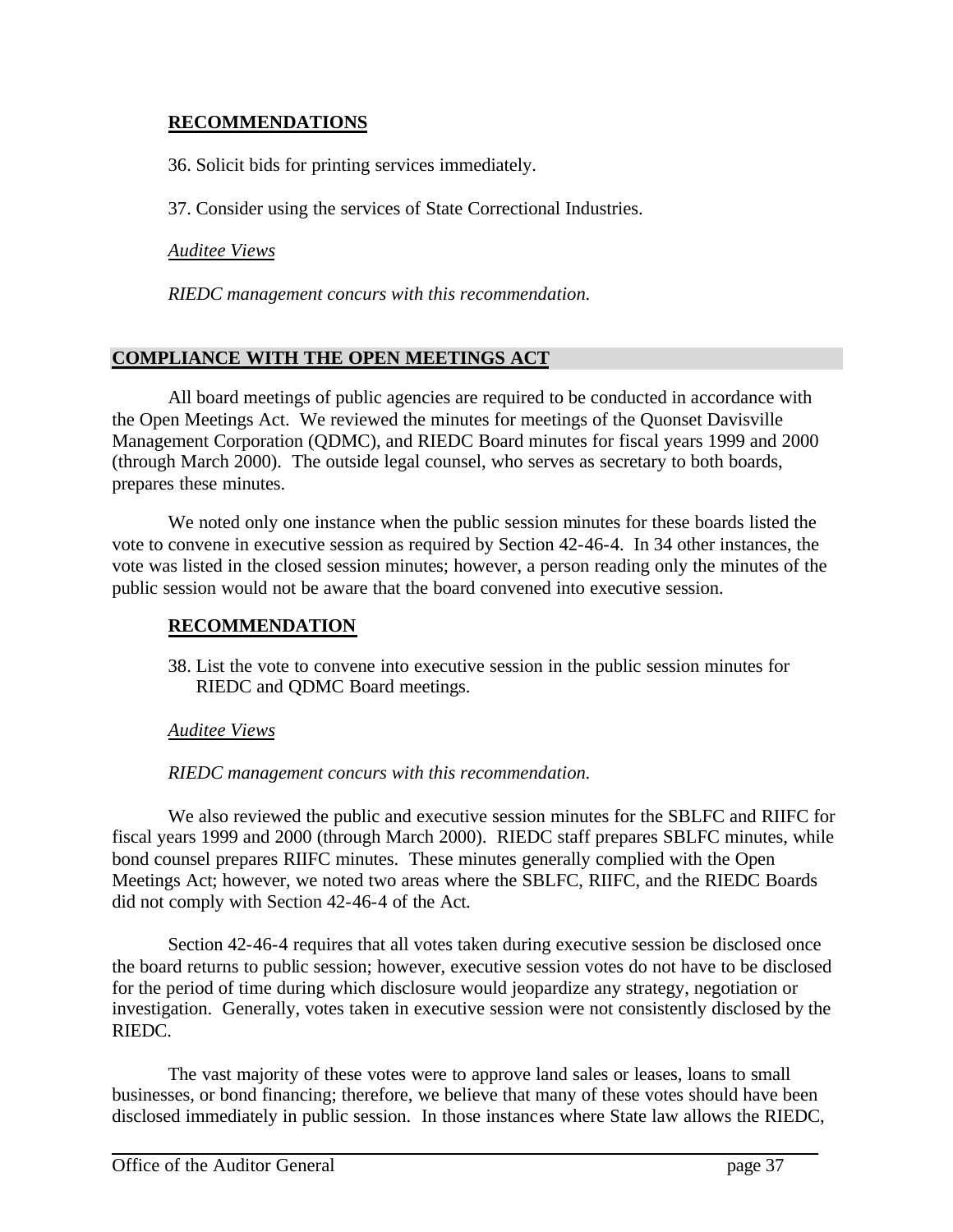**RECOMMENDATIONS**

36. Solicit bids for printing services immediately.

37. Consider using the services of State Correctional Industries.

*Auditee Views*

*RIEDC management concurs with this recommendation.*

## COMPLIANCE WITH THE OPEN MEETINGS ACT

All board meetings of public agencies are required to be conducted in accordance with the Open Meetings Act. We reviewed the minutes for meetings of the Quonset Davisville Management Corporation (QDMC), and RIEDC Board minutes for fiscal years 1999 and 2000 (through March 2000). The outside legal counsel, who serves as secretary to both boards, prepares these minutes.

We noted only one instance when the public session minutes for these boards listed the vote to convene in executive session as required by Section 42-46-4. In 34 other instances, the vote was listed in the closed session minutes; however, a person reading only the minutes of the public session would not be aware that the board convened into executive session.

**RECOMMENDATION**

38. List the vote to convene into executive session in the public session minutes for RIEDC and QDMC Board meetings.

*Auditee Views*

*RIEDC management concurs with this recommendation.*

We also reviewed the public and executive session minutes for the SBLFC and RIIFC for fiscal years 1999 and 2000 (through March 2000). RIEDC staff prepares SBLFC minutes, while bond counsel prepares RIIFC minutes. These minutes generally complied with the Open Meetings Act; however, we noted two areas where the SBLFC, RIIFC, and the RIEDC Boards did not comply with Section 42-46-4 of the Act.

Section 42-46-4 requires that all votes taken during executive session be disclosed once the board returns to public session; however, executive session votes do not have to be disclosed for the period of time during which disclosure would jeopardize any strategy, negotiation or investigation. Generally, votes taken in executive session were not consistently disclosed by the RIEDC.

The vast majority of these votes were to approve land sales or leases, loans to small businesses, or bond financing; therefore, we believe that many of these votes should have been disclosed immediately in public session. In those instances where State law allows the RIEDC,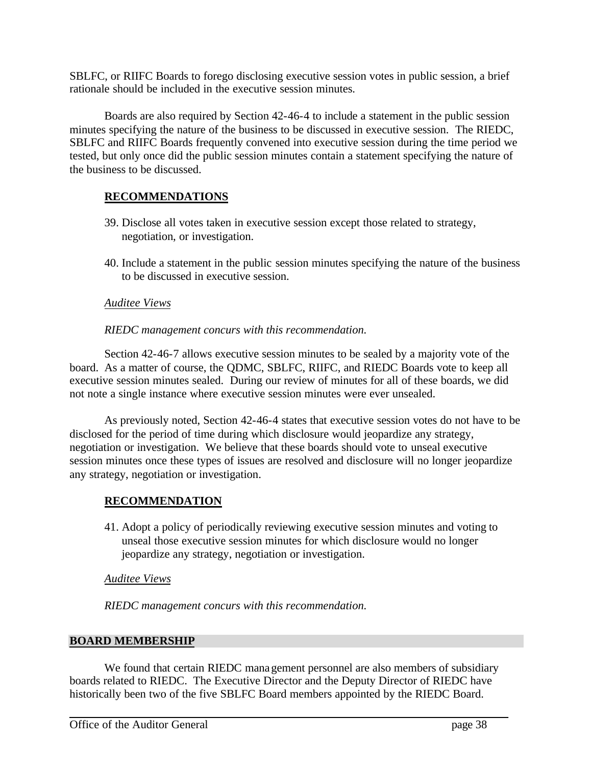SBLFC, or RIIFC Boards to forego disclosing executive session votes in public session, a brief rationale should be included in the executive session minutes.

Boards are also required by Section 42-46-4 to include a statement in the public session minutes specifying the nature of the business to be discussed in executive session. The RIEDC, SBLFC and RIIFC Boards frequently convened into executive session during the time period we tested, but only once did the public session minutes contain a statement specifying the nature of the business to be discussed.

**RECOMMENDATIONS**

39. Disclose all votes taken in executive session except those related to strategy, negotiation, or investigation.

40. Include a statement in the public session minutes specifying the nature of the business to be discussed in executive session.

*Auditee Views*

*RIEDC management concurs with this recommendation.*

Section 42-46-7 allows executive session minutes to be sealed by a majority vote of the board. As a matter of course, the QDMC, SBLFC, RIIFC, and RIEDC Boards vote to keep all executive session minutes sealed. During our review of minutes for all of these boards, we did not note a single instance where executive session minutes were ever unsealed.

As previously noted, Section 42-46-4 states that executive session votes do not have to be disclosed for the period of time during which disclosure would jeopardize any strategy, negotiation or investigation. We believe that these boards should vote to unseal executive session minutes once these types of issues are resolved and disclosure will no longer jeopardize any strategy, negotiation or investigation.

**RECOMMENDATION**

41. Adopt a policy of periodically reviewing executive session minutes and voting to unseal those executive session minutes for which disclosure would no longer jeopardize any strategy, negotiation or investigation.

*Auditee Views*

*RIEDC management concurs with this recommendation.*

## BOARD MEMBERSHIP

We found that certain RIEDC management personnel are also members of subsidiary boards related to RIEDC. The Executive Director and the Deputy Director of RIEDC have historically been two of the five SBLFC Board members appointed by the RIEDC Board.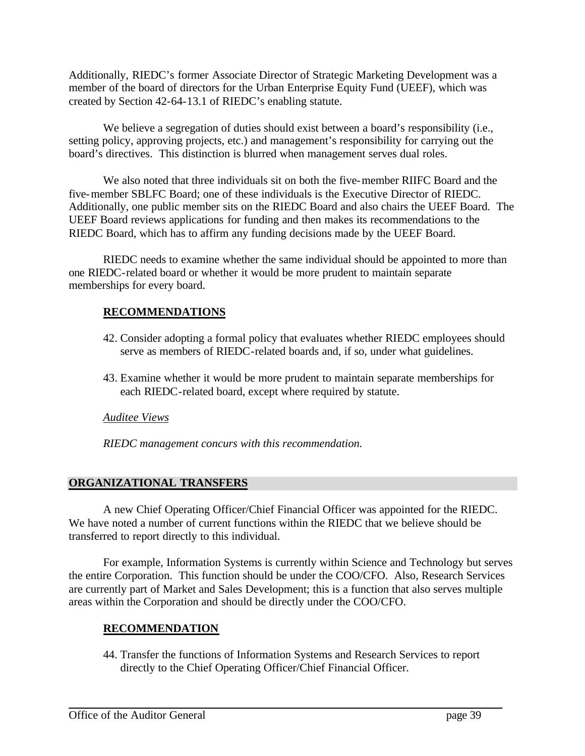Additionally, RIEDC's former Associate Director of Strategic Marketing Development was a member of the board of directors for the Urban Enterprise Equity Fund (UEEF), which was created by Section 42-64-13.1 of RIEDC's enabling statute.

We believe a segregation of duties should exist between a board's responsibility (i.e., setting policy, approving projects, etc.) and management's responsibility for carrying out the board's directives. This distinction is blurred when management serves dual roles.

We also noted that three individuals sit on both the five-member RIIFC Board and the five-member SBLFC Board; one of these individuals is the Executive Director of RIEDC. Additionally, one public member sits on the RIEDC Board and also chairs the UEEF Board. The UEEF Board reviews applications for funding and then makes its recommendations to the RIEDC Board, which has to affirm any funding decisions made by the UEEF Board.

RIEDC needs to examine whether the same individual should be appointed to more than one RIEDC-related board or whether it would be more prudent to maintain separate memberships for every board.

**RECOMMENDATIONS**

42. Consider adopting a formal policy that evaluates whether RIEDC employees should serve as members of RIEDC-related boards and, if so, under what guidelines.

43. Examine whether it would be more prudent to maintain separate memberships for each RIEDC-related board, except where required by statute.

*Auditee Views*

*RIEDC management concurs with this recommendation.*

## ORGANIZATIONAL TRANSFERS

A new Chief Operating Officer/Chief Financial Officer was appointed for the RIEDC. We have noted a number of current functions within the RIEDC that we believe should be transferred to report directly to this individual.

For example, Information Systems is currently within Science and Technology but serves the entire Corporation. This function should be under the COO/CFO. Also, Research Services are currently part of Market and Sales Development; this is a function that also serves multiple areas within the Corporation and should be directly under the COO/CFO.

**RECOMMENDATION**

44. Transfer the functions of Information Systems and Research Services to report directly to the Chief Operating Officer/Chief Financial Officer.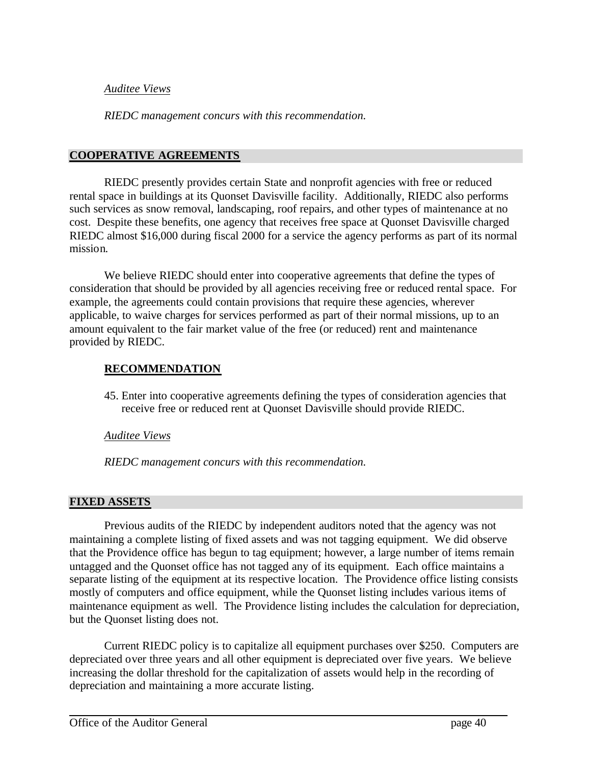*Auditee Views*

*RIEDC management concurs with this recommendation.*

## COOPERATIVE AGREEMENTS

RIEDC presently provides certain State and nonprofit agencies with free or reduced rental space in buildings at its Quonset Davisville facility. Additionally, RIEDC also performs such services as snow removal, landscaping, roof repairs, and other types of maintenance at no cost. Despite these benefits, one agency that receives free space at Quonset Davisville charged RIEDC almost $16,000 during fiscal 2000 for a service the agency performs as part of its normal mission.

We believe RIEDC should enter into cooperative agreements that define the types of consideration that should be provided by all agencies receiving free or reduced rental space. For example, the agreements could contain provisions that require these agencies, wherever applicable, to waive charges for services performed as part of their normal missions, up to an amount equivalent to the fair market value of the free (or reduced) rent and maintenance provided by RIEDC.

### RECOMMENDATION

45. Enter into cooperative agreements defining the types of consideration agencies that receive free or reduced rent at Quonset Davisville should provide RIEDC.

*Auditee Views*

*RIEDC management concurs with this recommendation.*

## FIXED ASSETS

Previous audits of the RIEDC by independent auditors noted that the agency was not maintaining a complete listing of fixed assets and was not tagging equipment. We did observe that the Providence office has begun to tag equipment; however, a large number of items remain untagged and the Quonset office has not tagged any of its equipment. Each office maintains a separate listing of the equipment at its respective location. The Providence office listing consists mostly of computers and office equipment, while the Quonset listing includes various items of maintenance equipment as well. The Providence listing includes the calculation for depreciation, but the Quonset listing does not.

Current RIEDC policy is to capitalize all equipment purchases over $250. Computers are depreciated over three years and all other equipment is depreciated over five years. We believe increasing the dollar threshold for the capitalization of assets would help in the recording of depreciation and maintaining a more accurate listing.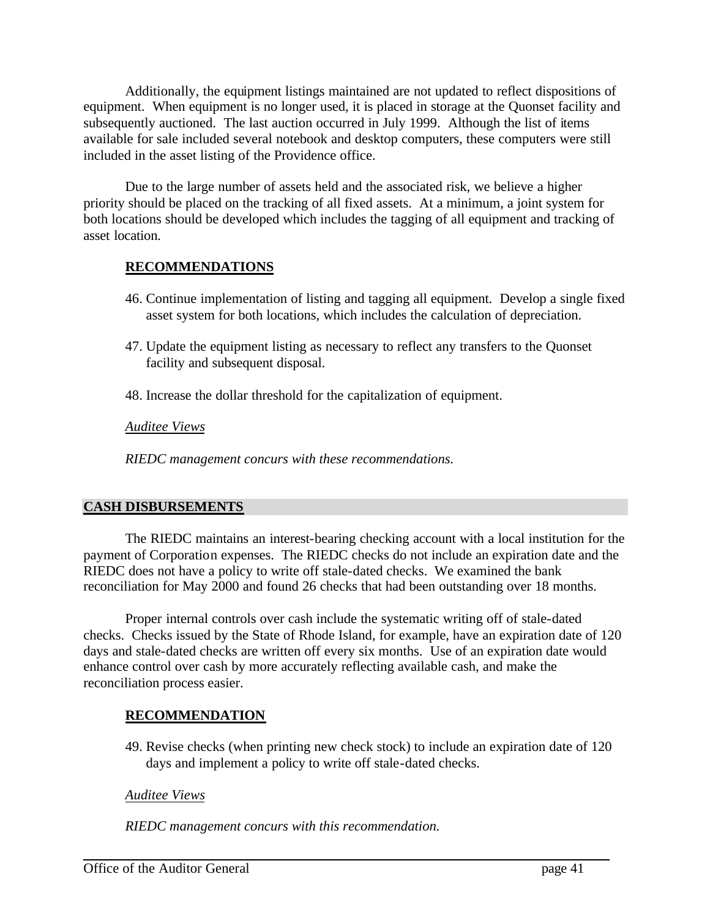Additionally, the equipment listings maintained are not updated to reflect dispositions of equipment. When equipment is no longer used, it is placed in storage at the Quonset facility and subsequently auctioned. The last auction occurred in July 1999. Although the list of items available for sale included several notebook and desktop computers, these computers were still included in the asset listing of the Providence office.

Due to the large number of assets held and the associated risk, we believe a higher priority should be placed on the tracking of all fixed assets. At a minimum, a joint system for both locations should be developed which includes the tagging of all equipment and tracking of asset location.

**RECOMMENDATIONS**

46. Continue implementation of listing and tagging all equipment. Develop a single fixed asset system for both locations, which includes the calculation of depreciation.

47. Update the equipment listing as necessary to reflect any transfers to the Quonset facility and subsequent disposal.

48. Increase the dollar threshold for the capitalization of equipment.

*Auditee Views*

*RIEDC management concurs with these recommendations.*

## CASH DISBURSEMENTS

The RIEDC maintains an interest-bearing checking account with a local institution for the payment of Corporation expenses. The RIEDC checks do not include an expiration date and the RIEDC does not have a policy to write off stale-dated checks. We examined the bank reconciliation for May 2000 and found 26 checks that had been outstanding over 18 months.

Proper internal controls over cash include the systematic writing off of stale-dated checks. Checks issued by the State of Rhode Island, for example, have an expiration date of 120 days and stale-dated checks are written off every six months. Use of an expiration date would enhance control over cash by more accurately reflecting available cash, and make the reconciliation process easier.

**RECOMMENDATION**

49. Revise checks (when printing new check stock) to include an expiration date of 120 days and implement a policy to write off stale-dated checks.

*Auditee Views*

*RIEDC management concurs with this recommendation.*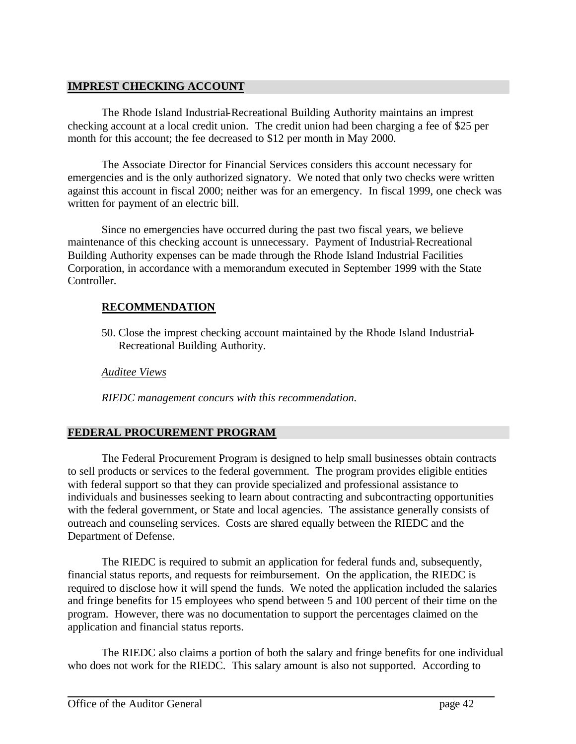## IMPREST CHECKING ACCOUNT

The Rhode Island Industrial-Recreational Building Authority maintains an imprest checking account at a local credit union. The credit union had been charging a fee of $25 per month for this account; the fee decreased to $12 per month in May 2000.

The Associate Director for Financial Services considers this account necessary for emergencies and is the only authorized signatory. We noted that only two checks were written against this account in fiscal 2000; neither was for an emergency. In fiscal 1999, one check was written for payment of an electric bill.

Since no emergencies have occurred during the past two fiscal years, we believe maintenance of this checking account is unnecessary. Payment of Industrial-Recreational Building Authority expenses can be made through the Rhode Island Industrial Facilities Corporation, in accordance with a memorandum executed in September 1999 with the State Controller.

### RECOMMENDATION

50. Close the imprest checking account maintained by the Rhode Island Industrial-Recreational Building Authority.

*Auditee Views*

*RIEDC management concurs with this recommendation.*

## FEDERAL PROCUREMENT PROGRAM

The Federal Procurement Program is designed to help small businesses obtain contracts to sell products or services to the federal government. The program provides eligible entities with federal support so that they can provide specialized and professional assistance to individuals and businesses seeking to learn about contracting and subcontracting opportunities with the federal government, or State and local agencies. The assistance generally consists of outreach and counseling services. Costs are shared equally between the RIEDC and the Department of Defense.

The RIEDC is required to submit an application for federal funds and, subsequently, financial status reports, and requests for reimbursement. On the application, the RIEDC is required to disclose how it will spend the funds. We noted the application included the salaries and fringe benefits for 15 employees who spend between 5 and 100 percent of their time on the program. However, there was no documentation to support the percentages claimed on the application and financial status reports.

The RIEDC also claims a portion of both the salary and fringe benefits for one individual who does not work for the RIEDC. This salary amount is also not supported. According to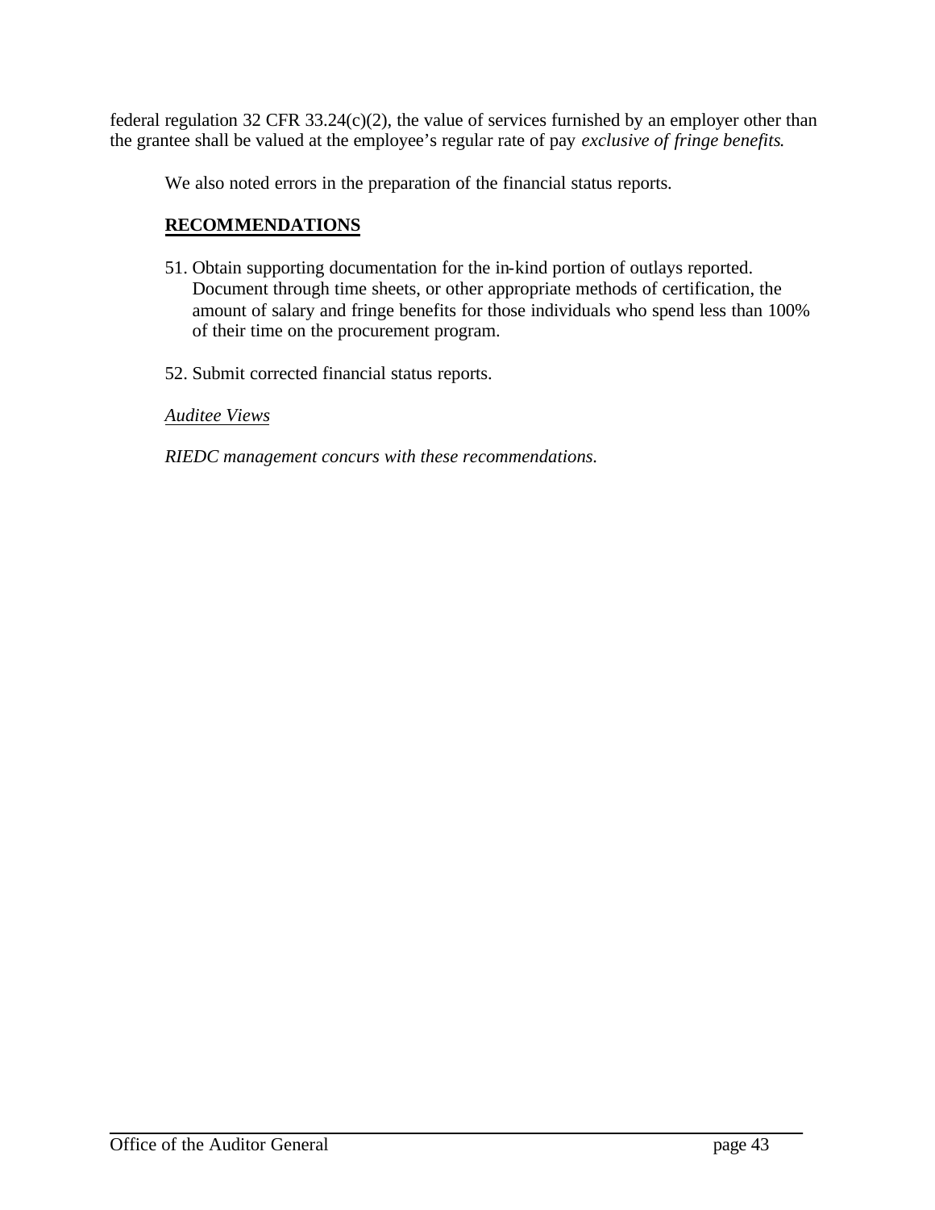federal regulation 32 CFR 33.24(c)(2), the value of services furnished by an employer other than the grantee shall be valued at the employee's regular rate of pay *exclusive of fringe benefits*.

We also noted errors in the preparation of the financial status reports.

**RECOMMENDATIONS**

51. Obtain supporting documentation for the in-kind portion of outlays reported. Document through time sheets, or other appropriate methods of certification, the amount of salary and fringe benefits for those individuals who spend less than 100% of their time on the procurement program.

52. Submit corrected financial status reports.

*Auditee Views*

*RIEDC management concurs with these recommendations.*